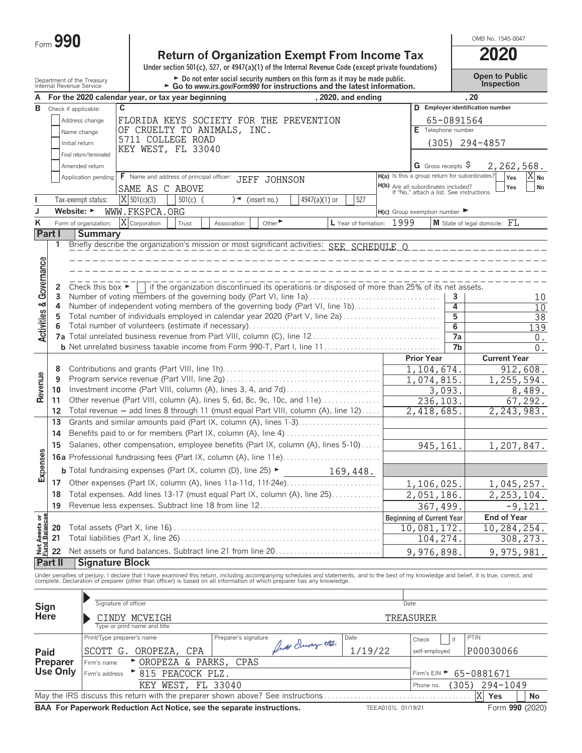Form **990**

# Return of Organization Exempt From Income Tax

**2020**

OMB No. 1545-0047

Under section 501(c), 527, or 4947(a)(1) of the Internal Revenue Code (except private foundations)

► Do not enter social security numbers on this form as it may be made public.
► Go to *www.irs.gov/Form990* for instructions and the latest information.

**Open to Public Inspection**

Department of the Treasury
Internal Revenue Service

**A** For the 2020 calendar year, or tax year beginning , 2020, and ending , 20

**B** Check if applicable:
- [ ] Address change
- [ ] Name change
- [ ] Initial return
- [ ] Final return/terminated
- [ ] Amended return
- [ ] Application pending

**C** FLORIDA KEYS SOCIETY FOR THE PREVENTION OF CRUELTY TO ANIMALS, INC.
5711 COLLEGE ROAD
KEY WEST, FL 33040

**D** Employer identification number: 65-0891564

**E** Telephone number: (305) 294-4857

**G** Gross receipts $ 2,262,568.

**F** Name and address of principal officer: JEFF JOHNSON
SAME AS C ABOVE

**H(a)** Is this a group return for subordinates? [ ] Yes [X] No

**H(b)** Are all subordinates included? [ ] Yes [ ] No
If "No," attach a list. See instructions

**I** Tax-exempt status: [X] 501(c)(3) [ ] 501(c) ( ) ◄ (insert no.) [ ] 4947(a)(1) or [ ] 527

**J** Website: ► WWW.FKSPCA.ORG

**H(c)** Group exemption number ►

**K** Form of organization: [X] Corporation [ ] Trust [ ] Association [ ] Other ►

**L** Year of formation: 1999 **M** State of legal domicile: FL

## Part I Summary

**Activities & Governance**

1 Briefly describe the organization's mission or most significant activities: SEE SCHEDULE O

2 Check this box ► [ ] if the organization discontinued its operations or disposed of more than 25% of its net assets.

| | | | |
|---|---|---|---|
| 3 | Number of voting members of the governing body (Part VI, line 1a) | 3 | 10 |
| 4 | Number of independent voting members of the governing body (Part VI, line 1b) | 4 | 10 |
| 5 | Total number of individuals employed in calendar year 2020 (Part V, line 2a) | 5 | 38 |
| 6 | Total number of volunteers (estimate if necessary) | 6 | 139 |
| 7a | Total unrelated business revenue from Part VIII, column (C), line 12 | 7a | 0. |
| b | Net unrelated business taxable income from Form 990-T, Part I, line 11 | 7b | 0. |

| | | | Prior Year | Current Year |
|---|---|---|---|---|
| **Revenue** | 8 | Contributions and grants (Part VIII, line 1h) | 1,104,674. | 912,608. |
| | 9 | Program service revenue (Part VIII, line 2g) | 1,074,815. | 1,255,594. |
| | 10 | Investment income (Part VIII, column (A), lines 3, 4, and 7d) | 3,093. | 8,489. |
| | 11 | Other revenue (Part VIII, column (A), lines 5, 6d, 8c, 9c, 10c, and 11e) | 236,103. | 67,292. |
| | 12 | Total revenue — add lines 8 through 11 (must equal Part VIII, column (A), line 12) | 2,418,685. | 2,243,983. |
| **Expenses** | 13 | Grants and similar amounts paid (Part IX, column (A), lines 1-3) | | |
| | 14 | Benefits paid to or for members (Part IX, column (A), line 4) | | |
| | 15 | Salaries, other compensation, employee benefits (Part IX, column (A), lines 5-10) | 945,161. | 1,207,847. |
| | 16a | Professional fundraising fees (Part IX, column (A), line 11e) | | |
| | b | Total fundraising expenses (Part IX, column (D), line 25) ► 169,448. | | |
| | 17 | Other expenses (Part IX, column (A), lines 11a-11d, 11f-24e) | 1,106,025. | 1,045,257. |
| | 18 | Total expenses. Add lines 13-17 (must equal Part IX, column (A), line 25) | 2,051,186. | 2,253,104. |
| | 19 | Revenue less expenses. Subtract line 18 from line 12 | 367,499. | -9,121. |
| | | | **Beginning of Current Year** | **End of Year** |
| **Net Assets or Fund Balances** | 20 | Total assets (Part X, line 16) | 10,081,172. | 10,284,254. |
| | 21 | Total liabilities (Part X, line 26) | 104,274. | 308,273. |
| | 22 | Net assets or fund balances. Subtract line 21 from line 20 | 9,976,898. | 9,975,981. |

## Part II Signature Block

Under penalties of perjury, I declare that I have examined this return, including accompanying schedules and statements, and to the best of my knowledge and belief, it is true, correct, and complete. Declaration of preparer (other than officer) is based on all information of which preparer has any knowledge.

**Sign Here**

Signature of officer | Date

CINDY MCVEIGH TREASURER
Type or print name and title

**Paid Preparer Use Only**

| Print/Type preparer's name | Preparer's signature | Date | Check [ ] if self-employed | PTIN |
|---|---|---|---|---|
| SCOTT G. OROPEZA, CPA | Scott Oropeza CPA | 1/19/22 | | P00030066 |

Firm's name ► OROPEZA & PARKS, CPAS

Firm's address ► 815 PEACOCK PLZ.
KEY WEST, FL 33040

Firm's EIN ► 65-0881671

Phone no. (305) 294-1049

May the IRS discuss this return with the preparer shown above? See instructions [X] Yes [ ] No

**BAA For Paperwork Reduction Act Notice, see the separate instructions.** TEEA0101L 01/19/21 Form **990** (2020)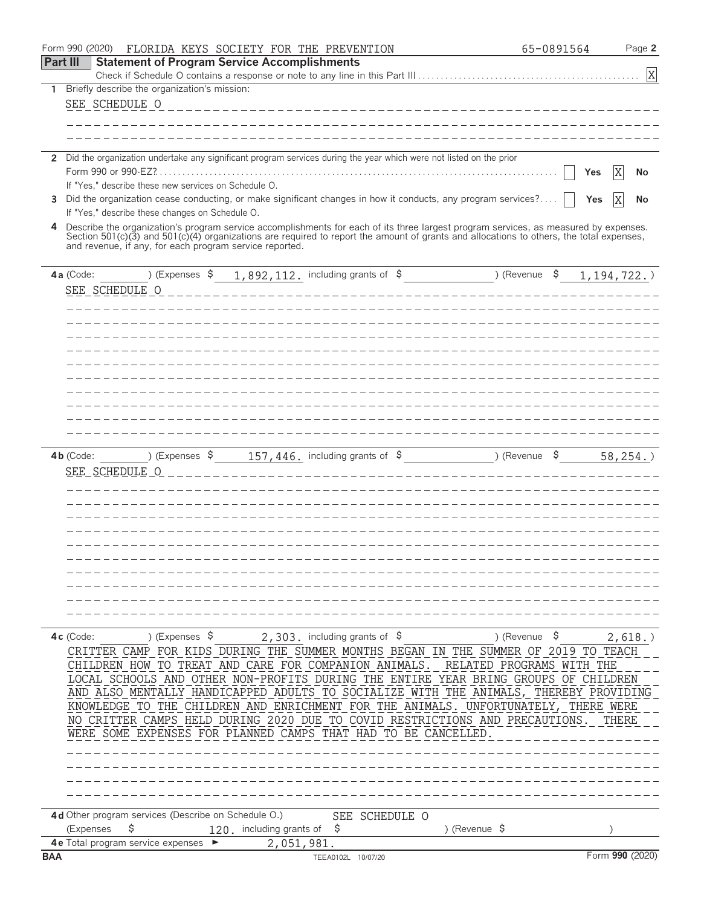Form 990 (2020) FLORIDA KEYS SOCIETY FOR THE PREVENTION 65-0891564 Page **2**

## Part III Statement of Program Service Accomplishments

Check if Schedule O contains a response or note to any line in this Part III . . . . . . [X]

**1** Briefly describe the organization's mission:

SEE SCHEDULE O

**2** Did the organization undertake any significant program services during the year which were not listed on the prior Form 990 or 990-EZ? . . . . . . [ ] Yes [X] No

If "Yes," describe these new services on Schedule O.

**3** Did the organization cease conducting, or make significant changes in how it conducts, any program services? . . . . [ ] Yes [X] No

If "Yes," describe these changes on Schedule O.

**4** Describe the organization's program service accomplishments for each of its three largest program services, as measured by expenses. Section 501(c)(3) and 501(c)(4) organizations are required to report the amount of grants and allocations to others, the total expenses, and revenue, if any, for each program service reported.

**4a** (Code: ) (Expenses $ 1,892,112. including grants of $ ) (Revenue $ 1,194,722.)

SEE SCHEDULE O

**4b** (Code: ) (Expenses $ 157,446. including grants of $ ) (Revenue $ 58,254.)

SEE SCHEDULE O

**4c** (Code: ) (Expenses $ 2,303. including grants of $ ) (Revenue $ 2,618.)

CRITTER CAMP FOR KIDS DURING THE SUMMER MONTHS BEGAN IN THE SUMMER OF 2019 TO TEACH CHILDREN HOW TO TREAT AND CARE FOR COMPANION ANIMALS. RELATED PROGRAMS WITH THE LOCAL SCHOOLS AND OTHER NON-PROFITS DURING THE ENTIRE YEAR BRING GROUPS OF CHILDREN AND ALSO MENTALLY HANDICAPPED ADULTS TO SOCIALIZE WITH THE ANIMALS, THEREBY PROVIDING KNOWLEDGE TO THE CHILDREN AND ENRICHMENT FOR THE ANIMALS. UNFORTUNATELY, THERE WERE NO CRITTER CAMPS HELD DURING 2020 DUE TO COVID RESTRICTIONS AND PRECAUTIONS. THERE WERE SOME EXPENSES FOR PLANNED CAMPS THAT HAD TO BE CANCELLED.

**4d** Other program services (Describe on Schedule O.) SEE SCHEDULE O

(Expenses $ 120. including grants of $ ) (Revenue $ )

**4e** Total program service expenses ► 2,051,981.

BAA TEEA0102L 10/07/20 Form **990** (2020)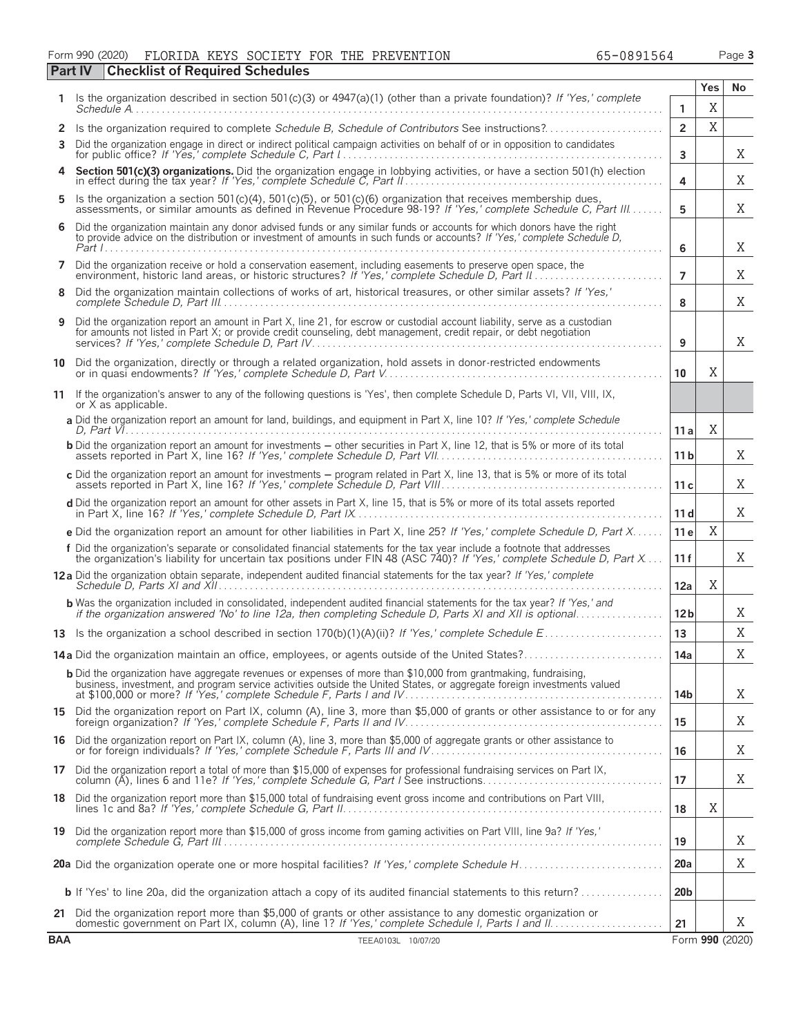Form 990 (2020) FLORIDA KEYS SOCIETY FOR THE PREVENTION 65-0891564

## Part IV Checklist of Required Schedules

| | | | Yes | No |
|---|---|---|---|---|
| 1 | Is the organization described in section 501(c)(3) or 4947(a)(1) (other than a private foundation)? *If 'Yes,' complete Schedule A* | 1 | X | |
| 2 | Is the organization required to complete *Schedule B, Schedule of Contributors* See instructions? | 2 | X | |
| 3 | Did the organization engage in direct or indirect political campaign activities on behalf of or in opposition to candidates for public office? *If 'Yes,' complete Schedule C, Part I* | 3 | | X |
| 4 | **Section 501(c)(3) organizations.** Did the organization engage in lobbying activities, or have a section 501(h) election in effect during the tax year? *If 'Yes,' complete Schedule C, Part II* | 4 | | X |
| 5 | Is the organization a section 501(c)(4), 501(c)(5), or 501(c)(6) organization that receives membership dues, assessments, or similar amounts as defined in Revenue Procedure 98-19? *If 'Yes,' complete Schedule C, Part III* | 5 | | X |
| 6 | Did the organization maintain any donor advised funds or any similar funds or accounts for which donors have the right to provide advice on the distribution or investment of amounts in such funds or accounts? *If 'Yes,' complete Schedule D, Part I* | 6 | | X |
| 7 | Did the organization receive or hold a conservation easement, including easements to preserve open space, the environment, historic land areas, or historic structures? *If 'Yes,' complete Schedule D, Part II* | 7 | | X |
| 8 | Did the organization maintain collections of works of art, historical treasures, or other similar assets? *If 'Yes,' complete Schedule D, Part III* | 8 | | X |
| 9 | Did the organization report an amount in Part X, line 21, for escrow or custodial account liability, serve as a custodian for amounts not listed in Part X; or provide credit counseling, debt management, credit repair, or debt negotiation services? *If 'Yes,' complete Schedule D, Part IV* | 9 | | X |
| 10 | Did the organization, directly or through a related organization, hold assets in donor-restricted endowments or in quasi endowments? *If 'Yes,' complete Schedule D, Part V* | 10 | X | |
| 11 | If the organization's answer to any of the following questions is 'Yes', then complete Schedule D, Parts VI, VII, VIII, IX, or X as applicable. | | | |
| | **a** Did the organization report an amount for land, buildings, and equipment in Part X, line 10? *If 'Yes,' complete Schedule D, Part VI* | 11 a | X | |
| | **b** Did the organization report an amount for investments – other securities in Part X, line 12, that is 5% or more of its total assets reported in Part X, line 16? *If 'Yes,' complete Schedule D, Part VII* | 11 b | | X |
| | **c** Did the organization report an amount for investments – program related in Part X, line 13, that is 5% or more of its total assets reported in Part X, line 16? *If 'Yes,' complete Schedule D, Part VIII* | 11 c | | X |
| | **d** Did the organization report an amount for other assets in Part X, line 15, that is 5% or more of its total assets reported in Part X, line 16? *If 'Yes,' complete Schedule D, Part IX* | 11 d | | X |
| | **e** Did the organization report an amount for other liabilities in Part X, line 25? *If 'Yes,' complete Schedule D, Part X* | 11 e | X | |
| | **f** Did the organization's separate or consolidated financial statements for the tax year include a footnote that addresses the organization's liability for uncertain tax positions under FIN 48 (ASC 740)? *If 'Yes,' complete Schedule D, Part X* | 11 f | | X |
| 12a | Did the organization obtain separate, independent audited financial statements for the tax year? *If 'Yes,' complete Schedule D, Parts XI and XII* | 12a | X | |
| | **b** Was the organization included in consolidated, independent audited financial statements for the tax year? *If 'Yes,' and if the organization answered 'No' to line 12a, then completing Schedule D, Parts XI and XII is optional* | 12b | | X |
| 13 | Is the organization a school described in section 170(b)(1)(A)(ii)? *If 'Yes,' complete Schedule E* | 13 | | X |
| 14a | Did the organization maintain an office, employees, or agents outside of the United States? | 14a | | X |
| | **b** Did the organization have aggregate revenues or expenses of more than $10,000 from grantmaking, fundraising, business, investment, and program service activities outside the United States, or aggregate foreign investments valued at $100,000 or more? *If 'Yes,' complete Schedule F, Parts I and IV* | 14b | | X |
| 15 | Did the organization report on Part IX, column (A), line 3, more than $5,000 of grants or other assistance to or for any foreign organization? *If 'Yes,' complete Schedule F, Parts II and IV* | 15 | | X |
| 16 | Did the organization report on Part IX, column (A), line 3, more than $5,000 of aggregate grants or other assistance to or for foreign individuals? *If 'Yes,' complete Schedule F, Parts III and IV* | 16 | | X |
| 17 | Did the organization report a total of more than $15,000 of expenses for professional fundraising services on Part IX, column (A), lines 6 and 11e? *If 'Yes,' complete Schedule G, Part I* See instructions | 17 | | X |
| 18 | Did the organization report more than $15,000 total of fundraising event gross income and contributions on Part VIII, lines 1c and 8a? *If 'Yes,' complete Schedule G, Part II* | 18 | X | |
| 19 | Did the organization report more than $15,000 of gross income from gaming activities on Part VIII, line 9a? *If 'Yes,' complete Schedule G, Part III* | 19 | | X |
| 20a | Did the organization operate one or more hospital facilities? *If 'Yes,' complete Schedule H* | 20a | | X |
| | **b** If 'Yes' to line 20a, did the organization attach a copy of its audited financial statements to this return? | 20b | | |
| 21 | Did the organization report more than $5,000 of grants or other assistance to any domestic organization or domestic government on Part IX, column (A), line 1? *If 'Yes,' complete Schedule I, Parts I and II* | 21 | | X |

BAA TEEA0103L 10/07/20 Form **990** (2020)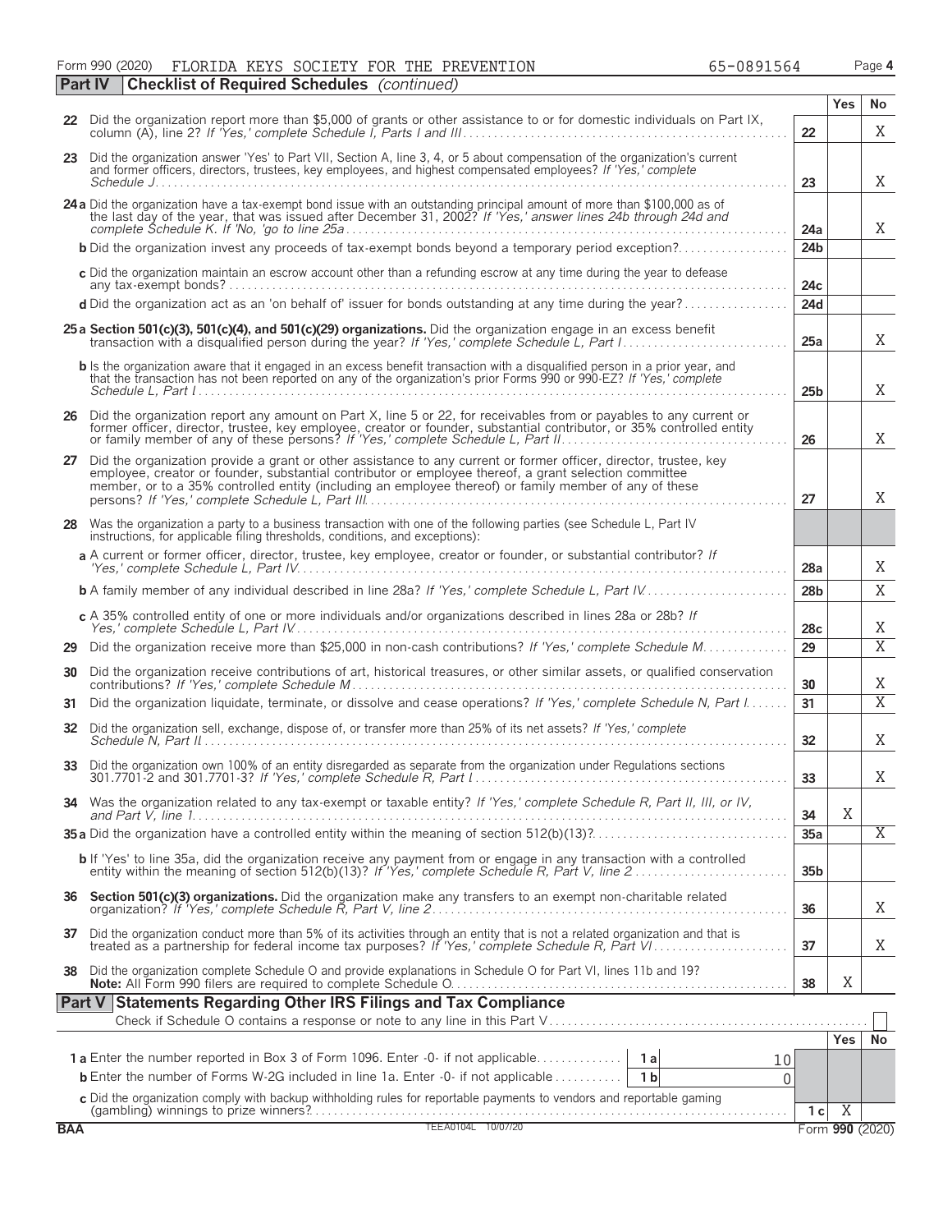Form 990 (2020) FLORIDA KEYS SOCIETY FOR THE PREVENTION 65-0891564 Page 4

**Part IV | Checklist of Required Schedules** *(continued)*

| | | | Yes | No |
|---|---|---|---|---|
| **22** | Did the organization report more than $5,000 of grants or other assistance to or for domestic individuals on Part IX, column (A), line 2? *If 'Yes,' complete Schedule I, Parts I and III* | 22 | | X |
| **23** | Did the organization answer 'Yes' to Part VII, Section A, line 3, 4, or 5 about compensation of the organization's current and former officers, directors, trustees, key employees, and highest compensated employees? *If 'Yes,' complete Schedule J* | 23 | | X |
| **24a** | Did the organization have a tax-exempt bond issue with an outstanding principal amount of more than $100,000 as of the last day of the year, that was issued after December 31, 2002? *If 'Yes,' answer lines 24b through 24d and complete Schedule K. If 'No,' go to line 25a* | 24a | | X |
| **b** | Did the organization invest any proceeds of tax-exempt bonds beyond a temporary period exception? | 24b | | |
| **c** | Did the organization maintain an escrow account other than a refunding escrow at any time during the year to defease any tax-exempt bonds? | 24c | | |
| **d** | Did the organization act as an 'on behalf of' issuer for bonds outstanding at any time during the year? | 24d | | |
| **25a** | **Section 501(c)(3), 501(c)(4), and 501(c)(29) organizations.** Did the organization engage in an excess benefit transaction with a disqualified person during the year? *If 'Yes,' complete Schedule L, Part I* | 25a | | X |
| **b** | Is the organization aware that it engaged in an excess benefit transaction with a disqualified person in a prior year, and that the transaction has not been reported on any of the organization's prior Forms 990 or 990-EZ? *If 'Yes,' complete Schedule L, Part I* | 25b | | X |
| **26** | Did the organization report any amount on Part X, line 5 or 22, for receivables from or payables to any current or former officer, director, trustee, key employee, creator or founder, substantial contributor, or 35% controlled entity or family member of any of these persons? *If 'Yes,' complete Schedule L, Part II* | 26 | | X |
| **27** | Did the organization provide a grant or other assistance to any current or former officer, director, trustee, key employee, creator or founder, substantial contributor or employee thereof, a grant selection committee member, or to a 35% controlled entity (including an employee thereof) or family member of any of these persons? *If 'Yes,' complete Schedule L, Part III* | 27 | | X |
| **28** | Was the organization a party to a business transaction with one of the following parties (see Schedule L, Part IV instructions, for applicable filing thresholds, conditions, and exceptions): | | | |
| **a** | A current or former officer, director, trustee, key employee, creator or founder, or substantial contributor? *If 'Yes,' complete Schedule L, Part IV* | 28a | | X |
| **b** | A family member of any individual described in line 28a? *If 'Yes,' complete Schedule L, Part IV* | 28b | | X |
| **c** | A 35% controlled entity of one or more individuals and/or organizations described in lines 28a or 28b? *If Yes,' complete Schedule L, Part IV* | 28c | | X |
| **29** | Did the organization receive more than $25,000 in non-cash contributions? *If 'Yes,' complete Schedule M* | 29 | | X |
| **30** | Did the organization receive contributions of art, historical treasures, or other similar assets, or qualified conservation contributions? *If 'Yes,' complete Schedule M* | 30 | | X |
| **31** | Did the organization liquidate, terminate, or dissolve and cease operations? *If 'Yes,' complete Schedule N, Part I* | 31 | | X |
| **32** | Did the organization sell, exchange, dispose of, or transfer more than 25% of its net assets? *If 'Yes,' complete Schedule N, Part II* | 32 | | X |
| **33** | Did the organization own 100% of an entity disregarded as separate from the organization under Regulations sections 301.7701-2 and 301.7701-3? *If 'Yes,' complete Schedule R, Part I* | 33 | | X |
| **34** | Was the organization related to any tax-exempt or taxable entity? *If 'Yes,' complete Schedule R, Part II, III, or IV, and Part V, line 1* | 34 | X | |
| **35a** | Did the organization have a controlled entity within the meaning of section 512(b)(13)? | 35a | | X |
| **b** | If 'Yes' to line 35a, did the organization receive any payment from or engage in any transaction with a controlled entity within the meaning of section 512(b)(13)? *If 'Yes,' complete Schedule R, Part V, line 2* | 35b | | |
| **36** | **Section 501(c)(3) organizations.** Did the organization make any transfers to an exempt non-charitable related organization? *If 'Yes,' complete Schedule R, Part V, line 2* | 36 | | X |
| **37** | Did the organization conduct more than 5% of its activities through an entity that is not a related organization and that is treated as a partnership for federal income tax purposes? *If 'Yes,' complete Schedule R, Part VI* | 37 | | X |
| **38** | Did the organization complete Schedule O and provide explanations in Schedule O for Part VI, lines 11b and 19? **Note:** All Form 990 filers are required to complete Schedule O. | 38 | X | |

**Part V | Statements Regarding Other IRS Filings and Tax Compliance**

Check if Schedule O contains a response or note to any line in this Part V ☐

| | | | | | Yes | No |
|---|---|---|---|---|---|---|
| **1a** | Enter the number reported in Box 3 of Form 1096. Enter -0- if not applicable | 1a | 10 | | | |
| **b** | Enter the number of Forms W-2G included in line 1a. Enter -0- if not applicable | 1b | 0 | | | |
| **c** | Did the organization comply with backup withholding rules for reportable payments to vendors and reportable gaming (gambling) winnings to prize winners? | | | 1c | X | |

BAA TEEA0104L 10/07/20 Form **990** (2020)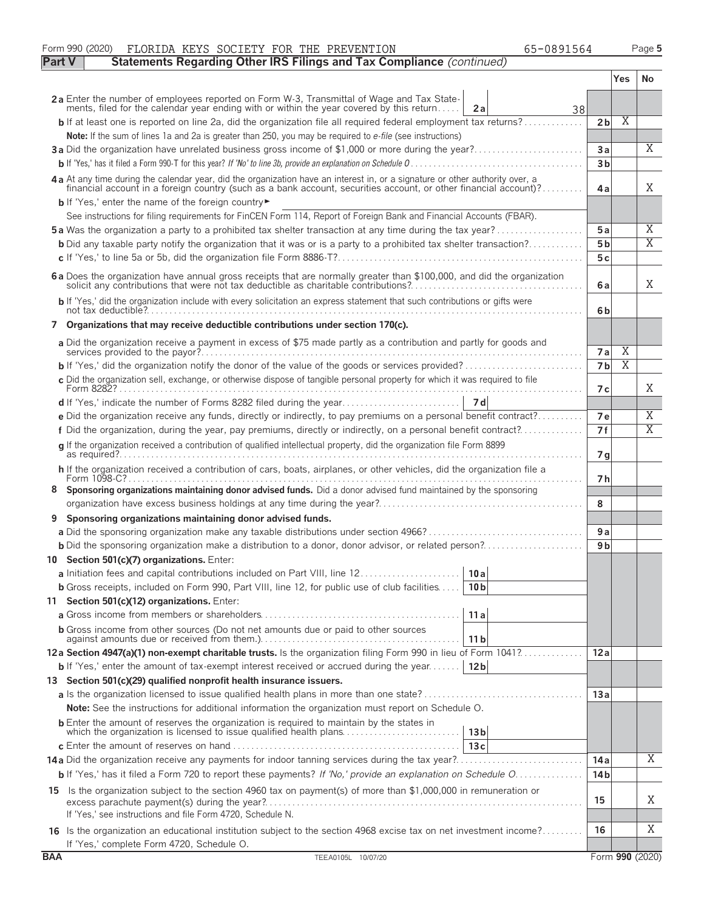Form 990 (2020) FLORIDA KEYS SOCIETY FOR THE PREVENTION 65-0891564

## Part V — Statements Regarding Other IRS Filings and Tax Compliance *(continued)*

| | | | Yes | No |
|---|---|---|---|---|
| **2a** | Enter the number of employees reported on Form W-3, Transmittal of Wage and Tax Statements, filed for the calendar year ending with or within the year covered by this return — **2a** 38 | | | |
| **b** | If at least one is reported on line 2a, did the organization file all required federal employment tax returns? | 2b | X | |
| | **Note:** If the sum of lines 1a and 2a is greater than 250, you may be required to *e-file* (see instructions) | | | |
| **3a** | Did the organization have unrelated business gross income of $1,000 or more during the year? | 3a | | X |
| **b** | If 'Yes,' has it filed a Form 990-T for this year? *If 'No' to line 3b, provide an explanation on Schedule O* | 3b | | |
| **4a** | At any time during the calendar year, did the organization have an interest in, or a signature or other authority over, a financial account in a foreign country (such as a bank account, securities account, or other financial account)? | 4a | | X |
| **b** | If 'Yes,' enter the name of the foreign country ► | | | |
| | See instructions for filing requirements for FinCEN Form 114, Report of Foreign Bank and Financial Accounts (FBAR). | | | |
| **5a** | Was the organization a party to a prohibited tax shelter transaction at any time during the tax year? | 5a | | X |
| **b** | Did any taxable party notify the organization that it was or is a party to a prohibited tax shelter transaction? | 5b | | X |
| **c** | If 'Yes,' to line 5a or 5b, did the organization file Form 8886-T? | 5c | | |
| **6a** | Does the organization have annual gross receipts that are normally greater than $100,000, and did the organization solicit any contributions that were not tax deductible as charitable contributions? | 6a | | X |
| **b** | If 'Yes,' did the organization include with every solicitation an express statement that such contributions or gifts were not tax deductible? | 6b | | |
| **7** | **Organizations that may receive deductible contributions under section 170(c).** | | | |
| **a** | Did the organization receive a payment in excess of $75 made partly as a contribution and partly for goods and services provided to the payor? | 7a | X | |
| **b** | If 'Yes,' did the organization notify the donor of the value of the goods or services provided? | 7b | X | |
| **c** | Did the organization sell, exchange, or otherwise dispose of tangible personal property for which it was required to file Form 8282? | 7c | | X |
| **d** | If 'Yes,' indicate the number of Forms 8282 filed during the year — **7d** | | | |
| **e** | Did the organization receive any funds, directly or indirectly, to pay premiums on a personal benefit contract? | 7e | | X |
| **f** | Did the organization, during the year, pay premiums, directly or indirectly, on a personal benefit contract? | 7f | | X |
| **g** | If the organization received a contribution of qualified intellectual property, did the organization file Form 8899 as required? | 7g | | |
| **h** | If the organization received a contribution of cars, boats, airplanes, or other vehicles, did the organization file a Form 1098-C? | 7h | | |
| **8** | **Sponsoring organizations maintaining donor advised funds.** Did a donor advised fund maintained by the sponsoring organization have excess business holdings at any time during the year? | 8 | | |
| **9** | **Sponsoring organizations maintaining donor advised funds.** | | | |
| **a** | Did the sponsoring organization make any taxable distributions under section 4966? | 9a | | |
| **b** | Did the sponsoring organization make a distribution to a donor, donor advisor, or related person? | 9b | | |
| **10** | **Section 501(c)(7) organizations.** Enter: | | | |
| **a** | Initiation fees and capital contributions included on Part VIII, line 12 — **10a** | | | |
| **b** | Gross receipts, included on Form 990, Part VIII, line 12, for public use of club facilities — **10b** | | | |
| **11** | **Section 501(c)(12) organizations.** Enter: | | | |
| **a** | Gross income from members or shareholders — **11a** | | | |
| **b** | Gross income from other sources (Do not net amounts due or paid to other sources against amounts due or received from them.) — **11b** | | | |
| **12a** | **Section 4947(a)(1) non-exempt charitable trusts.** Is the organization filing Form 990 in lieu of Form 1041? | 12a | | |
| **b** | If 'Yes,' enter the amount of tax-exempt interest received or accrued during the year — **12b** | | | |
| **13** | **Section 501(c)(29) qualified nonprofit health insurance issuers.** | | | |
| **a** | Is the organization licensed to issue qualified health plans in more than one state? | 13a | | |
| | **Note:** See the instructions for additional information the organization must report on Schedule O. | | | |
| **b** | Enter the amount of reserves the organization is required to maintain by the states in which the organization is licensed to issue qualified health plans — **13b** | | | |
| **c** | Enter the amount of reserves on hand — **13c** | | | |
| **14a** | Did the organization receive any payments for indoor tanning services during the tax year? | 14a | | X |
| **b** | If 'Yes,' has it filed a Form 720 to report these payments? *If 'No,' provide an explanation on Schedule O* | 14b | | |
| **15** | Is the organization subject to the section 4960 tax on payment(s) of more than $1,000,000 in remuneration or excess parachute payment(s) during the year? If 'Yes,' see instructions and file Form 4720, Schedule N. | 15 | | X |
| **16** | Is the organization an educational institution subject to the section 4968 excise tax on net investment income? If 'Yes,' complete Form 4720, Schedule O. | 16 | | X |

BAA TEEA0105L 10/07/20 Form **990** (2020)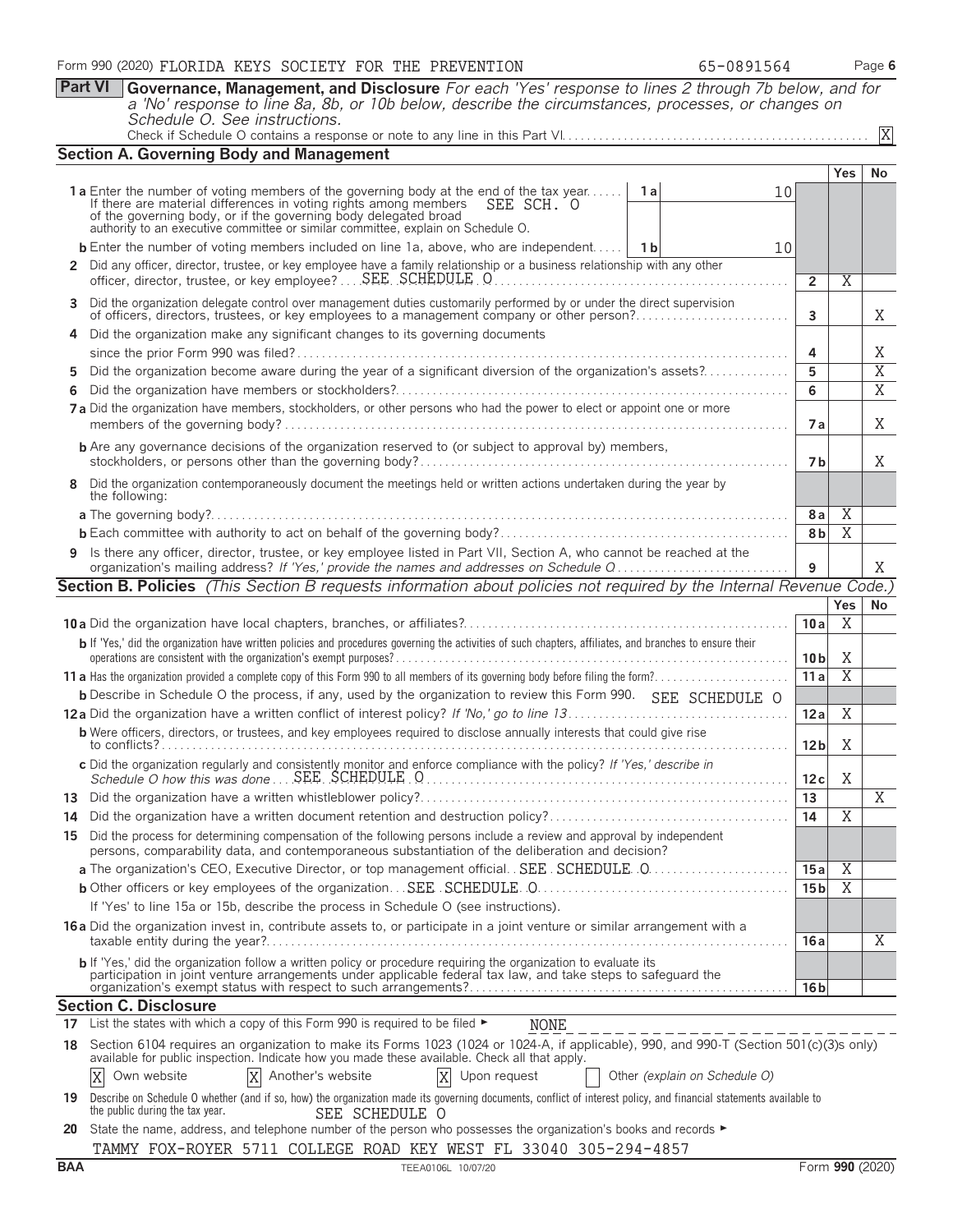Form 990 (2020) FLORIDA KEYS SOCIETY FOR THE PREVENTION 65-0891564

## Part VI Governance, Management, and Disclosure

*For each 'Yes' response to lines 2 through 7b below, and for a 'No' response to line 8a, 8b, or 10b below, describe the circumstances, processes, or changes on Schedule O. See instructions.*

Check if Schedule O contains a response or note to any line in this Part VI . . . . . [X]

### Section A. Governing Body and Management

| | | | Yes | No |
|---|---|---|---|---|
| **1a** Enter the number of voting members of the governing body at the end of the tax year. If there are material differences in voting rights among members of the governing body, or if the governing body delegated broad authority to an executive committee or similar committee, explain on Schedule O. SEE SCH. O | 1a | 10 | | |
| **b** Enter the number of voting members included on line 1a, above, who are independent | 1b | 10 | | |
| **2** Did any officer, director, trustee, or key employee have a family relationship or a business relationship with any other officer, director, trustee, or key employee? SEE SCHEDULE O | 2 | | X | |
| **3** Did the organization delegate control over management duties customarily performed by or under the direct supervision of officers, directors, trustees, or key employees to a management company or other person? | 3 | | | X |
| **4** Did the organization make any significant changes to its governing documents since the prior Form 990 was filed? | 4 | | | X |
| **5** Did the organization become aware during the year of a significant diversion of the organization's assets? | 5 | | | X |
| **6** Did the organization have members or stockholders? | 6 | | | X |
| **7a** Did the organization have members, stockholders, or other persons who had the power to elect or appoint one or more members of the governing body? | 7a | | | X |
| **b** Are any governance decisions of the organization reserved to (or subject to approval by) members, stockholders, or persons other than the governing body? | 7b | | | X |
| **8** Did the organization contemporaneously document the meetings held or written actions undertaken during the year by the following: | | | | |
| **a** The governing body? | 8a | | X | |
| **b** Each committee with authority to act on behalf of the governing body? | 8b | | X | |
| **9** Is there any officer, director, trustee, or key employee listed in Part VII, Section A, who cannot be reached at the organization's mailing address? *If 'Yes,' provide the names and addresses on Schedule O* | 9 | | | X |

### Section B. Policies *(This Section B requests information about policies not required by the Internal Revenue Code.)*

| | | Yes | No |
|---|---|---|---|
| **10a** Did the organization have local chapters, branches, or affiliates? | 10a | X | |
| **b** If 'Yes,' did the organization have written policies and procedures governing the activities of such chapters, affiliates, and branches to ensure their operations are consistent with the organization's exempt purposes? | 10b | X | |
| **11a** Has the organization provided a complete copy of this Form 990 to all members of its governing body before filing the form? | 11a | X | |
| **b** Describe in Schedule O the process, if any, used by the organization to review this Form 990. SEE SCHEDULE O | | | |
| **12a** Did the organization have a written conflict of interest policy? *If 'No,' go to line 13* | 12a | X | |
| **b** Were officers, directors, or trustees, and key employees required to disclose annually interests that could give rise to conflicts? | 12b | X | |
| **c** Did the organization regularly and consistently monitor and enforce compliance with the policy? *If 'Yes,' describe in Schedule O how this was done* SEE SCHEDULE O | 12c | X | |
| **13** Did the organization have a written whistleblower policy? | 13 | | X |
| **14** Did the organization have a written document retention and destruction policy? | 14 | X | |
| **15** Did the process for determining compensation of the following persons include a review and approval by independent persons, comparability data, and contemporaneous substantiation of the deliberation and decision? | | | |
| **a** The organization's CEO, Executive Director, or top management official SEE SCHEDULE O | 15a | X | |
| **b** Other officers or key employees of the organization SEE SCHEDULE O | 15b | X | |
| If 'Yes' to line 15a or 15b, describe the process in Schedule O (see instructions). | | | |
| **16a** Did the organization invest in, contribute assets to, or participate in a joint venture or similar arrangement with a taxable entity during the year? | 16a | | X |
| **b** If 'Yes,' did the organization follow a written policy or procedure requiring the organization to evaluate its participation in joint venture arrangements under applicable federal tax law, and take steps to safeguard the organization's exempt status with respect to such arrangements? | 16b | | |

### Section C. Disclosure

**17** List the states with which a copy of this Form 990 is required to be filed ► NONE

**18** Section 6104 requires an organization to make its Forms 1023 (1024 or 1024-A, if applicable), 990, and 990-T (Section 501(c)(3)s only) available for public inspection. Indicate how you made these available. Check all that apply.

[X] Own website [X] Another's website [X] Upon request [ ] Other *(explain on Schedule O)*

**19** Describe on Schedule O whether (and if so, how) the organization made its governing documents, conflict of interest policy, and financial statements available to the public during the tax year. SEE SCHEDULE O

**20** State the name, address, and telephone number of the person who possesses the organization's books and records ►

TAMMY FOX-ROYER 5711 COLLEGE ROAD KEY WEST FL 33040 305-294-4857

BAA TEEA0106L 10/07/20 Form **990** (2020)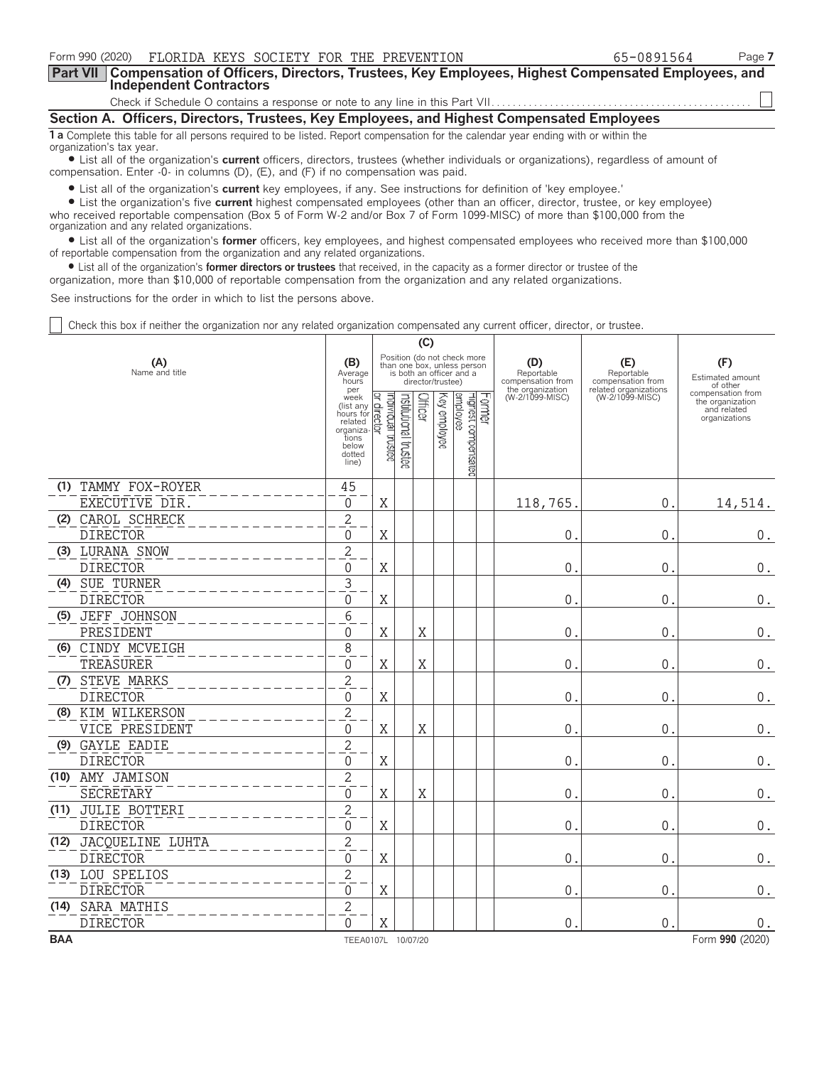Form 990 (2020) FLORIDA KEYS SOCIETY FOR THE PREVENTION 65-0891564

## Part VII Compensation of Officers, Directors, Trustees, Key Employees, Highest Compensated Employees, and Independent Contractors

Check if Schedule O contains a response or note to any line in this Part VII. . . . . . . . . . . . . . . . . . . . . . . . . . . . . . . . . . . . . . . . . . . . . . . ☐

### Section A. Officers, Directors, Trustees, Key Employees, and Highest Compensated Employees

**1 a** Complete this table for all persons required to be listed. Report compensation for the calendar year ending with or within the organization's tax year.

- List all of the organization's **current** officers, directors, trustees (whether individuals or organizations), regardless of amount of compensation. Enter -0- in columns (D), (E), and (F) if no compensation was paid.
- List all of the organization's **current** key employees, if any. See instructions for definition of 'key employee.'
- List the organization's five **current** highest compensated employees (other than an officer, director, trustee, or key employee) who received reportable compensation (Box 5 of Form W-2 and/or Box 7 of Form 1099-MISC) of more than $100,000 from the organization and any related organizations.
- List all of the organization's **former** officers, key employees, and highest compensated employees who received more than $100,000 of reportable compensation from the organization and any related organizations.
- List all of the organization's **former directors or trustees** that received, in the capacity as a former director or trustee of the organization, more than $10,000 of reportable compensation from the organization and any related organizations.

See instructions for the order in which to list the persons above.

☐ Check this box if neither the organization nor any related organization compensated any current officer, director, or trustee.

| (A) Name and title | (B) Average hours per week (list any hours for related organizations below dotted line) | (C) Individual trustee or director | Institutional trustee | Officer | Key employee | Highest compensated employee | Former | (D) Reportable compensation from the organization (W-2/1099-MISC) | (E) Reportable compensation from related organizations (W-2/1099-MISC) | (F) Estimated amount of other compensation from the organization and related organizations |
|---|---|---|---|---|---|---|---|---|---|---|
| (1) TAMMY FOX-ROYER | 45 | | | | | | | | | |
| EXECUTIVE DIR. | 0 | X | | | | | | 118,765. | 0. | 14,514. |
| (2) CAROL SCHRECK | 2 | | | | | | | | | |
| DIRECTOR | 0 | X | | | | | | 0. | 0. | 0. |
| (3) LURANA SNOW | 2 | | | | | | | | | |
| DIRECTOR | 0 | X | | | | | | 0. | 0. | 0. |
| (4) SUE TURNER | 3 | | | | | | | | | |
| DIRECTOR | 0 | X | | | | | | 0. | 0. | 0. |
| (5) JEFF JOHNSON | 6 | | | | | | | | | |
| PRESIDENT | 0 | X | | X | | | | 0. | 0. | 0. |
| (6) CINDY MCVEIGH | 8 | | | | | | | | | |
| TREASURER | 0 | X | | X | | | | 0. | 0. | 0. |
| (7) STEVE MARKS | 2 | | | | | | | | | |
| DIRECTOR | 0 | X | | | | | | 0. | 0. | 0. |
| (8) KIM WILKERSON | 2 | | | | | | | | | |
| VICE PRESIDENT | 0 | X | | X | | | | 0. | 0. | 0. |
| (9) GAYLE EADIE | 2 | | | | | | | | | |
| DIRECTOR | 0 | X | | | | | | 0. | 0. | 0. |
| (10) AMY JAMISON | 2 | | | | | | | | | |
| SECRETARY | 0 | X | | X | | | | 0. | 0. | 0. |
| (11) JULIE BOTTERI | 2 | | | | | | | | | |
| DIRECTOR | 0 | X | | | | | | 0. | 0. | 0. |
| (12) JACQUELINE LUHTA | 2 | | | | | | | | | |
| DIRECTOR | 0 | X | | | | | | 0. | 0. | 0. |
| (13) LOU SPELIOS | 2 | | | | | | | | | |
| DIRECTOR | 0 | X | | | | | | 0. | 0. | 0. |
| (14) SARA MATHIS | 2 | | | | | | | | | |
| DIRECTOR | 0 | X | | | | | | 0. | 0. | 0. |

BAA TEEA0107L 10/07/20 Form **990** (2020)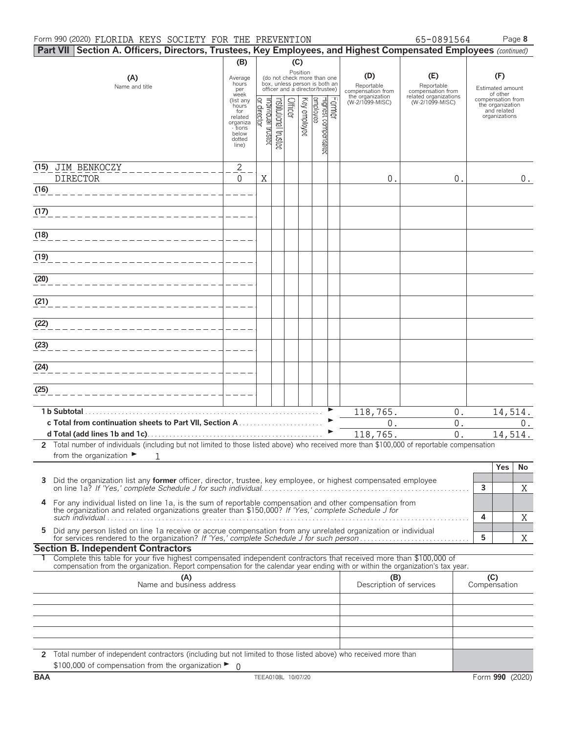Form 990 (2020) FLORIDA KEYS SOCIETY FOR THE PREVENTION 65-0891564 Page **8**

**Part VII Section A. Officers, Directors, Trustees, Key Employees, and Highest Compensated Employees** *(continued)*

| (A) Name and title | (B) Average hours per week (list any hours for related organizations below dotted line) | (C) Position: Individual trustee or director | Institutional trustee | Officer | Key employee | Highest compensated employee | Former | (D) Reportable compensation from the organization (W-2/1099-MISC) | (E) Reportable compensation from related organizations (W-2/1099-MISC) | (F) Estimated amount of other compensation from the organization and related organizations |
|---|---|---|---|---|---|---|---|---|---|---|
| (15) JIM BENKOCZY<br>DIRECTOR | 2<br>0 | X | | | | | | 0. | 0. | 0. |
| (16) | | | | | | | | | | |
| (17) | | | | | | | | | | |
| (18) | | | | | | | | | | |
| (19) | | | | | | | | | | |
| (20) | | | | | | | | | | |
| (21) | | | | | | | | | | |
| (22) | | | | | | | | | | |
| (23) | | | | | | | | | | |
| (24) | | | | | | | | | | |
| (25) | | | | | | | | | | |
| **1 b Subtotal** | | | | | | | ► | 118,765. | 0. | 14,514. |
| **c Total from continuation sheets to Part VII, Section A** | | | | | | | ► | 0. | 0. | 0. |
| **d Total (add lines 1b and 1c)** | | | | | | | ► | 118,765. | 0. | 14,514. |

**2** Total number of individuals (including but not limited to those listed above) who received more than $100,000 of reportable compensation from the organization ► 1

| | | Yes | No |
|---|---|---|---|
| **3** Did the organization list any **former** officer, director, trustee, key employee, or highest compensated employee on line 1a? *If 'Yes,' complete Schedule J for such individual* | 3 | | X |
| **4** For any individual listed on line 1a, is the sum of reportable compensation and other compensation from the organization and related organizations greater than $150,000? *If 'Yes,' complete Schedule J for such individual* | 4 | | X |
| **5** Did any person listed on line 1a receive or accrue compensation from any unrelated organization or individual for services rendered to the organization? *If 'Yes,' complete Schedule J for such person* | 5 | | X |

**Section B. Independent Contractors**

**1** Complete this table for your five highest compensated independent contractors that received more than $100,000 of compensation from the organization. Report compensation for the calendar year ending with or within the organization's tax year.

| (A) Name and business address | (B) Description of services | (C) Compensation |
|---|---|---|
| | | |
| | | |
| | | |
| | | |
| | | |

**2** Total number of independent contractors (including but not limited to those listed above) who received more than $100,000 of compensation from the organization ► 0

BAA TEEA0108L 10/07/20 Form **990** (2020)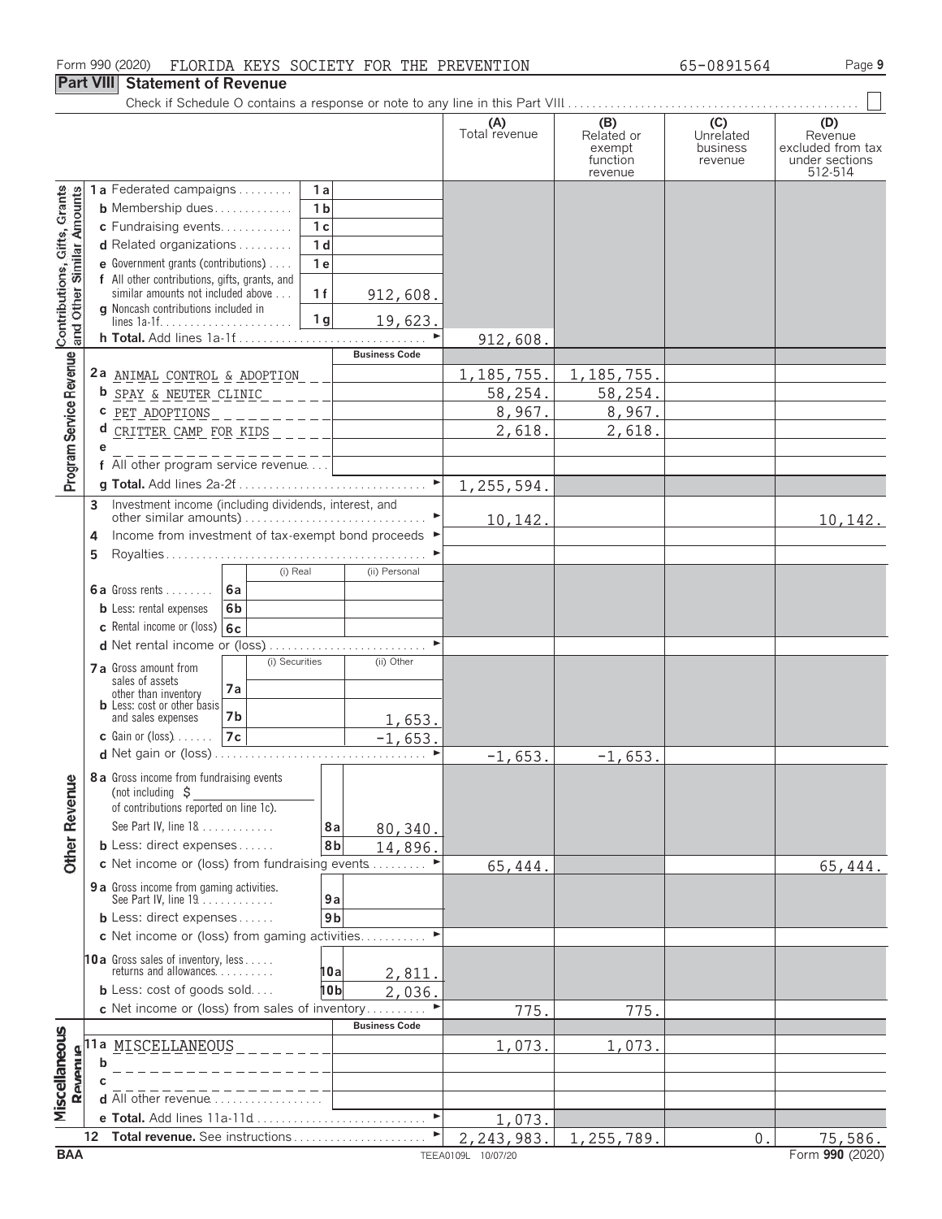Form 990 (2020) FLORIDA KEYS SOCIETY FOR THE PREVENTION 65-0891564

## Part VIII Statement of Revenue

Check if Schedule O contains a response or note to any line in this Part VIII

| | | | (A) Total revenue | (B) Related or exempt function revenue | (C) Unrelated business revenue | (D) Revenue excluded from tax under sections 512-514 |
|---|---|---|---|---|---|---|
| **Contributions, Gifts, Grants and Other Similar Amounts** | 1a Federated campaigns | 1a | | | | |
| | b Membership dues | 1b | | | | |
| | c Fundraising events | 1c | | | | |
| | d Related organizations | 1d | | | | |
| | e Government grants (contributions) | 1e | | | | |
| | f All other contributions, gifts, grants, and similar amounts not included above | 1f 912,608. | | | | |
| | g Noncash contributions included in lines 1a-1f | 1g 19,623. | | | | |
| | h **Total.** Add lines 1a-1f | | 912,608. | | | |
| **Program Service Revenue** | | **Business Code** | | | | |
| | 2a ANIMAL CONTROL & ADOPTION | | 1,185,755. | 1,185,755. | | |
| | b SPAY & NEUTER CLINIC | | 58,254. | 58,254. | | |
| | c PET ADOPTIONS | | 8,967. | 8,967. | | |
| | d CRITTER CAMP FOR KIDS | | 2,618. | 2,618. | | |
| | e | | | | | |
| | f All other program service revenue | | | | | |
| | g **Total.** Add lines 2a-2f | | 1,255,594. | | | |
| **Other Revenue** | 3 Investment income (including dividends, interest, and other similar amounts) | | 10,142. | | | 10,142. |
| | 4 Income from investment of tax-exempt bond proceeds | | | | | |
| | 5 Royalties | | | | | |
| | | (i) Real / (ii) Personal | | | | |
| | 6a Gross rents | 6a | | | | |
| | b Less: rental expenses | 6b | | | | |
| | c Rental income or (loss) | 6c | | | | |
| | d Net rental income or (loss) | | | | | |
| | | (i) Securities / (ii) Other | | | | |
| | 7a Gross amount from sales of assets other than inventory | 7a | | | | |
| | b Less: cost or other basis and sales expenses | 7b (ii) 1,653. | | | | |
| | c Gain or (loss) | 7c (ii) -1,653. | | | | |
| | d Net gain or (loss) | | -1,653. | -1,653. | | |
| | 8a Gross income from fundraising events (not including $ ______ of contributions reported on line 1c). See Part IV, line 18 | 8a 80,340. | | | | |
| | b Less: direct expenses | 8b 14,896. | | | | |
| | c Net income or (loss) from fundraising events | | 65,444. | | | 65,444. |
| | 9a Gross income from gaming activities. See Part IV, line 19 | 9a | | | | |
| | b Less: direct expenses | 9b | | | | |
| | c Net income or (loss) from gaming activities | | | | | |
| | 10a Gross sales of inventory, less returns and allowances | 10a 2,811. | | | | |
| | b Less: cost of goods sold | 10b 2,036. | | | | |
| | c Net income or (loss) from sales of inventory | | 775. | 775. | | |
| **Miscellaneous Revenue** | | **Business Code** | | | | |
| | 11a MISCELLANEOUS | | 1,073. | 1,073. | | |
| | b | | | | | |
| | c | | | | | |
| | d All other revenue | | | | | |
| | e **Total.** Add lines 11a-11d | | 1,073. | | | |
| | 12 **Total revenue.** See instructions | | 2,243,983. | 1,255,789. | 0. | 75,586. |

BAA TEEA0109L 10/07/20 Form **990** (2020)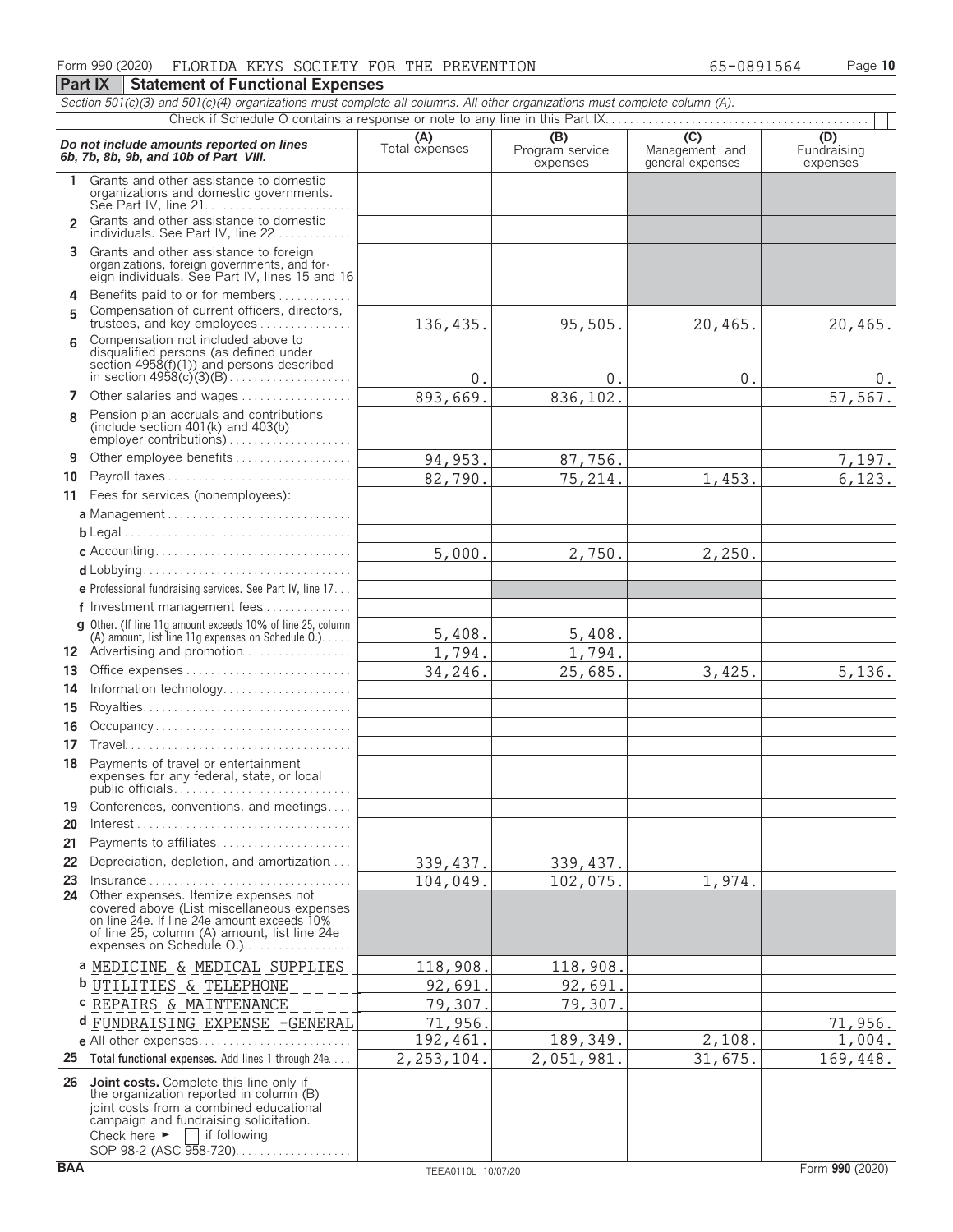Form 990 (2020) FLORIDA KEYS SOCIETY FOR THE PREVENTION 65-0891564

## Part IX Statement of Functional Expenses

*Section 501(c)(3) and 501(c)(4) organizations must complete all columns. All other organizations must complete column (A).*

Check if Schedule O contains a response or note to any line in this Part IX

| *Do not include amounts reported on lines 6b, 7b, 8b, 9b, and 10b of Part VIII.* | (A) Total expenses | (B) Program service expenses | (C) Management and general expenses | (D) Fundraising expenses |
|---|---|---|---|---|
| 1 Grants and other assistance to domestic organizations and domestic governments. See Part IV, line 21 | | | | |
| 2 Grants and other assistance to domestic individuals. See Part IV, line 22 | | | | |
| 3 Grants and other assistance to foreign organizations, foreign governments, and foreign individuals. See Part IV, lines 15 and 16 | | | | |
| 4 Benefits paid to or for members | | | | |
| 5 Compensation of current officers, directors, trustees, and key employees | 136,435. | 95,505. | 20,465. | 20,465. |
| 6 Compensation not included above to disqualified persons (as defined under section 4958(f)(1)) and persons described in section 4958(c)(3)(B) | 0. | 0. | 0. | 0. |
| 7 Other salaries and wages | 893,669. | 836,102. | | 57,567. |
| 8 Pension plan accruals and contributions (include section 401(k) and 403(b) employer contributions) | | | | |
| 9 Other employee benefits | 94,953. | 87,756. | | 7,197. |
| 10 Payroll taxes | 82,790. | 75,214. | 1,453. | 6,123. |
| 11 Fees for services (nonemployees): | | | | |
| a Management | | | | |
| b Legal | | | | |
| c Accounting | 5,000. | 2,750. | 2,250. | |
| d Lobbying | | | | |
| e Professional fundraising services. See Part IV, line 17 | | | | |
| f Investment management fees | | | | |
| g Other. (If line 11g amount exceeds 10% of line 25, column (A) amount, list line 11g expenses on Schedule O.) | 5,408. | 5,408. | | |
| 12 Advertising and promotion | 1,794. | 1,794. | | |
| 13 Office expenses | 34,246. | 25,685. | 3,425. | 5,136. |
| 14 Information technology | | | | |
| 15 Royalties | | | | |
| 16 Occupancy | | | | |
| 17 Travel | | | | |
| 18 Payments of travel or entertainment expenses for any federal, state, or local public officials | | | | |
| 19 Conferences, conventions, and meetings | | | | |
| 20 Interest | | | | |
| 21 Payments to affiliates | | | | |
| 22 Depreciation, depletion, and amortization | 339,437. | 339,437. | | |
| 23 Insurance | 104,049. | 102,075. | 1,974. | |
| 24 Other expenses. Itemize expenses not covered above (List miscellaneous expenses on line 24e. If line 24e amount exceeds 10% of line 25, column (A) amount, list line 24e expenses on Schedule O.) | | | | |
| a MEDICINE & MEDICAL SUPPLIES | 118,908. | 118,908. | | |
| b UTILITIES & TELEPHONE | 92,691. | 92,691. | | |
| c REPAIRS & MAINTENANCE | 79,307. | 79,307. | | |
| d FUNDRAISING EXPENSE -GENERAL | 71,956. | | | 71,956. |
| e All other expenses | 192,461. | 189,349. | 2,108. | 1,004. |
| 25 **Total functional expenses.** Add lines 1 through 24e | 2,253,104. | 2,051,981. | 31,675. | 169,448. |
| 26 **Joint costs.** Complete this line only if the organization reported in column (B) joint costs from a combined educational campaign and fundraising solicitation. Check here ► ☐ if following SOP 98-2 (ASC 958-720) | | | | |

BAA TEEA0110L 10/07/20 Form **990** (2020)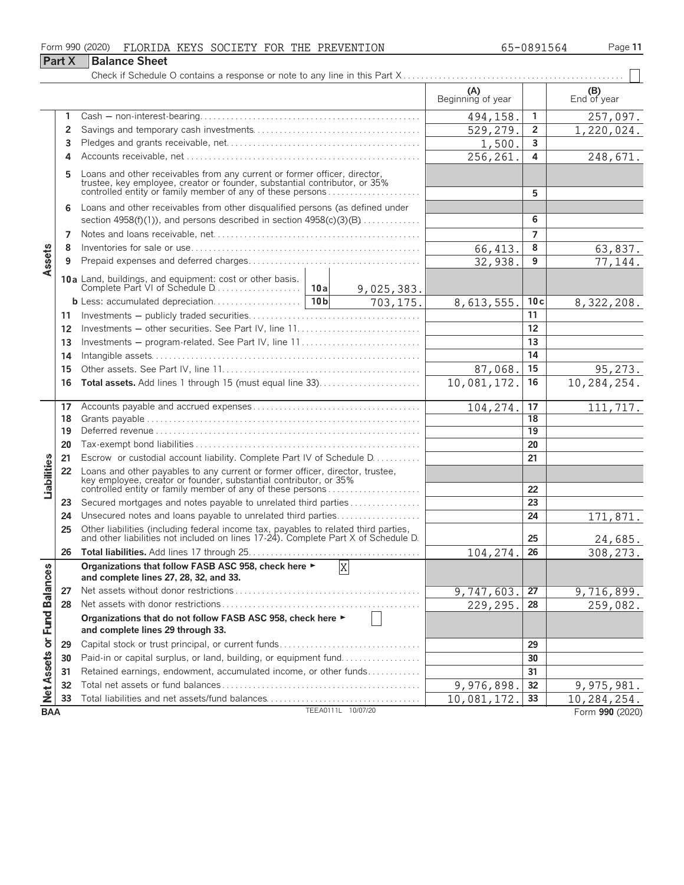Form 990 (2020) FLORIDA KEYS SOCIETY FOR THE PREVENTION 65-0891564

## Part X Balance Sheet

Check if Schedule O contains a response or note to any line in this Part X ☐

| Section | Line | Description | | | (A) Beginning of year | Line | (B) End of year |
|---|---|---|---|---|---|---|---|
| Assets | 1 | Cash — non-interest-bearing | | | 494,158. | 1 | 257,097. |
| | 2 | Savings and temporary cash investments | | | 529,279. | 2 | 1,220,024. |
| | 3 | Pledges and grants receivable, net | | | 1,500. | 3 | |
| | 4 | Accounts receivable, net | | | 256,261. | 4 | 248,671. |
| | 5 | Loans and other receivables from any current or former officer, director, trustee, key employee, creator or founder, substantial contributor, or 35% controlled entity or family member of any of these persons | | | | 5 | |
| | 6 | Loans and other receivables from other disqualified persons (as defined under section 4958(f)(1)), and persons described in section 4958(c)(3)(B) | | | | 6 | |
| | 7 | Notes and loans receivable, net | | | | 7 | |
| | 8 | Inventories for sale or use | | | 66,413. | 8 | 63,837. |
| | 9 | Prepaid expenses and deferred charges | | | 32,938. | 9 | 77,144. |
| | 10a | Land, buildings, and equipment: cost or other basis. Complete Part VI of Schedule D | 10a | 9,025,383. | | | |
| | b | Less: accumulated depreciation | 10b | 703,175. | 8,613,555. | 10c | 8,322,208. |
| | 11 | Investments — publicly traded securities | | | | 11 | |
| | 12 | Investments — other securities. See Part IV, line 11 | | | | 12 | |
| | 13 | Investments — program-related. See Part IV, line 11 | | | | 13 | |
| | 14 | Intangible assets | | | | 14 | |
| | 15 | Other assets. See Part IV, line 11 | | | 87,068. | 15 | 95,273. |
| | 16 | **Total assets.** Add lines 1 through 15 (must equal line 33) | | | 10,081,172. | 16 | 10,284,254. |
| Liabilities | 17 | Accounts payable and accrued expenses | | | 104,274. | 17 | 111,717. |
| | 18 | Grants payable | | | | 18 | |
| | 19 | Deferred revenue | | | | 19 | |
| | 20 | Tax-exempt bond liabilities | | | | 20 | |
| | 21 | Escrow or custodial account liability. Complete Part IV of Schedule D | | | | 21 | |
| | 22 | Loans and other payables to any current or former officer, director, trustee, key employee, creator or founder, substantial contributor, or 35% controlled entity or family member of any of these persons | | | | 22 | |
| | 23 | Secured mortgages and notes payable to unrelated third parties | | | | 23 | |
| | 24 | Unsecured notes and loans payable to unrelated third parties | | | | 24 | 171,871. |
| | 25 | Other liabilities (including federal income tax, payables to related third parties, and other liabilities not included on lines 17-24). Complete Part X of Schedule D | | | | 25 | 24,685. |
| | 26 | **Total liabilities.** Add lines 17 through 25 | | | 104,274. | 26 | 308,273. |
| Net Assets or Fund Balances | | **Organizations that follow FASB ASC 958, check here ► [X] and complete lines 27, 28, 32, and 33.** | | | | | |
| | 27 | Net assets without donor restrictions | | | 9,747,603. | 27 | 9,716,899. |
| | 28 | Net assets with donor restrictions | | | 229,295. | 28 | 259,082. |
| | | **Organizations that do not follow FASB ASC 958, check here ► [ ] and complete lines 29 through 33.** | | | | | |
| | 29 | Capital stock or trust principal, or current funds | | | | 29 | |
| | 30 | Paid-in or capital surplus, or land, building, or equipment fund | | | | 30 | |
| | 31 | Retained earnings, endowment, accumulated income, or other funds | | | | 31 | |
| | 32 | Total net assets or fund balances | | | 9,976,898. | 32 | 9,975,981. |
| | 33 | Total liabilities and net assets/fund balances | | | 10,081,172. | 33 | 10,284,254. |

BAA TEEA0111L 10/07/20 Form **990** (2020)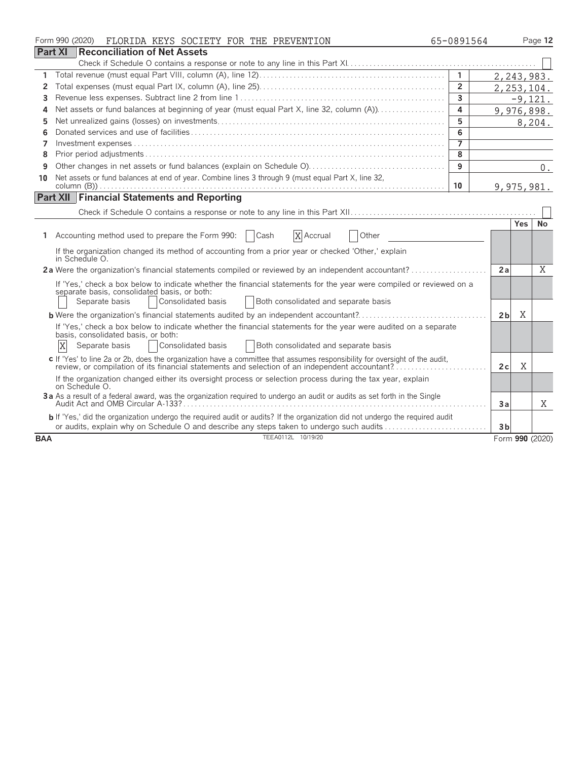Form 990 (2020) FLORIDA KEYS SOCIETY FOR THE PREVENTION 65-0891564

## Part XI Reconciliation of Net Assets

Check if Schedule O contains a response or note to any line in this Part XI ☐

| | | | |
|---|---|---|---|
| 1 | Total revenue (must equal Part VIII, column (A), line 12) | 1 | 2,243,983. |
| 2 | Total expenses (must equal Part IX, column (A), line 25) | 2 | 2,253,104. |
| 3 | Revenue less expenses. Subtract line 2 from line 1 | 3 | -9,121. |
| 4 | Net assets or fund balances at beginning of year (must equal Part X, line 32, column (A)) | 4 | 9,976,898. |
| 5 | Net unrealized gains (losses) on investments | 5 | 8,204. |
| 6 | Donated services and use of facilities | 6 | |
| 7 | Investment expenses | 7 | |
| 8 | Prior period adjustments | 8 | |
| 9 | Other changes in net assets or fund balances (explain on Schedule O) | 9 | 0. |
| 10 | Net assets or fund balances at end of year. Combine lines 3 through 9 (must equal Part X, line 32, column (B)) | 10 | 9,975,981. |

## Part XII Financial Statements and Reporting

Check if Schedule O contains a response or note to any line in this Part XII ☐

| | | | Yes | No |
|---|---|---|---|---|
| 1 | Accounting method used to prepare the Form 990: ☐ Cash ☒ Accrual ☐ Other | | | |
| | If the organization changed its method of accounting from a prior year or checked 'Other,' explain in Schedule O. | | | |
| 2a | Were the organization's financial statements compiled or reviewed by an independent accountant? | 2a | | X |
| | If 'Yes,' check a box below to indicate whether the financial statements for the year were compiled or reviewed on a separate basis, consolidated basis, or both: ☐ Separate basis ☐ Consolidated basis ☐ Both consolidated and separate basis | | | |
| b | Were the organization's financial statements audited by an independent accountant? | 2b | X | |
| | If 'Yes,' check a box below to indicate whether the financial statements for the year were audited on a separate basis, consolidated basis, or both: ☒ Separate basis ☐ Consolidated basis ☐ Both consolidated and separate basis | | | |
| c | If 'Yes' to line 2a or 2b, does the organization have a committee that assumes responsibility for oversight of the audit, review, or compilation of its financial statements and selection of an independent accountant? | 2c | X | |
| | If the organization changed either its oversight process or selection process during the tax year, explain on Schedule O. | | | |
| 3a | As a result of a federal award, was the organization required to undergo an audit or audits as set forth in the Single Audit Act and OMB Circular A-133? | 3a | | X |
| b | If 'Yes,' did the organization undergo the required audit or audits? If the organization did not undergo the required audit or audits, explain why on Schedule O and describe any steps taken to undergo such audits | 3b | | |

BAA TEEA0112L 10/19/20 Form **990** (2020)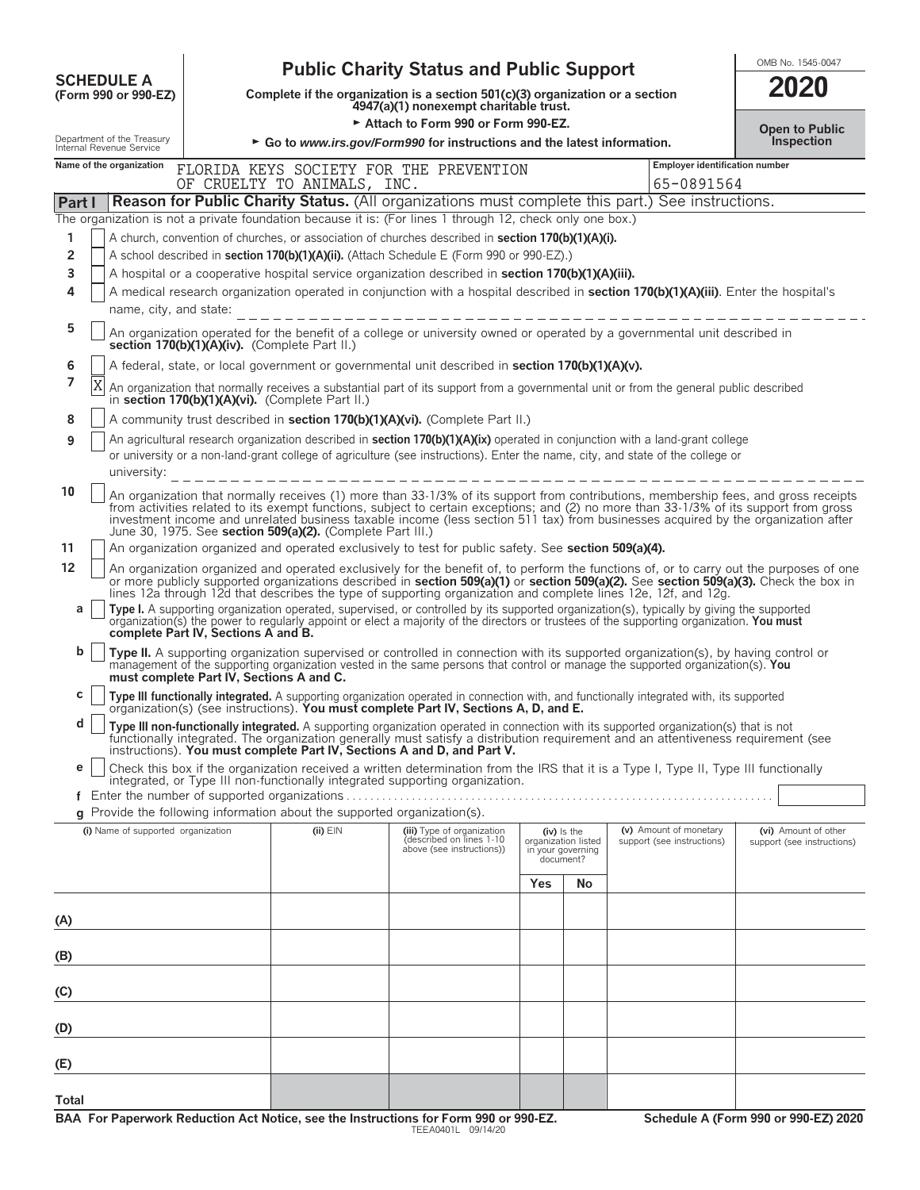**SCHEDULE A**
**(Form 990 or 990-EZ)**

Department of the Treasury
Internal Revenue Service

# Public Charity Status and Public Support

**Complete if the organization is a section 501(c)(3) organization or a section 4947(a)(1) nonexempt charitable trust.**

► **Attach to Form 990 or Form 990-EZ.**

► **Go to *www.irs.gov/Form990* for instructions and the latest information.**

OMB No. 1545-0047

**2020**

**Open to Public Inspection**

**Name of the organization:** FLORIDA KEYS SOCIETY FOR THE PREVENTION OF CRUELTY TO ANIMALS, INC.

**Employer identification number:** 65-0891564

## Part I — Reason for Public Charity Status. (All organizations must complete this part.) See instructions.

The organization is not a private foundation because it is: (For lines 1 through 12, check only one box.)

1. [ ] A church, convention of churches, or association of churches described in **section 170(b)(1)(A)(i).**
2. [ ] A school described in **section 170(b)(1)(A)(ii).** (Attach Schedule E (Form 990 or 990-EZ).)
3. [ ] A hospital or a cooperative hospital service organization described in **section 170(b)(1)(A)(iii).**
4. [ ] A medical research organization operated in conjunction with a hospital described in **section 170(b)(1)(A)(iii)**. Enter the hospital's name, city, and state: ________
5. [ ] An organization operated for the benefit of a college or university owned or operated by a governmental unit described in **section 170(b)(1)(A)(iv).** (Complete Part II.)
6. [ ] A federal, state, or local government or governmental unit described in **section 170(b)(1)(A)(v).**
7. [X] An organization that normally receives a substantial part of its support from a governmental unit or from the general public described in **section 170(b)(1)(A)(vi).** (Complete Part II.)
8. [ ] A community trust described in **section 170(b)(1)(A)(vi).** (Complete Part II.)
9. [ ] An agricultural research organization described in **section 170(b)(1)(A)(ix)** operated in conjunction with a land-grant college or university or a non-land-grant college of agriculture (see instructions). Enter the name, city, and state of the college or university: ________
10. [ ] An organization that normally receives (1) more than 33-1/3% of its support from contributions, membership fees, and gross receipts from activities related to its exempt functions, subject to certain exceptions; and (2) no more than 33-1/3% of its support from gross investment income and unrelated business taxable income (less section 511 tax) from businesses acquired by the organization after June 30, 1975. See **section 509(a)(2).** (Complete Part III.)
11. [ ] An organization organized and operated exclusively to test for public safety. See **section 509(a)(4).**
12. [ ] An organization organized and operated exclusively for the benefit of, to perform the functions of, or to carry out the purposes of one or more publicly supported organizations described in **section 509(a)(1)** or **section 509(a)(2).** See **section 509(a)(3).** Check the box in lines 12a through 12d that describes the type of supporting organization and complete lines 12e, 12f, and 12g.
    - **a** [ ] **Type I.** A supporting organization operated, supervised, or controlled by its supported organization(s), typically by giving the supported organization(s) the power to regularly appoint or elect a majority of the directors or trustees of the supporting organization. **You must complete Part IV, Sections A and B.**
    - **b** [ ] **Type II.** A supporting organization supervised or controlled in connection with its supported organization(s), by having control or management of the supporting organization vested in the same persons that control or manage the supported organization(s). **You must complete Part IV, Sections A and C.**
    - **c** [ ] **Type III functionally integrated.** A supporting organization operated in connection with, and functionally integrated with, its supported organization(s) (see instructions). **You must complete Part IV, Sections A, D, and E.**
    - **d** [ ] **Type III non-functionally integrated.** A supporting organization operated in connection with its supported organization(s) that is not functionally integrated. The organization generally must satisfy a distribution requirement and an attentiveness requirement (see instructions). **You must complete Part IV, Sections A and D, and Part V.**
    - **e** [ ] Check this box if the organization received a written determination from the IRS that it is a Type I, Type II, Type III functionally integrated, or Type III non-functionally integrated supporting organization.
    - **f** Enter the number of supported organizations ________
    - **g** Provide the following information about the supported organization(s).

| (i) Name of supported organization | (ii) EIN | (iii) Type of organization (described on lines 1-10 above (see instructions)) | (iv) Is the organization listed in your governing document? Yes | No | (v) Amount of monetary support (see instructions) | (vi) Amount of other support (see instructions) |
|---|---|---|---|---|---|---|
| (A) | | | | | | |
| (B) | | | | | | |
| (C) | | | | | | |
| (D) | | | | | | |
| (E) | | | | | | |
| Total | | | | | | |

**BAA For Paperwork Reduction Act Notice, see the Instructions for Form 990 or 990-EZ.** TEEA0401L 09/14/20 **Schedule A (Form 990 or 990-EZ) 2020**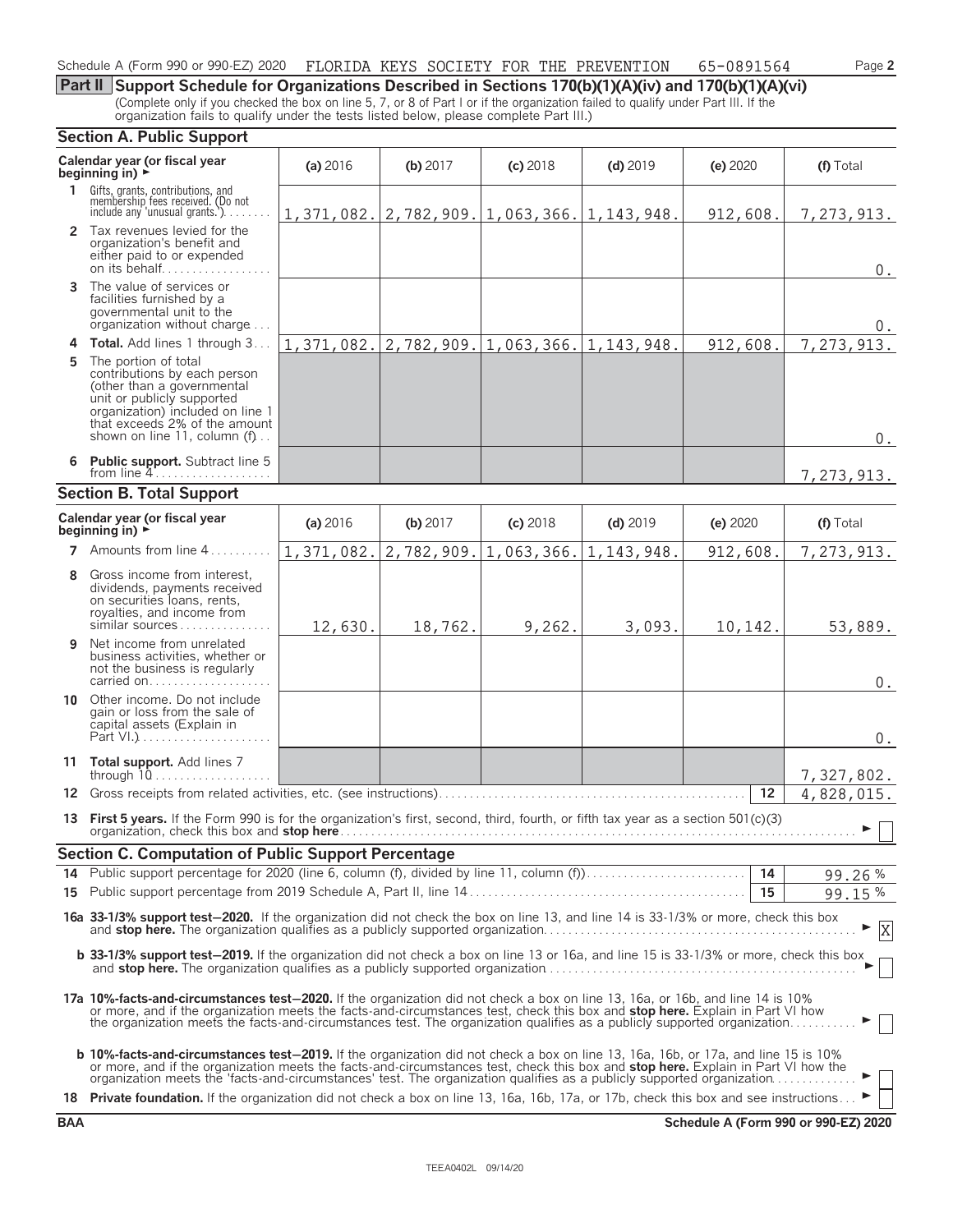Schedule A (Form 990 or 990-EZ) 2020 FLORIDA KEYS SOCIETY FOR THE PREVENTION 65-0891564

## Part II Support Schedule for Organizations Described in Sections 170(b)(1)(A)(iv) and 170(b)(1)(A)(vi)

(Complete only if you checked the box on line 5, 7, or 8 of Part I or if the organization failed to qualify under Part III. If the organization fails to qualify under the tests listed below, please complete Part III.)

### Section A. Public Support

| Calendar year (or fiscal year beginning in) ► | (a) 2016 | (b) 2017 | (c) 2018 | (d) 2019 | (e) 2020 | (f) Total |
|---|---|---|---|---|---|---|
| **1** Gifts, grants, contributions, and membership fees received. (Do not include any 'unusual grants.') | 1,371,082. | 2,782,909. | 1,063,366. | 1,143,948. | 912,608. | 7,273,913. |
| **2** Tax revenues levied for the organization's benefit and either paid to or expended on its behalf | | | | | | 0. |
| **3** The value of services or facilities furnished by a governmental unit to the organization without charge | | | | | | 0. |
| **4** **Total.** Add lines 1 through 3 | 1,371,082. | 2,782,909. | 1,063,366. | 1,143,948. | 912,608. | 7,273,913. |
| **5** The portion of total contributions by each person (other than a governmental unit or publicly supported organization) included on line 1 that exceeds 2% of the amount shown on line 11, column (f) | | | | | | 0. |
| **6** **Public support.** Subtract line 5 from line 4 | | | | | | 7,273,913. |

### Section B. Total Support

| Calendar year (or fiscal year beginning in) ► | (a) 2016 | (b) 2017 | (c) 2018 | (d) 2019 | (e) 2020 | (f) Total |
|---|---|---|---|---|---|---|
| **7** Amounts from line 4 | 1,371,082. | 2,782,909. | 1,063,366. | 1,143,948. | 912,608. | 7,273,913. |
| **8** Gross income from interest, dividends, payments received on securities loans, rents, royalties, and income from similar sources | 12,630. | 18,762. | 9,262. | 3,093. | 10,142. | 53,889. |
| **9** Net income from unrelated business activities, whether or not the business is regularly carried on | | | | | | 0. |
| **10** Other income. Do not include gain or loss from the sale of capital assets (Explain in Part VI.) | | | | | | 0. |
| **11** **Total support.** Add lines 7 through 10 | | | | | | 7,327,802. |
| **12** Gross receipts from related activities, etc. (see instructions) | | | | | 12 | 4,828,015. |

**13** **First 5 years.** If the Form 990 is for the organization's first, second, third, fourth, or fifth tax year as a section 501(c)(3) organization, check this box and **stop here** ► ☐

### Section C. Computation of Public Support Percentage

| | | | |
|---|---|---|---|
| **14** | Public support percentage for 2020 (line 6, column (f), divided by line 11, column (f)) | 14 | 99.26 % |
| **15** | Public support percentage from 2019 Schedule A, Part II, line 14 | 15 | 99.15 % |

**16a 33-1/3% support test–2020.** If the organization did not check the box on line 13, and line 14 is 33-1/3% or more, check this box and **stop here.** The organization qualifies as a publicly supported organization ► ☒

**b 33-1/3% support test–2019.** If the organization did not check a box on line 13 or 16a, and line 15 is 33-1/3% or more, check this box and **stop here.** The organization qualifies as a publicly supported organization ► ☐

**17a 10%-facts-and-circumstances test–2020.** If the organization did not check a box on line 13, 16a, or 16b, and line 14 is 10% or more, and if the organization meets the facts-and-circumstances test, check this box and **stop here.** Explain in Part VI how the organization meets the facts-and-circumstances test. The organization qualifies as a publicly supported organization ► ☐

**b 10%-facts-and-circumstances test–2019.** If the organization did not check a box on line 13, 16a, 16b, or 17a, and line 15 is 10% or more, and if the organization meets the facts-and-circumstances test, check this box and **stop here.** Explain in Part VI how the organization meets the 'facts-and-circumstances' test. The organization qualifies as a publicly supported organization ► ☐

**18** **Private foundation.** If the organization did not check a box on line 13, 16a, 16b, 17a, or 17b, check this box and see instructions ► ☐

BAA Schedule A (Form 990 or 990-EZ) 2020

TEEA0402L 09/14/20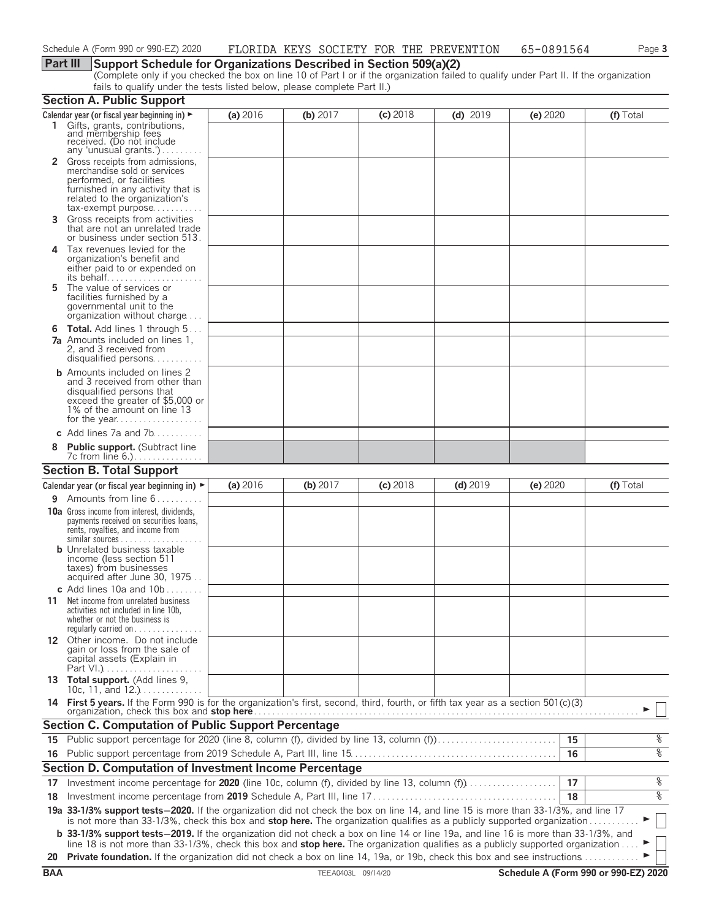Schedule A (Form 990 or 990-EZ) 2020 FLORIDA KEYS SOCIETY FOR THE PREVENTION 65-0891564

## Part III Support Schedule for Organizations Described in Section 509(a)(2)

(Complete only if you checked the box on line 10 of Part I or if the organization failed to qualify under Part II. If the organization fails to qualify under the tests listed below, please complete Part II.)

### Section A. Public Support

| Calendar year (or fiscal year beginning in) ► | (a) 2016 | (b) 2017 | (c) 2018 | (d) 2019 | (e) 2020 | (f) Total |
|---|---|---|---|---|---|---|
| **1** Gifts, grants, contributions, and membership fees received. (Do not include any 'unusual grants.') | | | | | | |
| **2** Gross receipts from admissions, merchandise sold or services performed, or facilities furnished in any activity that is related to the organization's tax-exempt purpose | | | | | | |
| **3** Gross receipts from activities that are not an unrelated trade or business under section 513 | | | | | | |
| **4** Tax revenues levied for the organization's benefit and either paid to or expended on its behalf | | | | | | |
| **5** The value of services or facilities furnished by a governmental unit to the organization without charge | | | | | | |
| **6 Total.** Add lines 1 through 5 | | | | | | |
| **7a** Amounts included on lines 1, 2, and 3 received from disqualified persons | | | | | | |
| **b** Amounts included on lines 2 and 3 received from other than disqualified persons that exceed the greater of $5,000 or 1% of the amount on line 13 for the year | | | | | | |
| **c** Add lines 7a and 7b | | | | | | |
| **8 Public support.** (Subtract line 7c from line 6.) | | | | | | |

### Section B. Total Support

| Calendar year (or fiscal year beginning in) ► | (a) 2016 | (b) 2017 | (c) 2018 | (d) 2019 | (e) 2020 | (f) Total |
|---|---|---|---|---|---|---|
| **9** Amounts from line 6 | | | | | | |
| **10a** Gross income from interest, dividends, payments received on securities loans, rents, royalties, and income from similar sources | | | | | | |
| **b** Unrelated business taxable income (less section 511 taxes) from businesses acquired after June 30, 1975 | | | | | | |
| **c** Add lines 10a and 10b | | | | | | |
| **11** Net income from unrelated business activities not included in line 10b, whether or not the business is regularly carried on | | | | | | |
| **12** Other income. Do not include gain or loss from the sale of capital assets (Explain in Part VI.) | | | | | | |
| **13 Total support.** (Add lines 9, 10c, 11, and 12.) | | | | | | |

**14 First 5 years.** If the Form 990 is for the organization's first, second, third, fourth, or fifth tax year as a section 501(c)(3) organization, check this box and **stop here** ► ☐

### Section C. Computation of Public Support Percentage

| | | | |
|---|---|---|---|
| **15** | Public support percentage for 2020 (line 8, column (f), divided by line 13, column (f)) | **15** | % |
| **16** | Public support percentage from 2019 Schedule A, Part III, line 15 | **16** | % |

### Section D. Computation of Investment Income Percentage

| | | | |
|---|---|---|---|
| **17** | Investment income percentage for **2020** (line 10c, column (f), divided by line 13, column (f)) | **17** | % |
| **18** | Investment income percentage from **2019** Schedule A, Part III, line 17 | **18** | % |

**19a 33-1/3% support tests—2020.** If the organization did not check the box on line 14, and line 15 is more than 33-1/3%, and line 17 is not more than 33-1/3%, check this box and **stop here.** The organization qualifies as a publicly supported organization ► ☐

**b 33-1/3% support tests—2019.** If the organization did not check a box on line 14 or line 19a, and line 16 is more than 33-1/3%, and line 18 is not more than 33-1/3%, check this box and **stop here.** The organization qualifies as a publicly supported organization ► ☐

**20 Private foundation.** If the organization did not check a box on line 14, 19a, or 19b, check this box and see instructions ► ☐

BAA TEEA0403L 09/14/20 Schedule A (Form 990 or 990-EZ) 2020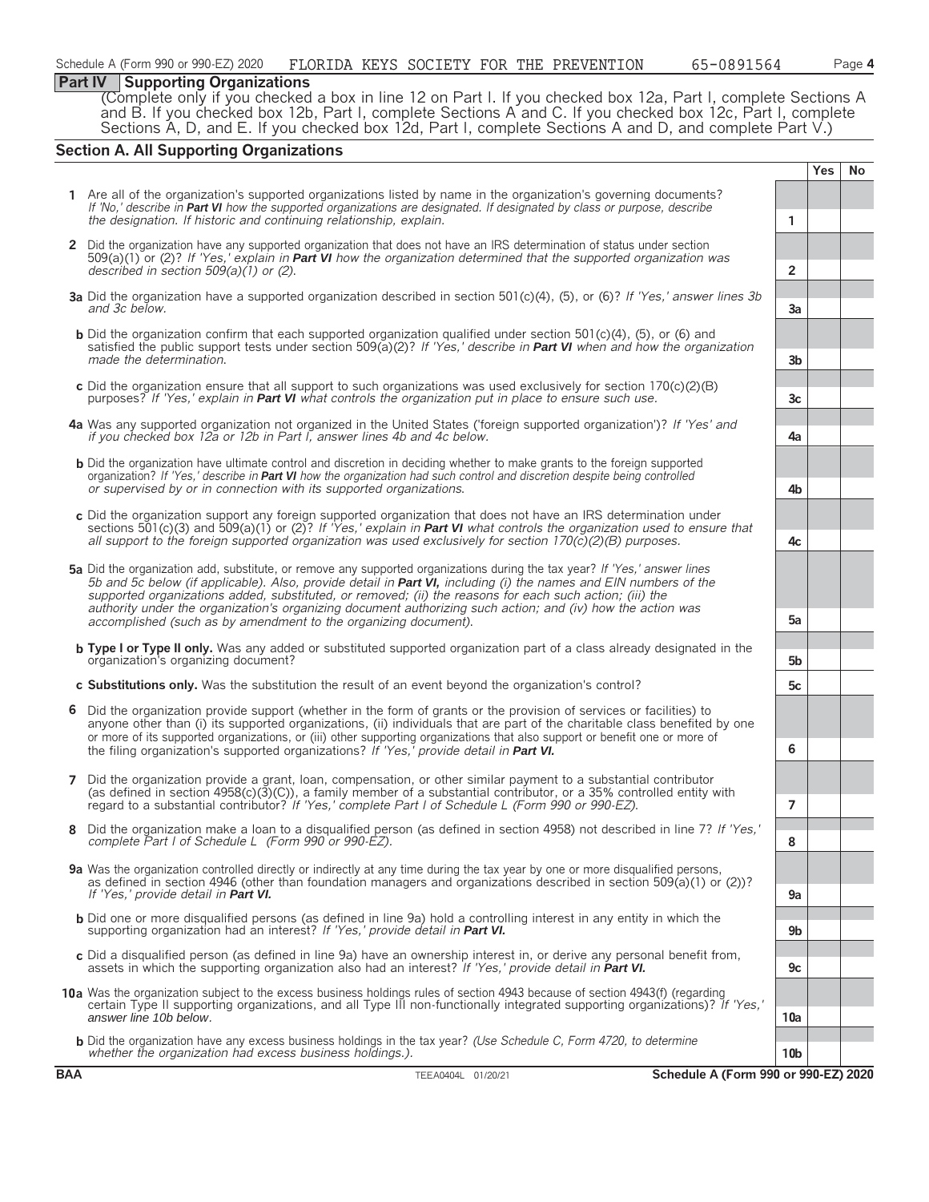## Part IV Supporting Organizations

(Complete only if you checked a box in line 12 on Part I. If you checked box 12a, Part I, complete Sections A and B. If you checked box 12b, Part I, complete Sections A and C. If you checked box 12c, Part I, complete Sections A, D, and E. If you checked box 12d, Part I, complete Sections A and D, and complete Part V.)

### Section A. All Supporting Organizations

| | | Yes | No |
|---|---|---|---|
| **1** Are all of the organization's supported organizations listed by name in the organization's governing documents? *If 'No,' describe in* ***Part VI*** *how the supported organizations are designated. If designated by class or purpose, describe the designation. If historic and continuing relationship, explain.* | 1 | | |
| **2** Did the organization have any supported organization that does not have an IRS determination of status under section 509(a)(1) or (2)? *If 'Yes,' explain in* ***Part VI*** *how the organization determined that the supported organization was described in section 509(a)(1) or (2).* | 2 | | |
| **3a** Did the organization have a supported organization described in section 501(c)(4), (5), or (6)? *If 'Yes,' answer lines 3b and 3c below.* | 3a | | |
| **b** Did the organization confirm that each supported organization qualified under section 501(c)(4), (5), or (6) and satisfied the public support tests under section 509(a)(2)? *If 'Yes,' describe in* ***Part VI*** *when and how the organization made the determination.* | 3b | | |
| **c** Did the organization ensure that all support to such organizations was used exclusively for section 170(c)(2)(B) purposes? *If 'Yes,' explain in* ***Part VI*** *what controls the organization put in place to ensure such use.* | 3c | | |
| **4a** Was any supported organization not organized in the United States ('foreign supported organization')? *If 'Yes' and if you checked box 12a or 12b in Part I, answer lines 4b and 4c below.* | 4a | | |
| **b** Did the organization have ultimate control and discretion in deciding whether to make grants to the foreign supported organization? *If 'Yes,' describe in* ***Part VI*** *how the organization had such control and discretion despite being controlled or supervised by or in connection with its supported organizations.* | 4b | | |
| **c** Did the organization support any foreign supported organization that does not have an IRS determination under sections 501(c)(3) and 509(a)(1) or (2)? *If 'Yes,' explain in* ***Part VI*** *what controls the organization used to ensure that all support to the foreign supported organization was used exclusively for section 170(c)(2)(B) purposes.* | 4c | | |
| **5a** Did the organization add, substitute, or remove any supported organizations during the tax year? *If 'Yes,' answer lines 5b and 5c below (if applicable). Also, provide detail in* ***Part VI,*** *including (i) the names and EIN numbers of the supported organizations added, substituted, or removed; (ii) the reasons for each such action; (iii) the authority under the organization's organizing document authorizing such action; and (iv) how the action was accomplished (such as by amendment to the organizing document).* | 5a | | |
| **b Type I or Type II only.** Was any added or substituted supported organization part of a class already designated in the organization's organizing document? | 5b | | |
| **c Substitutions only.** Was the substitution the result of an event beyond the organization's control? | 5c | | |
| **6** Did the organization provide support (whether in the form of grants or the provision of services or facilities) to anyone other than (i) its supported organizations, (ii) individuals that are part of the charitable class benefited by one or more of its supported organizations, or (iii) other supporting organizations that also support or benefit one or more of the filing organization's supported organizations? *If 'Yes,' provide detail in* ***Part VI.*** | 6 | | |
| **7** Did the organization provide a grant, loan, compensation, or other similar payment to a substantial contributor (as defined in section 4958(c)(3)(C)), a family member of a substantial contributor, or a 35% controlled entity with regard to a substantial contributor? *If 'Yes,' complete Part I of Schedule L (Form 990 or 990-EZ).* | 7 | | |
| **8** Did the organization make a loan to a disqualified person (as defined in section 4958) not described in line 7? *If 'Yes,' complete Part I of Schedule L (Form 990 or 990-EZ).* | 8 | | |
| **9a** Was the organization controlled directly or indirectly at any time during the tax year by one or more disqualified persons, as defined in section 4946 (other than foundation managers and organizations described in section 509(a)(1) or (2))? *If 'Yes,' provide detail in* ***Part VI.*** | 9a | | |
| **b** Did one or more disqualified persons (as defined in line 9a) hold a controlling interest in any entity in which the supporting organization had an interest? *If 'Yes,' provide detail in* ***Part VI.*** | 9b | | |
| **c** Did a disqualified person (as defined in line 9a) have an ownership interest in, or derive any personal benefit from, assets in which the supporting organization also had an interest? *If 'Yes,' provide detail in* ***Part VI.*** | 9c | | |
| **10a** Was the organization subject to the excess business holdings rules of section 4943 because of section 4943(f) (regarding certain Type II supporting organizations, and all Type III non-functionally integrated supporting organizations)? *If 'Yes,' answer line 10b below.* | 10a | | |
| **b** Did the organization have any excess business holdings in the tax year? *(Use Schedule C, Form 4720, to determine whether the organization had excess business holdings.).* | 10b | | |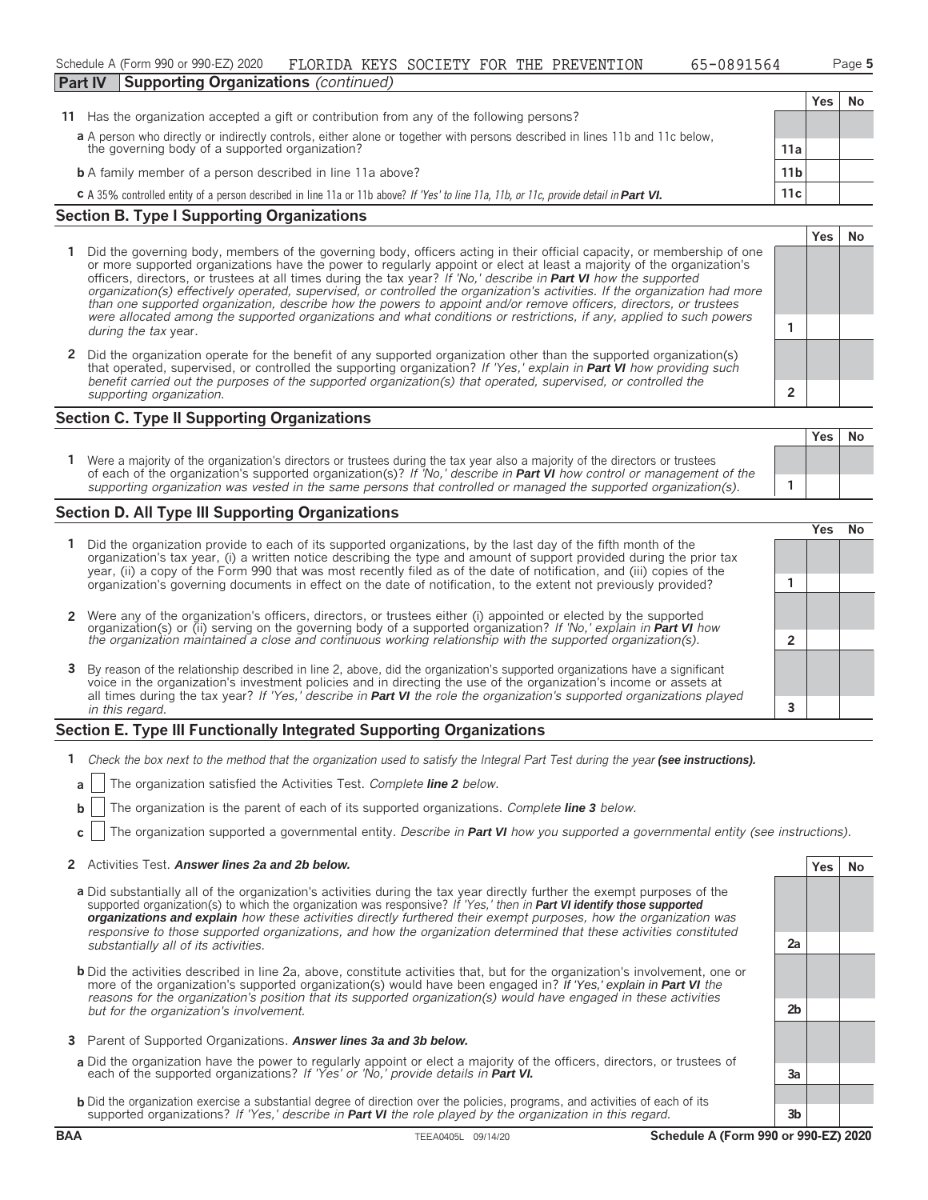Schedule A (Form 990 or 990-EZ) 2020 FLORIDA KEYS SOCIETY FOR THE PREVENTION 65-0891564

## Part IV Supporting Organizations *(continued)*

| | | Yes | No |
|---|---|---|---|
| **11** Has the organization accepted a gift or contribution from any of the following persons? | | | |
| **a** A person who directly or indirectly controls, either alone or together with persons described in lines 11b and 11c below, the governing body of a supported organization? | **11a** | | |
| **b** A family member of a person described in line 11a above? | **11b** | | |
| **c** A 35% controlled entity of a person described in line 11a or 11b above? *If 'Yes' to line 11a, 11b, or 11c, provide detail in* ***Part VI.*** | **11c** | | |

### Section B. Type I Supporting Organizations

| | | Yes | No |
|---|---|---|---|
| **1** Did the governing body, members of the governing body, officers acting in their official capacity, or membership of one or more supported organizations have the power to regularly appoint or elect at least a majority of the organization's officers, directors, or trustees at all times during the tax year? *If 'No,' describe in* ***Part VI*** *how the supported organization(s) effectively operated, supervised, or controlled the organization's activities. If the organization had more than one supported organization, describe how the powers to appoint and/or remove officers, directors, or trustees were allocated among the supported organizations and what conditions or restrictions, if any, applied to such powers during the tax* year. | **1** | | |
| **2** Did the organization operate for the benefit of any supported organization other than the supported organization(s) that operated, supervised, or controlled the supporting organization? *If 'Yes,' explain in* ***Part VI*** *how providing such benefit carried out the purposes of the supported organization(s) that operated, supervised, or controlled the supporting organization.* | **2** | | |

### Section C. Type II Supporting Organizations

| | | Yes | No |
|---|---|---|---|
| **1** Were a majority of the organization's directors or trustees during the tax year also a majority of the directors or trustees of each of the organization's supported organization(s)? *If 'No,' describe in* ***Part VI*** *how control or management of the supporting organization was vested in the same persons that controlled or managed the supported organization(s).* | **1** | | |

### Section D. All Type III Supporting Organizations

| | | Yes | No |
|---|---|---|---|
| **1** Did the organization provide to each of its supported organizations, by the last day of the fifth month of the organization's tax year, (i) a written notice describing the type and amount of support provided during the prior tax year, (ii) a copy of the Form 990 that was most recently filed as of the date of notification, and (iii) copies of the organization's governing documents in effect on the date of notification, to the extent not previously provided? | **1** | | |
| **2** Were any of the organization's officers, directors, or trustees either (i) appointed or elected by the supported organization(s) or (ii) serving on the governing body of a supported organization? *If 'No,' explain in* ***Part VI*** *how the organization maintained a close and continuous working relationship with the supported organization(s).* | **2** | | |
| **3** By reason of the relationship described in line 2, above, did the organization's supported organizations have a significant voice in the organization's investment policies and in directing the use of the organization's income or assets at all times during the tax year? *If 'Yes,' describe in* ***Part VI*** *the role the organization's supported organizations played in this regard.* | **3** | | |

### Section E. Type III Functionally Integrated Supporting Organizations

**1** *Check the box next to the method that the organization used to satisfy the Integral Part Test during the year* ***(see instructions).***

- **a** ☐ The organization satisfied the Activities Test. *Complete* ***line 2*** *below.*
- **b** ☐ The organization is the parent of each of its supported organizations. *Complete* ***line 3*** *below.*
- **c** ☐ The organization supported a governmental entity. *Describe in* ***Part VI*** *how you supported a governmental entity (see instructions).*

| | | Yes | No |
|---|---|---|---|
| **2** Activities Test. ***Answer lines 2a and 2b below.*** | | | |
| **a** Did substantially all of the organization's activities during the tax year directly further the exempt purposes of the supported organization(s) to which the organization was responsive? *If 'Yes,' then in* ***Part VI identify those supported organizations and explain*** *how these activities directly furthered their exempt purposes, how the organization was responsive to those supported organizations, and how the organization determined that these activities constituted substantially all of its activities.* | **2a** | | |
| **b** Did the activities described in line 2a, above, constitute activities that, but for the organization's involvement, one or more of the organization's supported organization(s) would have been engaged in? *If 'Yes,' explain in* ***Part VI*** *the reasons for the organization's position that its supported organization(s) would have engaged in these activities but for the organization's involvement.* | **2b** | | |
| **3** Parent of Supported Organizations. ***Answer lines 3a and 3b below.*** | | | |
| **a** Did the organization have the power to regularly appoint or elect a majority of the officers, directors, or trustees of each of the supported organizations? *If 'Yes' or 'No,' provide details in* ***Part VI.*** | **3a** | | |
| **b** Did the organization exercise a substantial degree of direction over the policies, programs, and activities of each of its supported organizations? *If 'Yes,' describe in* ***Part VI*** *the role played by the organization in this regard.* | **3b** | | |

BAA TEEA0405L 09/14/20 **Schedule A (Form 990 or 990-EZ) 2020**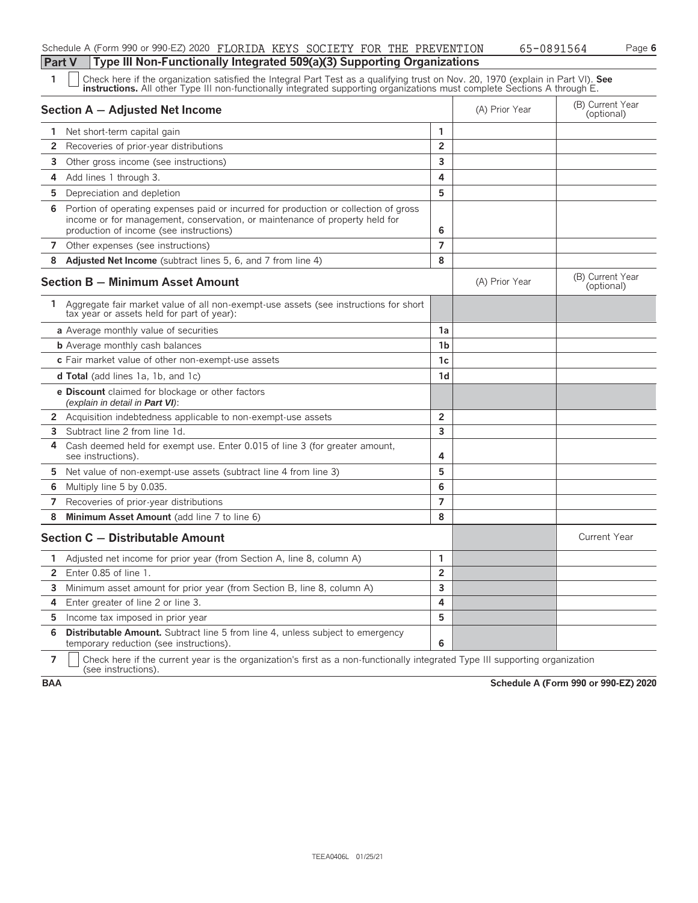Schedule A (Form 990 or 990-EZ) 2020 FLORIDA KEYS SOCIETY FOR THE PREVENTION 65-0891564

## Part V Type III Non-Functionally Integrated 509(a)(3) Supporting Organizations

**1** ☐ Check here if the organization satisfied the Integral Part Test as a qualifying trust on Nov. 20, 1970 (explain in Part VI). **See instructions.** All other Type III non-functionally integrated supporting organizations must complete Sections A through E.

| Section A — Adjusted Net Income | | (A) Prior Year | (B) Current Year (optional) |
|---|---|---|---|
| 1 Net short-term capital gain | 1 | | |
| 2 Recoveries of prior-year distributions | 2 | | |
| 3 Other gross income (see instructions) | 3 | | |
| 4 Add lines 1 through 3. | 4 | | |
| 5 Depreciation and depletion | 5 | | |
| 6 Portion of operating expenses paid or incurred for production or collection of gross income or for management, conservation, or maintenance of property held for production of income (see instructions) | 6 | | |
| 7 Other expenses (see instructions) | 7 | | |
| 8 **Adjusted Net Income** (subtract lines 5, 6, and 7 from line 4) | 8 | | |

| Section B — Minimum Asset Amount | | (A) Prior Year | (B) Current Year (optional) |
|---|---|---|---|
| 1 Aggregate fair market value of all non-exempt-use assets (see instructions for short tax year or assets held for part of year): | | | |
| **a** Average monthly value of securities | 1a | | |
| **b** Average monthly cash balances | 1b | | |
| **c** Fair market value of other non-exempt-use assets | 1c | | |
| **d Total** (add lines 1a, 1b, and 1c) | 1d | | |
| **e Discount** claimed for blockage or other factors *(explain in detail in **Part VI**)*: | | | |
| 2 Acquisition indebtedness applicable to non-exempt-use assets | 2 | | |
| 3 Subtract line 2 from line 1d. | 3 | | |
| 4 Cash deemed held for exempt use. Enter 0.015 of line 3 (for greater amount, see instructions). | 4 | | |
| 5 Net value of non-exempt-use assets (subtract line 4 from line 3) | 5 | | |
| 6 Multiply line 5 by 0.035. | 6 | | |
| 7 Recoveries of prior-year distributions | 7 | | |
| 8 **Minimum Asset Amount** (add line 7 to line 6) | 8 | | |

| Section C — Distributable Amount | | | Current Year |
|---|---|---|---|
| 1 Adjusted net income for prior year (from Section A, line 8, column A) | 1 | | |
| 2 Enter 0.85 of line 1. | 2 | | |
| 3 Minimum asset amount for prior year (from Section B, line 8, column A) | 3 | | |
| 4 Enter greater of line 2 or line 3. | 4 | | |
| 5 Income tax imposed in prior year | 5 | | |
| 6 **Distributable Amount.** Subtract line 5 from line 4, unless subject to emergency temporary reduction (see instructions). | 6 | | |

**7** ☐ Check here if the current year is the organization's first as a non-functionally integrated Type III supporting organization (see instructions).

BAA **Schedule A (Form 990 or 990-EZ) 2020**

TEEA0406L 01/25/21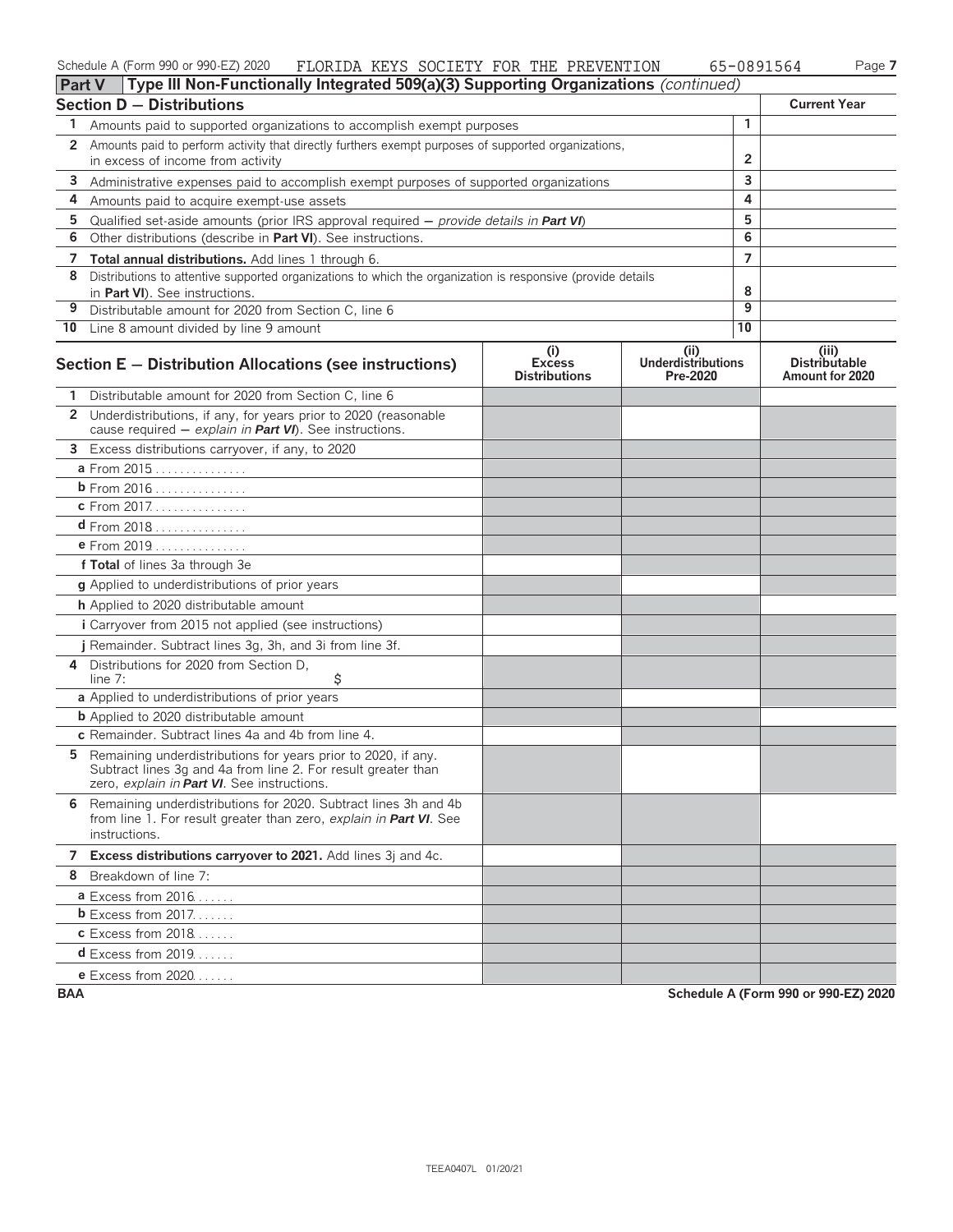Schedule A (Form 990 or 990-EZ) 2020 FLORIDA KEYS SOCIETY FOR THE PREVENTION 65-0891564 Page **7**

## Part V Type III Non-Functionally Integrated 509(a)(3) Supporting Organizations *(continued)*

### Section D — Distributions

| | | | Current Year |
|---|---|---|---|
| 1 | Amounts paid to supported organizations to accomplish exempt purposes | 1 | |
| 2 | Amounts paid to perform activity that directly furthers exempt purposes of supported organizations, in excess of income from activity | 2 | |
| 3 | Administrative expenses paid to accomplish exempt purposes of supported organizations | 3 | |
| 4 | Amounts paid to acquire exempt-use assets | 4 | |
| 5 | Qualified set-aside amounts (prior IRS approval required — *provide details in* **Part VI**) | 5 | |
| 6 | Other distributions (describe in **Part VI**). See instructions. | 6 | |
| 7 | **Total annual distributions.** Add lines 1 through 6. | 7 | |
| 8 | Distributions to attentive supported organizations to which the organization is responsive (provide details in **Part VI**). See instructions. | 8 | |
| 9 | Distributable amount for 2020 from Section C, line 6 | 9 | |
| 10 | Line 8 amount divided by line 9 amount | 10 | |

### Section E — Distribution Allocations (see instructions)

| | | (i) Excess Distributions | (ii) Underdistributions Pre-2020 | (iii) Distributable Amount for 2020 |
|---|---|---|---|---|
| 1 | Distributable amount for 2020 from Section C, line 6 | | | |
| 2 | Underdistributions, if any, for years prior to 2020 (reasonable cause required — *explain in* **Part VI**). See instructions. | | | |
| 3 | Excess distributions carryover, if any, to 2020 | | | |
| | **a** From 2015 | | | |
| | **b** From 2016 | | | |
| | **c** From 2017 | | | |
| | **d** From 2018 | | | |
| | **e** From 2019 | | | |
| | **f Total** of lines 3a through 3e | | | |
| | **g** Applied to underdistributions of prior years | | | |
| | **h** Applied to 2020 distributable amount | | | |
| | **i** Carryover from 2015 not applied (see instructions) | | | |
| | **j** Remainder. Subtract lines 3g, 3h, and 3i from line 3f. | | | |
| 4 | Distributions for 2020 from Section D, line 7: $ | | | |
| | **a** Applied to underdistributions of prior years | | | |
| | **b** Applied to 2020 distributable amount | | | |
| | **c** Remainder. Subtract lines 4a and 4b from line 4. | | | |
| 5 | Remaining underdistributions for years prior to 2020, if any. Subtract lines 3g and 4a from line 2. For result greater than zero, *explain in* **Part VI**. See instructions. | | | |
| 6 | Remaining underdistributions for 2020. Subtract lines 3h and 4b from line 1. For result greater than zero, *explain in* **Part VI**. See instructions. | | | |
| 7 | **Excess distributions carryover to 2021.** Add lines 3j and 4c. | | | |
| 8 | Breakdown of line 7: | | | |
| | **a** Excess from 2016 | | | |
| | **b** Excess from 2017 | | | |
| | **c** Excess from 2018 | | | |
| | **d** Excess from 2019 | | | |
| | **e** Excess from 2020 | | | |

BAA Schedule A (Form 990 or 990-EZ) 2020

TEEA0407L 01/20/21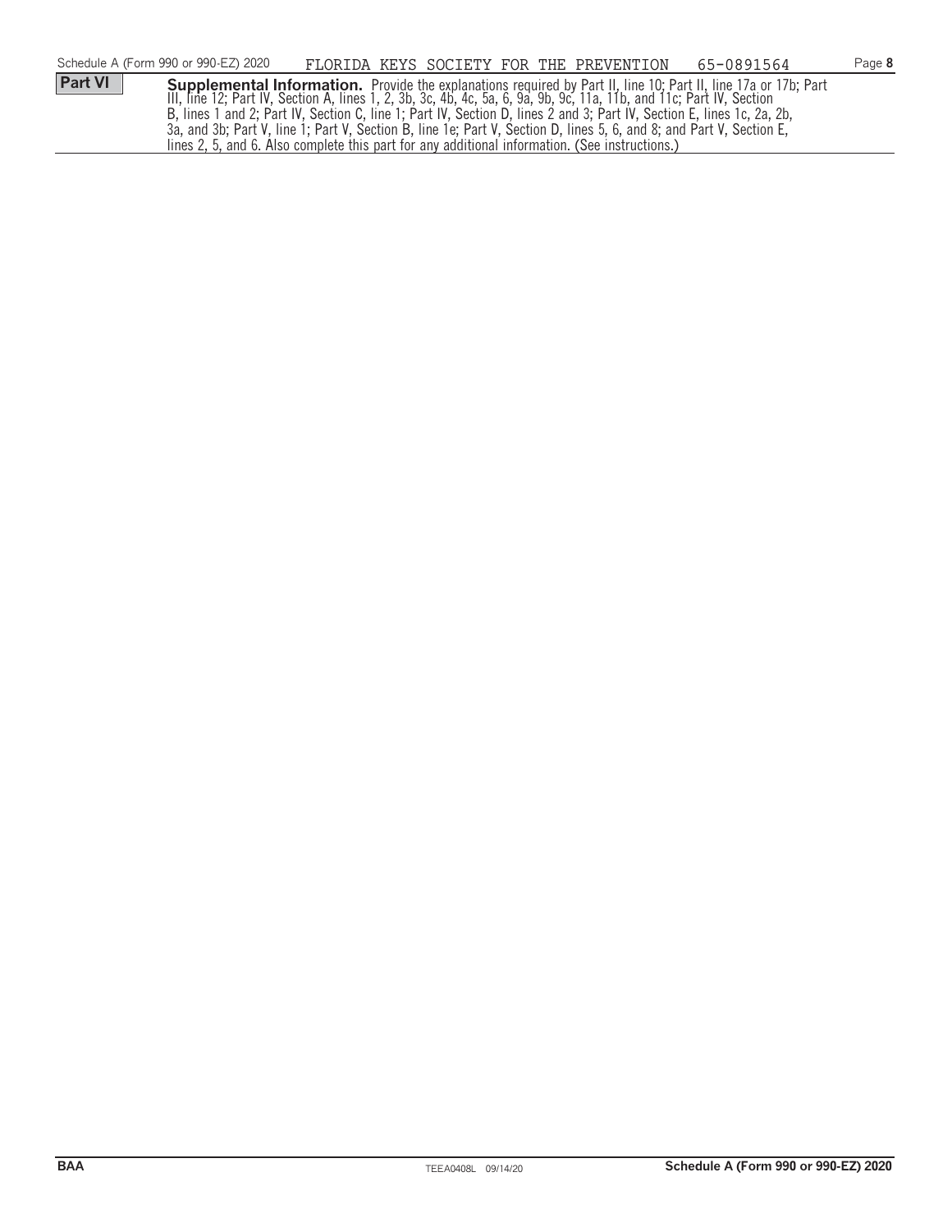**Part VI** **Supplemental Information.** Provide the explanations required by Part II, line 10; Part II, line 17a or 17b; Part III, line 12; Part IV, Section A, lines 1, 2, 3b, 3c, 4b, 4c, 5a, 6, 9a, 9b, 9c, 11a, 11b, and 11c; Part IV, Section B, lines 1 and 2; Part IV, Section C, line 1; Part IV, Section D, lines 2 and 3; Part IV, Section E, lines 1c, 2a, 2b, 3a, and 3b; Part V, line 1; Part V, Section B, line 1e; Part V, Section D, lines 5, 6, and 8; and Part V, Section E, lines 2, 5, and 6. Also complete this part for any additional information. (See instructions.)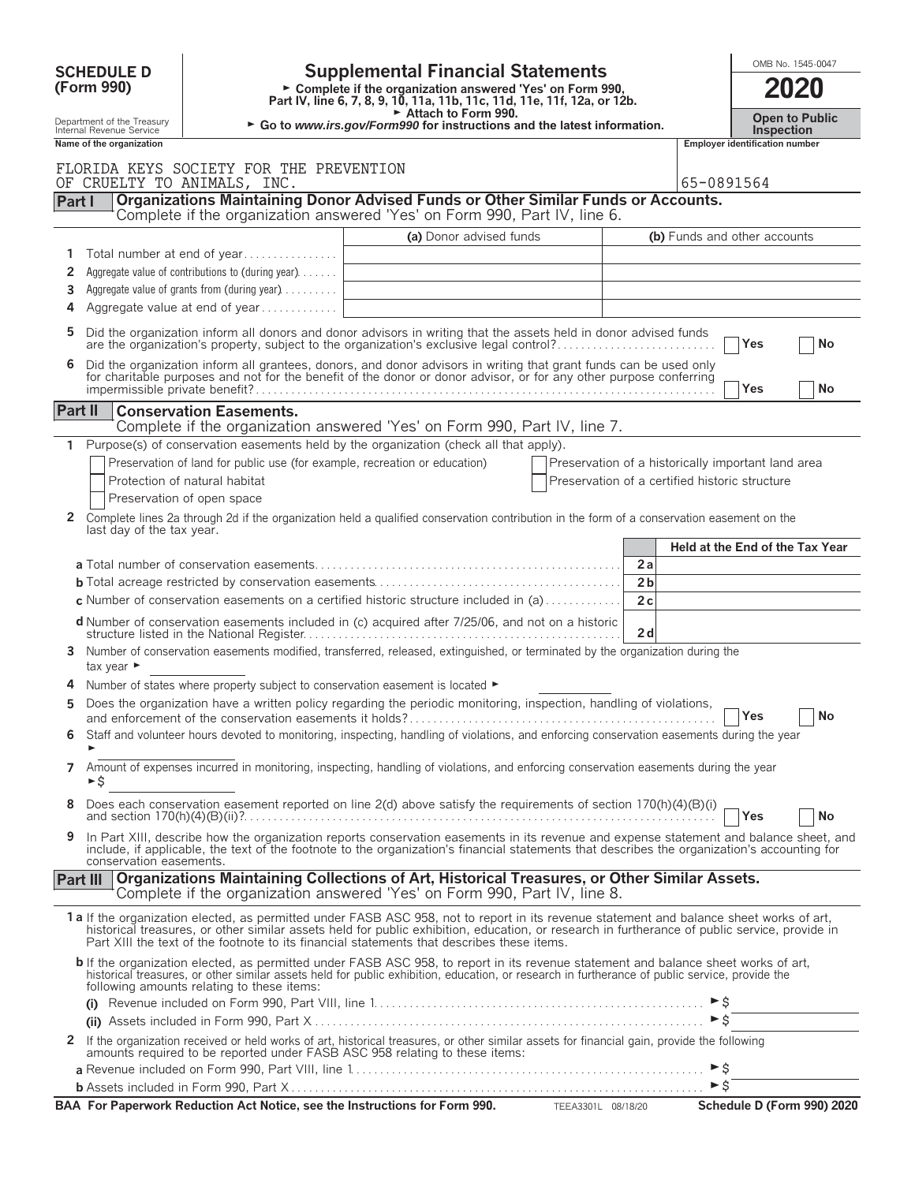**SCHEDULE D (Form 990)**

Department of the Treasury
Internal Revenue Service

# Supplemental Financial Statements

► Complete if the organization answered 'Yes' on Form 990, Part IV, line 6, 7, 8, 9, 10, 11a, 11b, 11c, 11d, 11e, 11f, 12a, or 12b.
► Attach to Form 990.
► Go to *www.irs.gov/Form990* for instructions and the latest information.

OMB No. 1545-0047

**2020**

**Open to Public Inspection**

Name of the organization: FLORIDA KEYS SOCIETY FOR THE PREVENTION OF CRUELTY TO ANIMALS, INC.

Employer identification number: 65-0891564

## Part I Organizations Maintaining Donor Advised Funds or Other Similar Funds or Accounts.

Complete if the organization answered 'Yes' on Form 990, Part IV, line 6.

| | | (a) Donor advised funds | (b) Funds and other accounts |
|---|---|---|---|
| 1 | Total number at end of year | | |
| 2 | Aggregate value of contributions to (during year) | | |
| 3 | Aggregate value of grants from (during year) | | |
| 4 | Aggregate value at end of year | | |

5 Did the organization inform all donors and donor advisors in writing that the assets held in donor advised funds are the organization's property, subject to the organization's exclusive legal control? ☐ Yes ☐ No

6 Did the organization inform all grantees, donors, and donor advisors in writing that grant funds can be used only for charitable purposes and not for the benefit of the donor or donor advisor, or for any other purpose conferring impermissible private benefit? ☐ Yes ☐ No

## Part II Conservation Easements.

Complete if the organization answered 'Yes' on Form 990, Part IV, line 7.

1 Purpose(s) of conservation easements held by the organization (check all that apply).

- ☐ Preservation of land for public use (for example, recreation or education)
- ☐ Protection of natural habitat
- ☐ Preservation of open space
- ☐ Preservation of a historically important land area
- ☐ Preservation of a certified historic structure

2 Complete lines 2a through 2d if the organization held a qualified conservation contribution in the form of a conservation easement on the last day of the tax year.

| | | | Held at the End of the Tax Year |
|---|---|---|---|
| a | Total number of conservation easements | 2a | |
| b | Total acreage restricted by conservation easements | 2b | |
| c | Number of conservation easements on a certified historic structure included in (a) | 2c | |
| d | Number of conservation easements included in (c) acquired after 7/25/06, and not on a historic structure listed in the National Register | 2d | |

3 Number of conservation easements modified, transferred, released, extinguished, or terminated by the organization during the tax year ► 

4 Number of states where property subject to conservation easement is located ► 

5 Does the organization have a written policy regarding the periodic monitoring, inspection, handling of violations, and enforcement of the conservation easements it holds? ☐ Yes ☐ No

6 Staff and volunteer hours devoted to monitoring, inspecting, handling of violations, and enforcing conservation easements during the year ► 

7 Amount of expenses incurred in monitoring, inspecting, handling of violations, and enforcing conservation easements during the year ►$ 

8 Does each conservation easement reported on line 2(d) above satisfy the requirements of section 170(h)(4)(B)(i) and section 170(h)(4)(B)(ii)? ☐ Yes ☐ No

9 In Part XIII, describe how the organization reports conservation easements in its revenue and expense statement and balance sheet, and include, if applicable, the text of the footnote to the organization's financial statements that describes the organization's accounting for conservation easements.

## Part III Organizations Maintaining Collections of Art, Historical Treasures, or Other Similar Assets.

Complete if the organization answered 'Yes' on Form 990, Part IV, line 8.

1a If the organization elected, as permitted under FASB ASC 958, not to report in its revenue statement and balance sheet works of art, historical treasures, or other similar assets held for public exhibition, education, or research in furtherance of public service, provide in Part XIII the text of the footnote to its financial statements that describes these items.

b If the organization elected, as permitted under FASB ASC 958, to report in its revenue statement and balance sheet works of art, historical treasures, or other similar assets held for public exhibition, education, or research in furtherance of public service, provide the following amounts relating to these items:

(i) Revenue included on Form 990, Part VIII, line 1 ►$ 

(ii) Assets included in Form 990, Part X ►$ 

2 If the organization received or held works of art, historical treasures, or other similar assets for financial gain, provide the following amounts required to be reported under FASB ASC 958 relating to these items:

a Revenue included on Form 990, Part VIII, line 1 ►$ 

b Assets included in Form 990, Part X ►$ 

**BAA For Paperwork Reduction Act Notice, see the Instructions for Form 990.** TEEA3301L 08/18/20 **Schedule D (Form 990) 2020**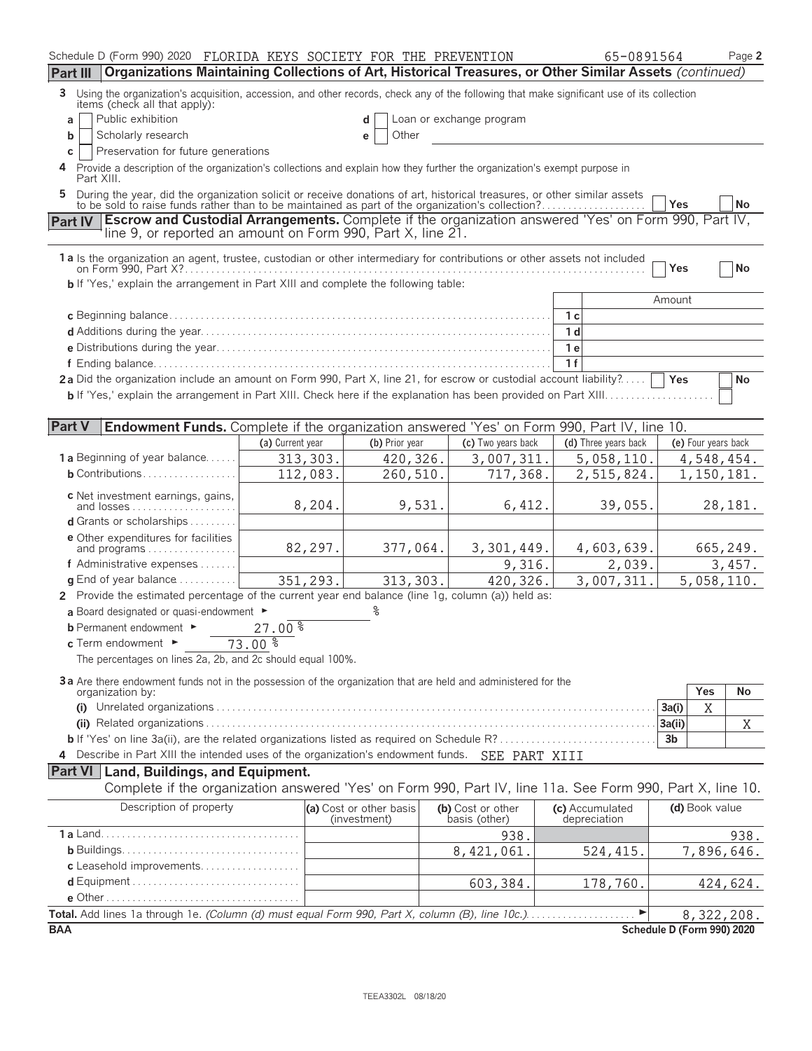Schedule D (Form 990) 2020 FLORIDA KEYS SOCIETY FOR THE PREVENTION 65-0891564 Page 2

**Part III Organizations Maintaining Collections of Art, Historical Treasures, or Other Similar Assets** *(continued)*

3 Using the organization's acquisition, accession, and other records, check any of the following that make significant use of its collection items (check all that apply):

- a [ ] Public exhibition
- b [ ] Scholarly research
- c [ ] Preservation for future generations
- d [ ] Loan or exchange program
- e [ ] Other

4 Provide a description of the organization's collections and explain how they further the organization's exempt purpose in Part XIII.

5 During the year, did the organization solicit or receive donations of art, historical treasures, or other similar assets to be sold to raise funds rather than to be maintained as part of the organization's collection? [ ] Yes [ ] No

**Part IV Escrow and Custodial Arrangements.** Complete if the organization answered 'Yes' on Form 990, Part IV, line 9, or reported an amount on Form 990, Part X, line 21.

1a Is the organization an agent, trustee, custodian or other intermediary for contributions or other assets not included on Form 990, Part X? [ ] Yes [ ] No

b If 'Yes,' explain the arrangement in Part XIII and complete the following table:

| | | Amount |
|---|---|---|
| c Beginning balance | 1c | |
| d Additions during the year | 1d | |
| e Distributions during the year | 1e | |
| f Ending balance | 1f | |

2a Did the organization include an amount on Form 990, Part X, line 21, for escrow or custodial account liability? [ ] Yes [ ] No

b If 'Yes,' explain the arrangement in Part XIII. Check here if the explanation has been provided on Part XIII [ ]

**Part V Endowment Funds.** Complete if the organization answered 'Yes' on Form 990, Part IV, line 10.

| | (a) Current year | (b) Prior year | (c) Two years back | (d) Three years back | (e) Four years back |
|---|---|---|---|---|---|
| 1a Beginning of year balance | 313,303. | 420,326. | 3,007,311. | 5,058,110. | 4,548,454. |
| b Contributions | 112,083. | 260,510. | 717,368. | 2,515,824. | 1,150,181. |
| c Net investment earnings, gains, and losses | 8,204. | 9,531. | 6,412. | 39,055. | 28,181. |
| d Grants or scholarships | | | | | |
| e Other expenditures for facilities and programs | 82,297. | 377,064. | 3,301,449. | 4,603,639. | 665,249. |
| f Administrative expenses | | | 9,316. | 2,039. | 3,457. |
| g End of year balance | 351,293. | 313,303. | 420,326. | 3,007,311. | 5,058,110. |

2 Provide the estimated percentage of the current year end balance (line 1g, column (a)) held as:

a Board designated or quasi-endowment ► %

b Permanent endowment ► 27.00 %

c Term endowment ► 73.00 %

The percentages on lines 2a, 2b, and 2c should equal 100%.

3a Are there endowment funds not in the possession of the organization that are held and administered for the organization by:

| | | Yes | No |
|---|---|---|---|
| (i) Unrelated organizations | 3a(i) | X | |
| (ii) Related organizations | 3a(ii) | | X |
| b If 'Yes' on line 3a(ii), are the related organizations listed as required on Schedule R? | 3b | | |

4 Describe in Part XIII the intended uses of the organization's endowment funds. SEE PART XIII

**Part VI Land, Buildings, and Equipment.**

Complete if the organization answered 'Yes' on Form 990, Part IV, line 11a. See Form 990, Part X, line 10.

| Description of property | (a) Cost or other basis (investment) | (b) Cost or other basis (other) | (c) Accumulated depreciation | (d) Book value |
|---|---|---|---|---|
| 1a Land | | 938. | | 938. |
| b Buildings | | 8,421,061. | 524,415. | 7,896,646. |
| c Leasehold improvements | | | | |
| d Equipment | | 603,384. | 178,760. | 424,624. |
| e Other | | | | |
| **Total.** Add lines 1a through 1e. *(Column (d) must equal Form 990, Part X, column (B), line 10c.)* | | | ► | 8,322,208. |

BAA Schedule D (Form 990) 2020

TEEA3302L 08/18/20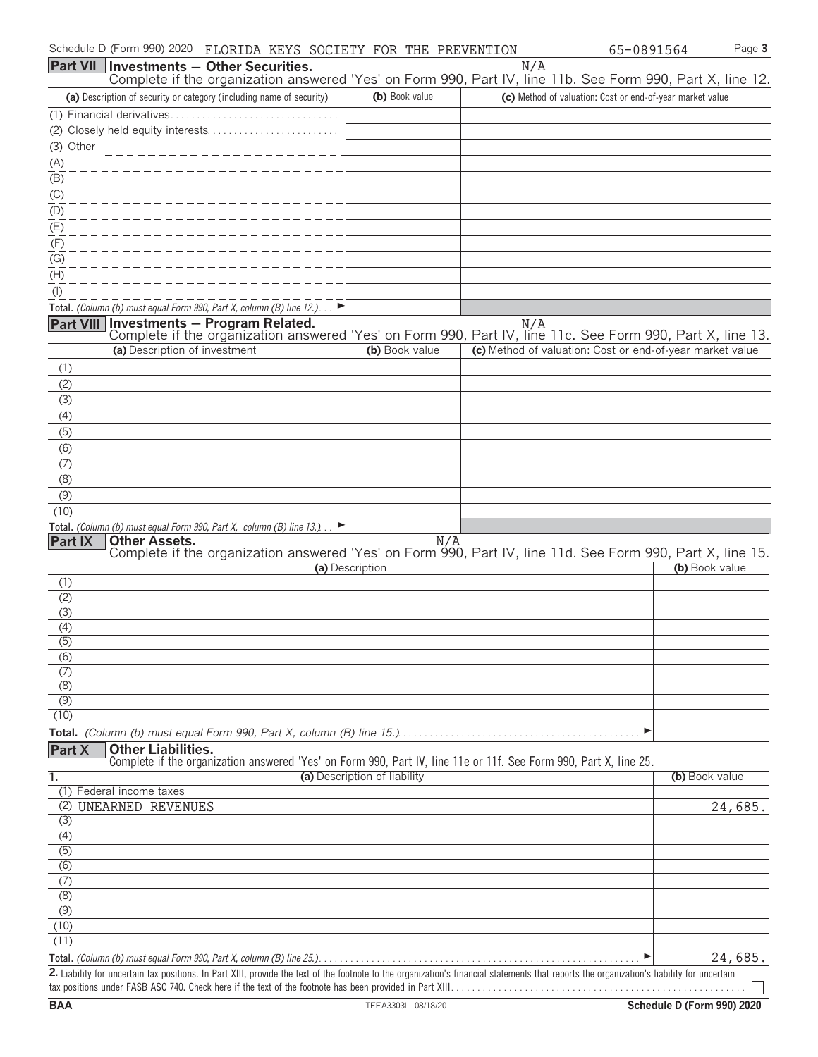Schedule D (Form 990) 2020 FLORIDA KEYS SOCIETY FOR THE PREVENTION 65-0891564 Page **3**

**Part VII Investments — Other Securities.** N/A

Complete if the organization answered 'Yes' on Form 990, Part IV, line 11b. See Form 990, Part X, line 12.

| (a) Description of security or category (including name of security) | (b) Book value | (c) Method of valuation: Cost or end-of-year market value |
|---|---|---|
| (1) Financial derivatives | | |
| (2) Closely held equity interests | | |
| (3) Other | | |
| (A) | | |
| (B) | | |
| (C) | | |
| (D) | | |
| (E) | | |
| (F) | | |
| (G) | | |
| (H) | | |
| (I) | | |
| **Total.** *(Column (b) must equal Form 990, Part X, column (B) line 12.)* ► | | |

**Part VIII Investments — Program Related.** N/A

Complete if the organization answered 'Yes' on Form 990, Part IV, line 11c. See Form 990, Part X, line 13.

| (a) Description of investment | (b) Book value | (c) Method of valuation: Cost or end-of-year market value |
|---|---|---|
| (1) | | |
| (2) | | |
| (3) | | |
| (4) | | |
| (5) | | |
| (6) | | |
| (7) | | |
| (8) | | |
| (9) | | |
| (10) | | |
| **Total.** *(Column (b) must equal Form 990, Part X, column (B) line 13.)* ► | | |

**Part IX Other Assets.** N/A

Complete if the organization answered 'Yes' on Form 990, Part IV, line 11d. See Form 990, Part X, line 15.

| (a) Description | (b) Book value |
|---|---|
| (1) | |
| (2) | |
| (3) | |
| (4) | |
| (5) | |
| (6) | |
| (7) | |
| (8) | |
| (9) | |
| (10) | |
| **Total.** *(Column (b) must equal Form 990, Part X, column (B) line 15.)* ► | |

**Part X Other Liabilities.**

Complete if the organization answered 'Yes' on Form 990, Part IV, line 11e or 11f. See Form 990, Part X, line 25.

| 1. (a) Description of liability | (b) Book value |
|---|---|
| (1) Federal income taxes | |
| (2) UNEARNED REVENUES | 24,685. |
| (3) | |
| (4) | |
| (5) | |
| (6) | |
| (7) | |
| (8) | |
| (9) | |
| (10) | |
| (11) | |
| **Total.** *(Column (b) must equal Form 990, Part X, column (B) line 25.)* ► | 24,685. |

**2.** Liability for uncertain tax positions. In Part XIII, provide the text of the footnote to the organization's financial statements that reports the organization's liability for uncertain tax positions under FASB ASC 740. Check here if the text of the footnote has been provided in Part XIII ☐

BAA TEEA3303L 08/18/20 **Schedule D (Form 990) 2020**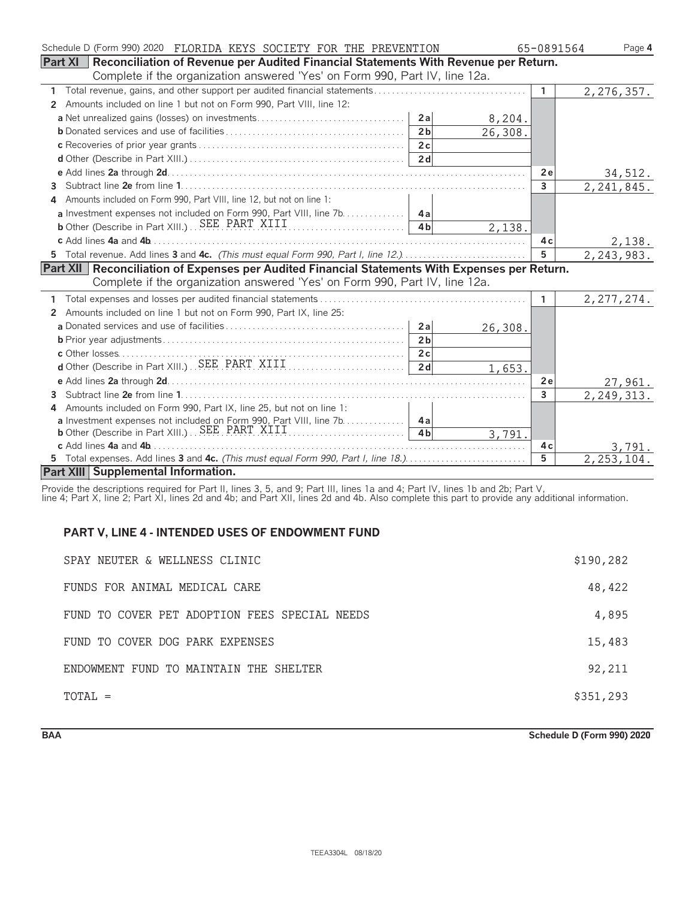Schedule D (Form 990) 2020 FLORIDA KEYS SOCIETY FOR THE PREVENTION 65-0891564 Page 4

**Part XI Reconciliation of Revenue per Audited Financial Statements With Revenue per Return.** Complete if the organization answered 'Yes' on Form 990, Part IV, line 12a.

| | | | | |
|---|---|---|---|---|
| 1 Total revenue, gains, and other support per audited financial statements | | | 1 | 2,276,357. |
| 2 Amounts included on line 1 but not on Form 990, Part VIII, line 12: | | | | |
| a Net unrealized gains (losses) on investments | 2a | 8,204. | | |
| b Donated services and use of facilities | 2b | 26,308. | | |
| c Recoveries of prior year grants | 2c | | | |
| d Other (Describe in Part XIII.) | 2d | | | |
| e Add lines 2a through 2d | | | 2e | 34,512. |
| 3 Subtract line 2e from line 1 | | | 3 | 2,241,845. |
| 4 Amounts included on Form 990, Part VIII, line 12, but not on line 1: | | | | |
| a Investment expenses not included on Form 990, Part VIII, line 7b | 4a | | | |
| b Other (Describe in Part XIII.) SEE PART XIII | 4b | 2,138. | | |
| c Add lines 4a and 4b | | | 4c | 2,138. |
| 5 Total revenue. Add lines 3 and 4c. *(This must equal Form 990, Part I, line 12.)* | | | 5 | 2,243,983. |

**Part XII Reconciliation of Expenses per Audited Financial Statements With Expenses per Return.** Complete if the organization answered 'Yes' on Form 990, Part IV, line 12a.

| | | | | |
|---|---|---|---|---|
| 1 Total expenses and losses per audited financial statements | | | 1 | 2,277,274. |
| 2 Amounts included on line 1 but not on Form 990, Part IX, line 25: | | | | |
| a Donated services and use of facilities | 2a | 26,308. | | |
| b Prior year adjustments | 2b | | | |
| c Other losses | 2c | | | |
| d Other (Describe in Part XIII.) SEE PART XIII | 2d | 1,653. | | |
| e Add lines 2a through 2d | | | 2e | 27,961. |
| 3 Subtract line 2e from line 1 | | | 3 | 2,249,313. |
| 4 Amounts included on Form 990, Part IX, line 25, but not on line 1: | | | | |
| a Investment expenses not included on Form 990, Part VIII, line 7b | 4a | | | |
| b Other (Describe in Part XIII.) SEE PART XIII | 4b | 3,791. | | |
| c Add lines 4a and 4b | | | 4c | 3,791. |
| 5 Total expenses. Add lines 3 and 4c. *(This must equal Form 990, Part I, line 18.)* | | | 5 | 2,253,104. |

**Part XIII Supplemental Information.**

Provide the descriptions required for Part II, lines 3, 5, and 9; Part III, lines 1a and 4; Part IV, lines 1b and 2b; Part V, line 4; Part X, line 2; Part XI, lines 2d and 4b; and Part XII, lines 2d and 4b. Also complete this part to provide any additional information.

**PART V, LINE 4 - INTENDED USES OF ENDOWMENT FUND**

| | |
|---|---|
| SPAY NEUTER & WELLNESS CLINIC | $190,282 |
| FUNDS FOR ANIMAL MEDICAL CARE | 48,422 |
| FUND TO COVER PET ADOPTION FEES SPECIAL NEEDS | 4,895 |
| FUND TO COVER DOG PARK EXPENSES | 15,483 |
| ENDOWMENT FUND TO MAINTAIN THE SHELTER | 92,211 |
| TOTAL = | $351,293 |

BAA Schedule D (Form 990) 2020

TEEA3304L 08/18/20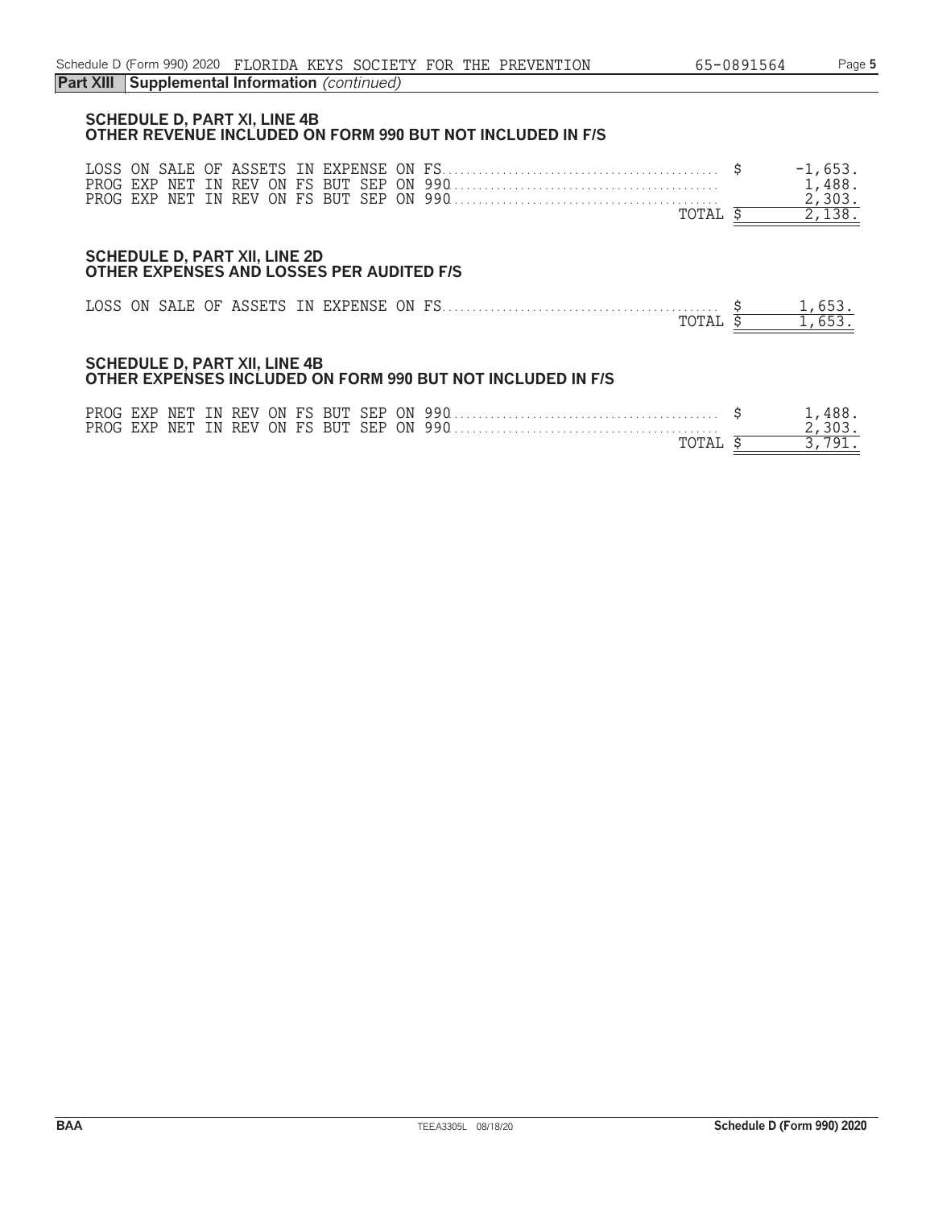**Part XIII Supplemental Information** *(continued)*

### SCHEDULE D, PART XI, LINE 4B
### OTHER REVENUE INCLUDED ON FORM 990 BUT NOT INCLUDED IN F/S

| | |
|---|---|
| LOSS ON SALE OF ASSETS IN EXPENSE ON FS | $ -1,653. |
| PROG EXP NET IN REV ON FS BUT SEP ON 990 | 1,488. |
| PROG EXP NET IN REV ON FS BUT SEP ON 990 | 2,303. |
| TOTAL | $ 2,138. |

### SCHEDULE D, PART XII, LINE 2D
### OTHER EXPENSES AND LOSSES PER AUDITED F/S

| | |
|---|---|
| LOSS ON SALE OF ASSETS IN EXPENSE ON FS | $ 1,653. |
| TOTAL | $ 1,653. |

### SCHEDULE D, PART XII, LINE 4B
### OTHER EXPENSES INCLUDED ON FORM 990 BUT NOT INCLUDED IN F/S

| | |
|---|---|
| PROG EXP NET IN REV ON FS BUT SEP ON 990 | $ 1,488. |
| PROG EXP NET IN REV ON FS BUT SEP ON 990 | 2,303. |
| TOTAL | $ 3,791. |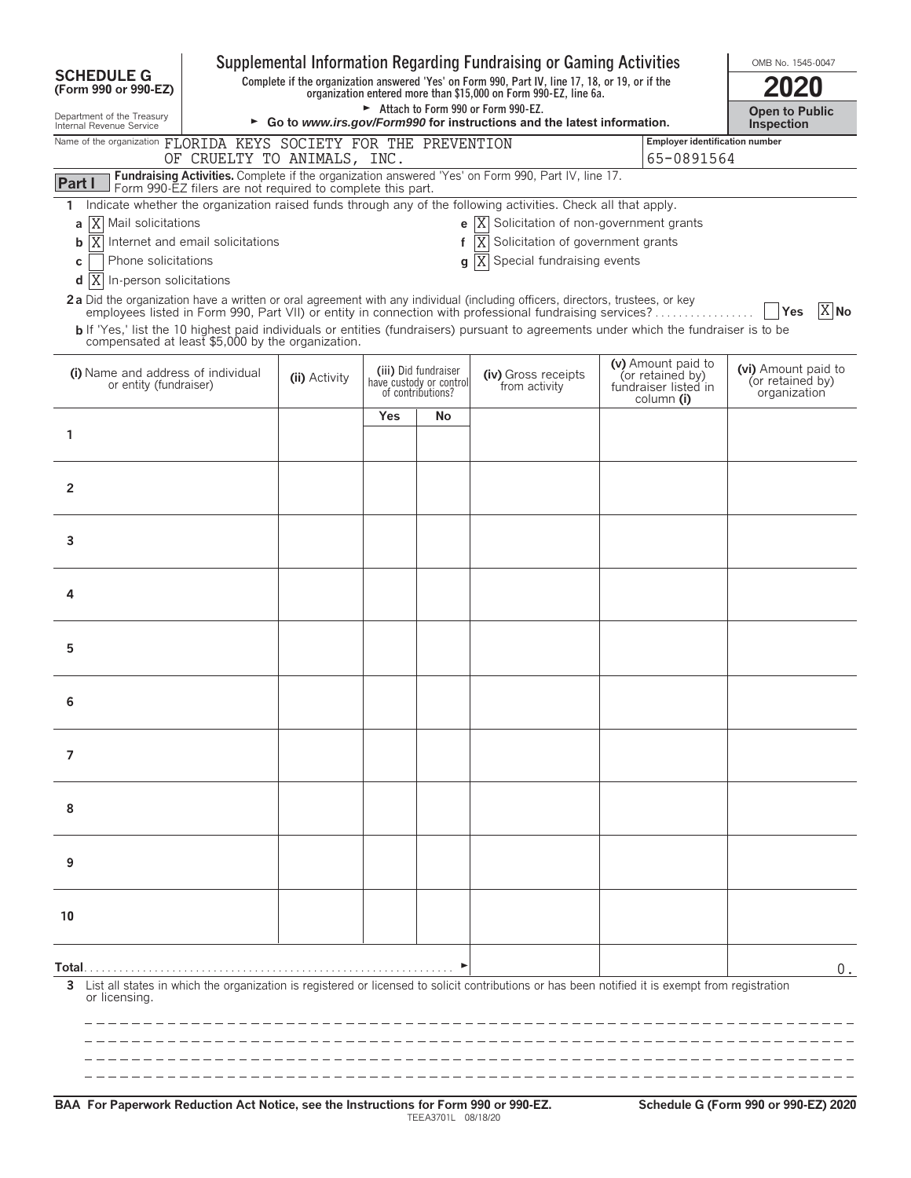# SCHEDULE G (Form 990 or 990-EZ)

Department of the Treasury
Internal Revenue Service

## Supplemental Information Regarding Fundraising or Gaming Activities

**Complete if the organization answered 'Yes' on Form 990, Part IV, line 17, 18, or 19, or if the organization entered more than $15,000 on Form 990-EZ, line 6a.**

► Attach to Form 990 or Form 990-EZ.

► **Go to *www.irs.gov/Form990* for instructions and the latest information.**

OMB No. 1545-0047

**2020**

**Open to Public Inspection**

Name of the organization: FLORIDA KEYS SOCIETY FOR THE PREVENTION OF CRUELTY TO ANIMALS, INC.

Employer identification number: 65-0891564

**Part I** **Fundraising Activities.** Complete if the organization answered 'Yes' on Form 990, Part IV, line 17. Form 990-EZ filers are not required to complete this part.

**1** Indicate whether the organization raised funds through any of the following activities. Check all that apply.

- **a** [X] Mail solicitations
- **b** [X] Internet and email solicitations
- **c** [ ] Phone solicitations
- **d** [X] In-person solicitations
- **e** [X] Solicitation of non-government grants
- **f** [X] Solicitation of government grants
- **g** [X] Special fundraising events

**2a** Did the organization have a written or oral agreement with any individual (including officers, directors, trustees, or key employees listed in Form 990, Part VII) or entity in connection with professional fundraising services? [ ] Yes [X] No

**b** If 'Yes,' list the 10 highest paid individuals or entities (fundraisers) pursuant to agreements under which the fundraiser is to be compensated at least $5,000 by the organization.

| (i) Name and address of individual or entity (fundraiser) | (ii) Activity | (iii) Did fundraiser have custody or control of contributions? | | (iv) Gross receipts from activity | (v) Amount paid to (or retained by) fundraiser listed in column (i) | (vi) Amount paid to (or retained by) organization |
|---|---|---|---|---|---|---|
| | | Yes | No | | | |
| 1 | | | | | | |
| 2 | | | | | | |
| 3 | | | | | | |
| 4 | | | | | | |
| 5 | | | | | | |
| 6 | | | | | | |
| 7 | | | | | | |
| 8 | | | | | | |
| 9 | | | | | | |
| 10 | | | | | | |
| **Total** ► | | | | | | 0. |

**3** List all states in which the organization is registered or licensed to solicit contributions or has been notified it is exempt from registration or licensing.

**BAA For Paperwork Reduction Act Notice, see the Instructions for Form 990 or 990-EZ.**

TEEA3701L 08/18/20

**Schedule G (Form 990 or 990-EZ) 2020**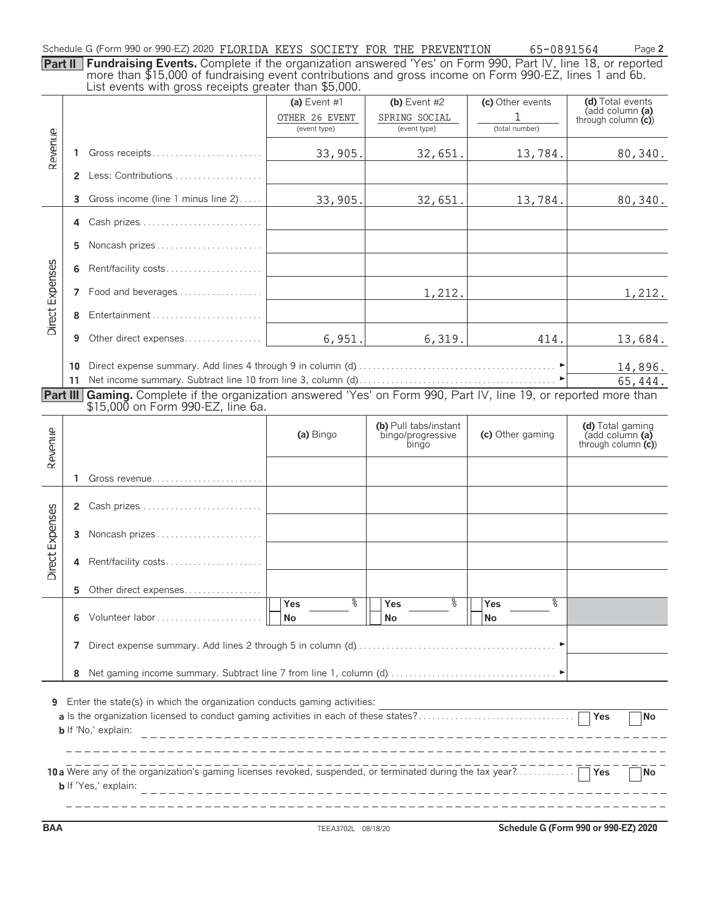Schedule G (Form 990 or 990-EZ) 2020 FLORIDA KEYS SOCIETY FOR THE PREVENTION 65-0891564 Page **2**

**Part II** **Fundraising Events.** Complete if the organization answered 'Yes' on Form 990, Part IV, line 18, or reported more than $15,000 of fundraising event contributions and gross income on Form 990-EZ, lines 1 and 6b. List events with gross receipts greater than $5,000.

| | | | (a) Event #1 | (b) Event #2 | (c) Other events | (d) Total events (add column (a) through column (c)) |
|---|---|---|---|---|---|---|
| | | | OTHER 26 EVENT (event type) | SPRING SOCIAL (event type) | 1 (total number) | |
| Revenue | 1 | Gross receipts | 33,905. | 32,651. | 13,784. | 80,340. |
| | 2 | Less: Contributions | | | | |
| | 3 | Gross income (line 1 minus line 2) | 33,905. | 32,651. | 13,784. | 80,340. |
| Direct Expenses | 4 | Cash prizes | | | | |
| | 5 | Noncash prizes | | | | |
| | 6 | Rent/facility costs | | | | |
| | 7 | Food and beverages | | 1,212. | | 1,212. |
| | 8 | Entertainment | | | | |
| | 9 | Other direct expenses | 6,951. | 6,319. | 414. | 13,684. |
| | 10 | Direct expense summary. Add lines 4 through 9 in column (d) | | | | 14,896. |
| | 11 | Net income summary. Subtract line 10 from line 3, column (d) | | | | 65,444. |

**Part III** **Gaming.** Complete if the organization answered 'Yes' on Form 990, Part IV, line 19, or reported more than $15,000 on Form 990-EZ, line 6a.

| | | | (a) Bingo | (b) Pull tabs/instant bingo/progressive bingo | (c) Other gaming | (d) Total gaming (add column (a) through column (c)) |
|---|---|---|---|---|---|---|
| Revenue | 1 | Gross revenue | | | | |
| Direct Expenses | 2 | Cash prizes | | | | |
| | 3 | Noncash prizes | | | | |
| | 4 | Rent/facility costs | | | | |
| | 5 | Other direct expenses | | | | |
| | 6 | Volunteer labor | Yes ___ % No | Yes ___ % No | Yes ___ % No | |
| | 7 | Direct expense summary. Add lines 2 through 5 in column (d) | | | | |
| | 8 | Net gaming income summary. Subtract line 7 from line 1, column (d) | | | | |

**9** Enter the state(s) in which the organization conducts gaming activities:

**a** Is the organization licensed to conduct gaming activities in each of these states? ☐ Yes ☐ No

**b** If 'No,' explain:

**10 a** Were any of the organization's gaming licenses revoked, suspended, or terminated during the tax year? ☐ Yes ☐ No

**b** If 'Yes,' explain:

BAA TEEA3702L 08/18/20 **Schedule G (Form 990 or 990-EZ) 2020**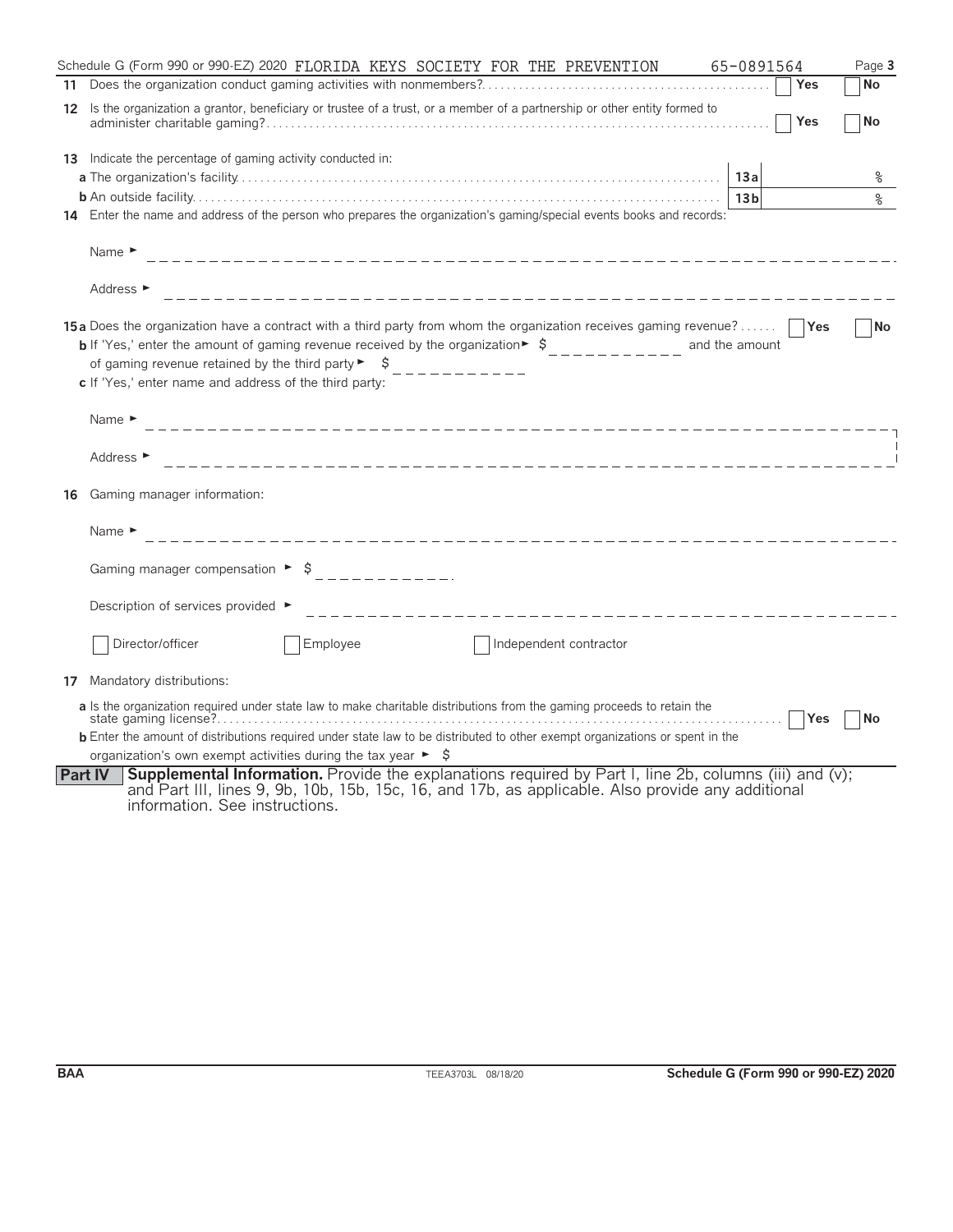Schedule G (Form 990 or 990-EZ) 2020 FLORIDA KEYS SOCIETY FOR THE PREVENTION 65-0891564 Page 3

**11** Does the organization conduct gaming activities with nonmembers? ☐ Yes ☐ No

**12** Is the organization a grantor, beneficiary or trustee of a trust, or a member of a partnership or other entity formed to administer charitable gaming? ☐ Yes ☐ No

**13** Indicate the percentage of gaming activity conducted in:

**a** The organization's facility . . . **13a** %

**b** An outside facility . . . **13b** %

**14** Enter the name and address of the person who prepares the organization's gaming/special events books and records:

Name ►

Address ►

**15a** Does the organization have a contract with a third party from whom the organization receives gaming revenue? ☐ Yes ☐ No

**b** If 'Yes,' enter the amount of gaming revenue received by the organization ► $ __________ and the amount of gaming revenue retained by the third party ► $ __________

**c** If 'Yes,' enter name and address of the third party:

Name ►

Address ►

**16** Gaming manager information:

Name ►

Gaming manager compensation ► $ __________

Description of services provided ►

☐ Director/officer ☐ Employee ☐ Independent contractor

**17** Mandatory distributions:

**a** Is the organization required under state law to make charitable distributions from the gaming proceeds to retain the state gaming license? ☐ Yes ☐ No

**b** Enter the amount of distributions required under state law to be distributed to other exempt organizations or spent in the organization's own exempt activities during the tax year ► $

**Part IV** **Supplemental Information.** Provide the explanations required by Part I, line 2b, columns (iii) and (v); and Part III, lines 9, 9b, 10b, 15b, 15c, 16, and 17b, as applicable. Also provide any additional information. See instructions.

BAA TEEA3703L 08/18/20 **Schedule G (Form 990 or 990-EZ) 2020**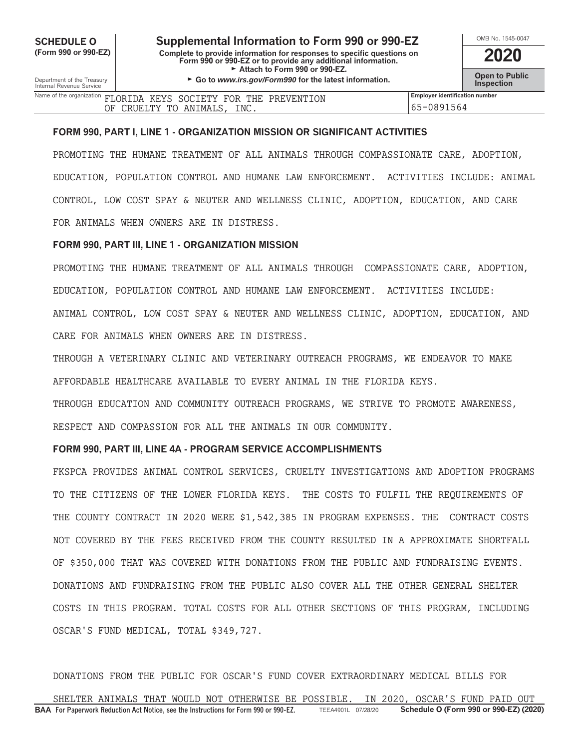**SCHEDULE O (Form 990 or 990-EZ)**

Department of the Treasury
Internal Revenue Service

# Supplemental Information to Form 990 or 990-EZ

**Complete to provide information for responses to specific questions on Form 990 or 990-EZ or to provide any additional information.**
► **Attach to Form 990 or 990-EZ.**
► **Go to *www.irs.gov/Form990* for the latest information.**

OMB No. 1545-0047

**2020**

**Open to Public Inspection**

| Name of the organization | Employer identification number |
|---|---|
| FLORIDA KEYS SOCIETY FOR THE PREVENTION OF CRUELTY TO ANIMALS, INC. | 65-0891564 |

### FORM 990, PART I, LINE 1 - ORGANIZATION MISSION OR SIGNIFICANT ACTIVITIES

PROMOTING THE HUMANE TREATMENT OF ALL ANIMALS THROUGH COMPASSIONATE CARE, ADOPTION, EDUCATION, POPULATION CONTROL AND HUMANE LAW ENFORCEMENT. ACTIVITIES INCLUDE: ANIMAL CONTROL, LOW COST SPAY & NEUTER AND WELLNESS CLINIC, ADOPTION, EDUCATION, AND CARE FOR ANIMALS WHEN OWNERS ARE IN DISTRESS.

### FORM 990, PART III, LINE 1 - ORGANIZATION MISSION

PROMOTING THE HUMANE TREATMENT OF ALL ANIMALS THROUGH COMPASSIONATE CARE, ADOPTION, EDUCATION, POPULATION CONTROL AND HUMANE LAW ENFORCEMENT. ACTIVITIES INCLUDE: ANIMAL CONTROL, LOW COST SPAY & NEUTER AND WELLNESS CLINIC, ADOPTION, EDUCATION, AND CARE FOR ANIMALS WHEN OWNERS ARE IN DISTRESS.

THROUGH A VETERINARY CLINIC AND VETERINARY OUTREACH PROGRAMS, WE ENDEAVOR TO MAKE AFFORDABLE HEALTHCARE AVAILABLE TO EVERY ANIMAL IN THE FLORIDA KEYS.

THROUGH EDUCATION AND COMMUNITY OUTREACH PROGRAMS, WE STRIVE TO PROMOTE AWARENESS, RESPECT AND COMPASSION FOR ALL THE ANIMALS IN OUR COMMUNITY.

### FORM 990, PART III, LINE 4A - PROGRAM SERVICE ACCOMPLISHMENTS

FKSPCA PROVIDES ANIMAL CONTROL SERVICES, CRUELTY INVESTIGATIONS AND ADOPTION PROGRAMS TO THE CITIZENS OF THE LOWER FLORIDA KEYS. THE COSTS TO FULFIL THE REQUIREMENTS OF THE COUNTY CONTRACT IN 2020 WERE $1,542,385 IN PROGRAM EXPENSES. THE CONTRACT COSTS NOT COVERED BY THE FEES RECEIVED FROM THE COUNTY RESULTED IN A APPROXIMATE SHORTFALL OF $350,000 THAT WAS COVERED WITH DONATIONS FROM THE PUBLIC AND FUNDRAISING EVENTS. DONATIONS AND FUNDRAISING FROM THE PUBLIC ALSO COVER ALL THE OTHER GENERAL SHELTER COSTS IN THIS PROGRAM. TOTAL COSTS FOR ALL OTHER SECTIONS OF THIS PROGRAM, INCLUDING OSCAR'S FUND MEDICAL, TOTAL $349,727.

DONATIONS FROM THE PUBLIC FOR OSCAR'S FUND COVER EXTRAORDINARY MEDICAL BILLS FOR SHELTER ANIMALS THAT WOULD NOT OTHERWISE BE POSSIBLE. IN 2020, OSCAR'S FUND PAID OUT

**BAA For Paperwork Reduction Act Notice, see the Instructions for Form 990 or 990-EZ.** TEEA4901L 07/28/20 **Schedule O (Form 990 or 990-EZ) (2020)**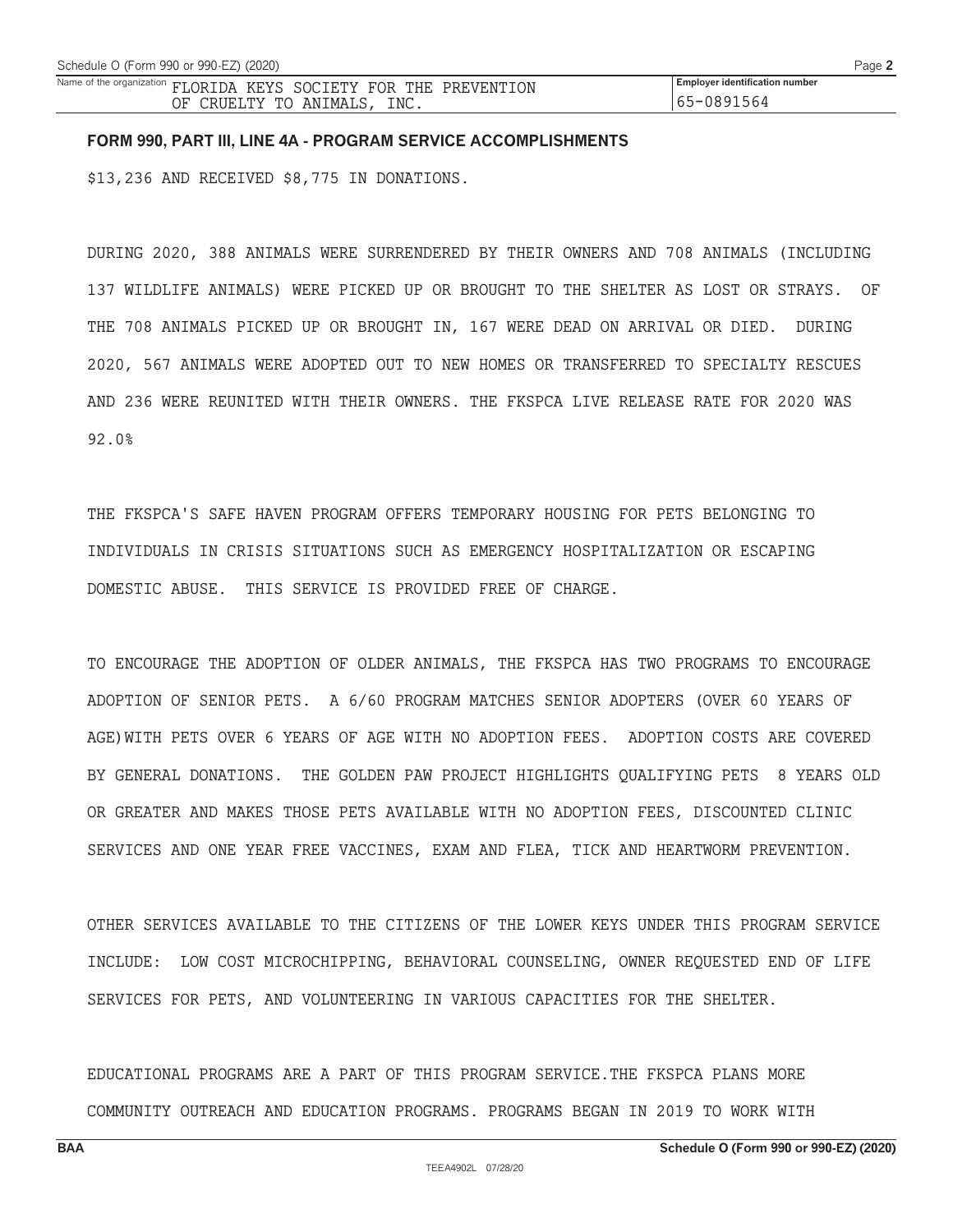Name of the organization FLORIDA KEYS SOCIETY FOR THE PREVENTION OF CRUELTY TO ANIMALS, INC.

Employer identification number 65-0891564

**FORM 990, PART III, LINE 4A - PROGRAM SERVICE ACCOMPLISHMENTS**

$13,236 AND RECEIVED $8,775 IN DONATIONS.

DURING 2020, 388 ANIMALS WERE SURRENDERED BY THEIR OWNERS AND 708 ANIMALS (INCLUDING 137 WILDLIFE ANIMALS) WERE PICKED UP OR BROUGHT TO THE SHELTER AS LOST OR STRAYS. OF THE 708 ANIMALS PICKED UP OR BROUGHT IN, 167 WERE DEAD ON ARRIVAL OR DIED. DURING 2020, 567 ANIMALS WERE ADOPTED OUT TO NEW HOMES OR TRANSFERRED TO SPECIALTY RESCUES AND 236 WERE REUNITED WITH THEIR OWNERS. THE FKSPCA LIVE RELEASE RATE FOR 2020 WAS 92.0%

THE FKSPCA'S SAFE HAVEN PROGRAM OFFERS TEMPORARY HOUSING FOR PETS BELONGING TO INDIVIDUALS IN CRISIS SITUATIONS SUCH AS EMERGENCY HOSPITALIZATION OR ESCAPING DOMESTIC ABUSE. THIS SERVICE IS PROVIDED FREE OF CHARGE.

TO ENCOURAGE THE ADOPTION OF OLDER ANIMALS, THE FKSPCA HAS TWO PROGRAMS TO ENCOURAGE ADOPTION OF SENIOR PETS. A 6/60 PROGRAM MATCHES SENIOR ADOPTERS (OVER 60 YEARS OF AGE)WITH PETS OVER 6 YEARS OF AGE WITH NO ADOPTION FEES. ADOPTION COSTS ARE COVERED BY GENERAL DONATIONS. THE GOLDEN PAW PROJECT HIGHLIGHTS QUALIFYING PETS 8 YEARS OLD OR GREATER AND MAKES THOSE PETS AVAILABLE WITH NO ADOPTION FEES, DISCOUNTED CLINIC SERVICES AND ONE YEAR FREE VACCINES, EXAM AND FLEA, TICK AND HEARTWORM PREVENTION.

OTHER SERVICES AVAILABLE TO THE CITIZENS OF THE LOWER KEYS UNDER THIS PROGRAM SERVICE INCLUDE: LOW COST MICROCHIPPING, BEHAVIORAL COUNSELING, OWNER REQUESTED END OF LIFE SERVICES FOR PETS, AND VOLUNTEERING IN VARIOUS CAPACITIES FOR THE SHELTER.

EDUCATIONAL PROGRAMS ARE A PART OF THIS PROGRAM SERVICE.THE FKSPCA PLANS MORE COMMUNITY OUTREACH AND EDUCATION PROGRAMS. PROGRAMS BEGAN IN 2019 TO WORK WITH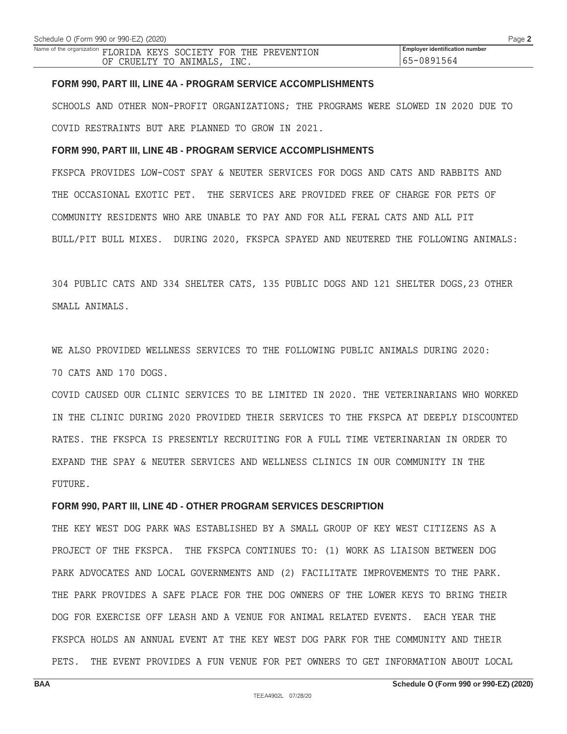Schedule O (Form 990 or 990-EZ) (2020)

Name of the organization FLORIDA KEYS SOCIETY FOR THE PREVENTION OF CRUELTY TO ANIMALS, INC.

Employer identification number 65-0891564

**FORM 990, PART III, LINE 4A - PROGRAM SERVICE ACCOMPLISHMENTS**

SCHOOLS AND OTHER NON-PROFIT ORGANIZATIONS; THE PROGRAMS WERE SLOWED IN 2020 DUE TO COVID RESTRAINTS BUT ARE PLANNED TO GROW IN 2021.

**FORM 990, PART III, LINE 4B - PROGRAM SERVICE ACCOMPLISHMENTS**

FKSPCA PROVIDES LOW-COST SPAY & NEUTER SERVICES FOR DOGS AND CATS AND RABBITS AND THE OCCASIONAL EXOTIC PET. THE SERVICES ARE PROVIDED FREE OF CHARGE FOR PETS OF COMMUNITY RESIDENTS WHO ARE UNABLE TO PAY AND FOR ALL FERAL CATS AND ALL PIT BULL/PIT BULL MIXES. DURING 2020, FKSPCA SPAYED AND NEUTERED THE FOLLOWING ANIMALS:

304 PUBLIC CATS AND 334 SHELTER CATS, 135 PUBLIC DOGS AND 121 SHELTER DOGS,23 OTHER SMALL ANIMALS.

WE ALSO PROVIDED WELLNESS SERVICES TO THE FOLLOWING PUBLIC ANIMALS DURING 2020: 70 CATS AND 170 DOGS.

COVID CAUSED OUR CLINIC SERVICES TO BE LIMITED IN 2020. THE VETERINARIANS WHO WORKED IN THE CLINIC DURING 2020 PROVIDED THEIR SERVICES TO THE FKSPCA AT DEEPLY DISCOUNTED RATES. THE FKSPCA IS PRESENTLY RECRUITING FOR A FULL TIME VETERINARIAN IN ORDER TO EXPAND THE SPAY & NEUTER SERVICES AND WELLNESS CLINICS IN OUR COMMUNITY IN THE FUTURE.

**FORM 990, PART III, LINE 4D - OTHER PROGRAM SERVICES DESCRIPTION**

THE KEY WEST DOG PARK WAS ESTABLISHED BY A SMALL GROUP OF KEY WEST CITIZENS AS A PROJECT OF THE FKSPCA. THE FKSPCA CONTINUES TO: (1) WORK AS LIAISON BETWEEN DOG PARK ADVOCATES AND LOCAL GOVERNMENTS AND (2) FACILITATE IMPROVEMENTS TO THE PARK. THE PARK PROVIDES A SAFE PLACE FOR THE DOG OWNERS OF THE LOWER KEYS TO BRING THEIR DOG FOR EXERCISE OFF LEASH AND A VENUE FOR ANIMAL RELATED EVENTS. EACH YEAR THE FKSPCA HOLDS AN ANNUAL EVENT AT THE KEY WEST DOG PARK FOR THE COMMUNITY AND THEIR PETS. THE EVENT PROVIDES A FUN VENUE FOR PET OWNERS TO GET INFORMATION ABOUT LOCAL

BAA Schedule O (Form 990 or 990-EZ) (2020)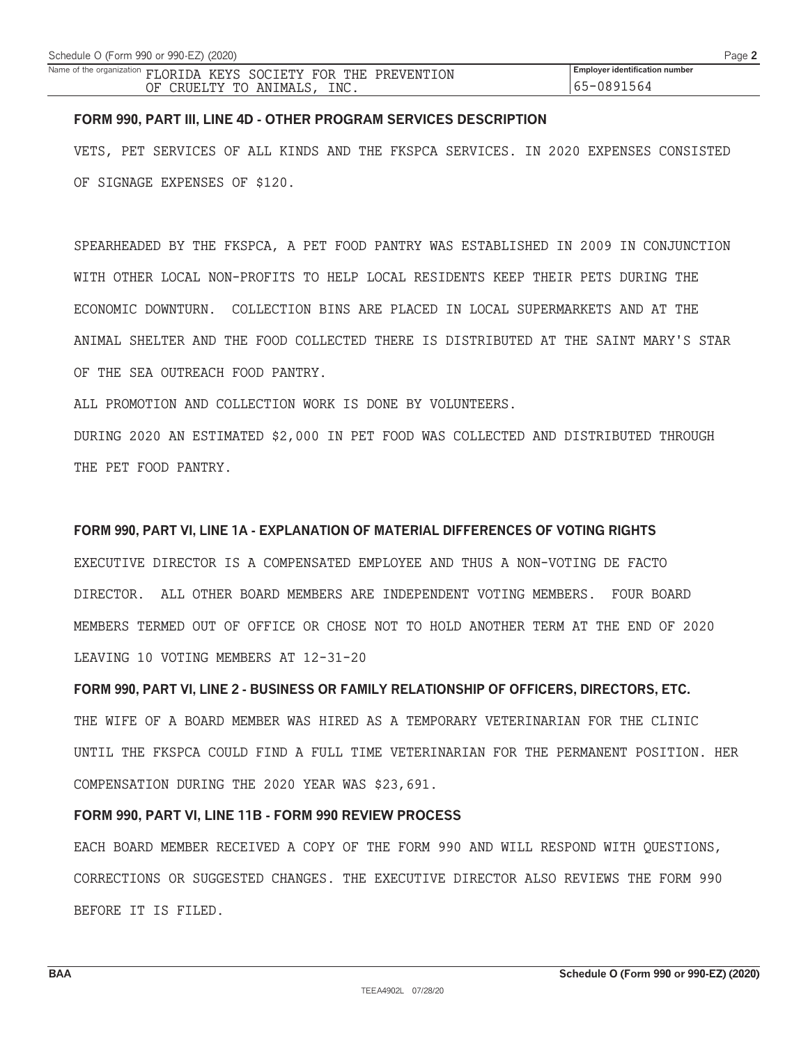Name of the organization FLORIDA KEYS SOCIETY FOR THE PREVENTION OF CRUELTY TO ANIMALS, INC.

Employer identification number 65-0891564

### FORM 990, PART III, LINE 4D - OTHER PROGRAM SERVICES DESCRIPTION

VETS, PET SERVICES OF ALL KINDS AND THE FKSPCA SERVICES. IN 2020 EXPENSES CONSISTED OF SIGNAGE EXPENSES OF $120.

SPEARHEADED BY THE FKSPCA, A PET FOOD PANTRY WAS ESTABLISHED IN 2009 IN CONJUNCTION WITH OTHER LOCAL NON-PROFITS TO HELP LOCAL RESIDENTS KEEP THEIR PETS DURING THE ECONOMIC DOWNTURN. COLLECTION BINS ARE PLACED IN LOCAL SUPERMARKETS AND AT THE ANIMAL SHELTER AND THE FOOD COLLECTED THERE IS DISTRIBUTED AT THE SAINT MARY'S STAR OF THE SEA OUTREACH FOOD PANTRY.

ALL PROMOTION AND COLLECTION WORK IS DONE BY VOLUNTEERS.

DURING 2020 AN ESTIMATED $2,000 IN PET FOOD WAS COLLECTED AND DISTRIBUTED THROUGH THE PET FOOD PANTRY.

### FORM 990, PART VI, LINE 1A - EXPLANATION OF MATERIAL DIFFERENCES OF VOTING RIGHTS

EXECUTIVE DIRECTOR IS A COMPENSATED EMPLOYEE AND THUS A NON-VOTING DE FACTO DIRECTOR. ALL OTHER BOARD MEMBERS ARE INDEPENDENT VOTING MEMBERS. FOUR BOARD MEMBERS TERMED OUT OF OFFICE OR CHOSE NOT TO HOLD ANOTHER TERM AT THE END OF 2020 LEAVING 10 VOTING MEMBERS AT 12-31-20

### FORM 990, PART VI, LINE 2 - BUSINESS OR FAMILY RELATIONSHIP OF OFFICERS, DIRECTORS, ETC.

THE WIFE OF A BOARD MEMBER WAS HIRED AS A TEMPORARY VETERINARIAN FOR THE CLINIC UNTIL THE FKSPCA COULD FIND A FULL TIME VETERINARIAN FOR THE PERMANENT POSITION. HER COMPENSATION DURING THE 2020 YEAR WAS $23,691.

### FORM 990, PART VI, LINE 11B - FORM 990 REVIEW PROCESS

EACH BOARD MEMBER RECEIVED A COPY OF THE FORM 990 AND WILL RESPOND WITH QUESTIONS, CORRECTIONS OR SUGGESTED CHANGES. THE EXECUTIVE DIRECTOR ALSO REVIEWS THE FORM 990 BEFORE IT IS FILED.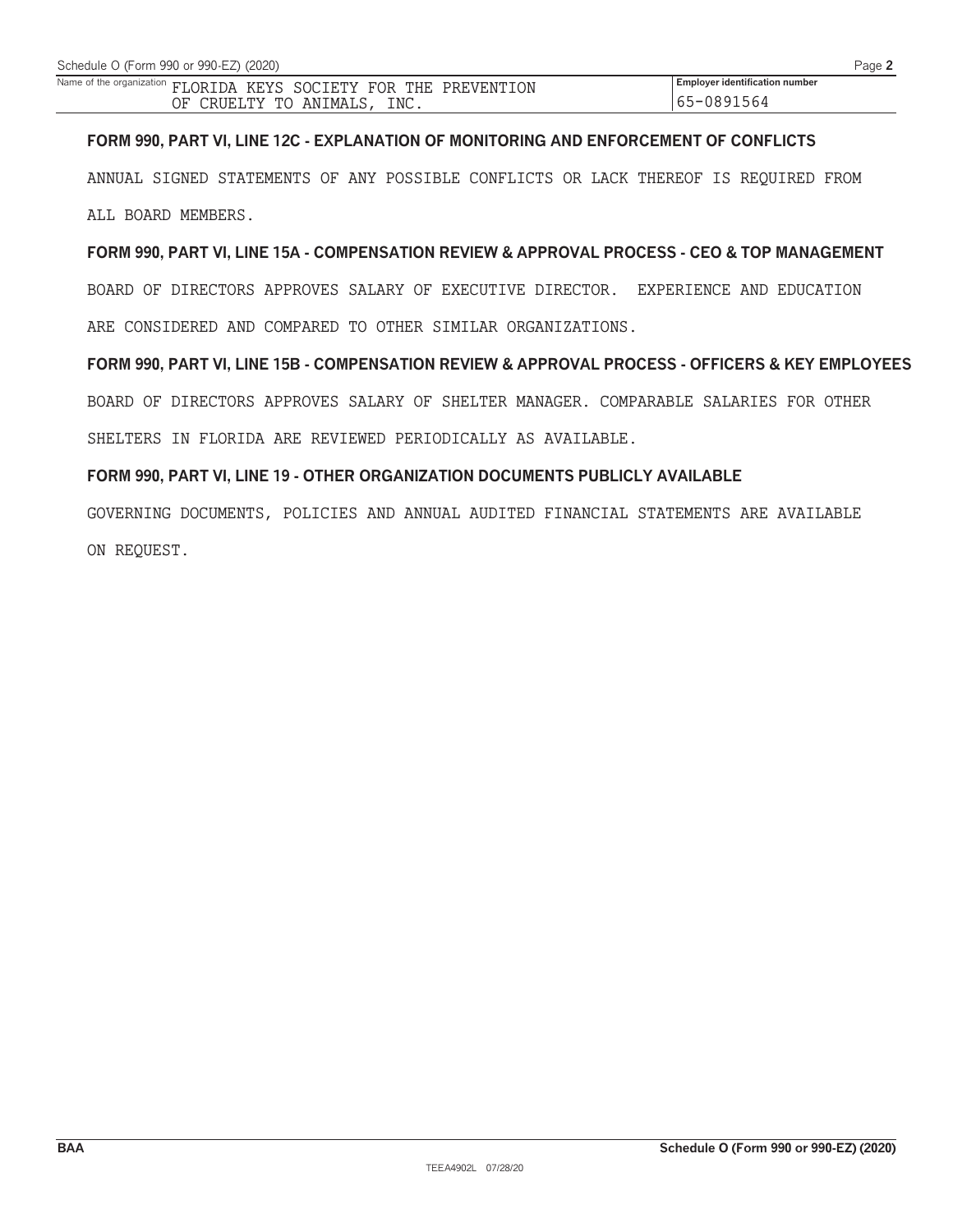Schedule O (Form 990 or 990-EZ) (2020)

| Name of the organization | Employer identification number |
| --- | --- |
| FLORIDA KEYS SOCIETY FOR THE PREVENTION OF CRUELTY TO ANIMALS, INC. | 65-0891564 |

**FORM 990, PART VI, LINE 12C - EXPLANATION OF MONITORING AND ENFORCEMENT OF CONFLICTS**

ANNUAL SIGNED STATEMENTS OF ANY POSSIBLE CONFLICTS OR LACK THEREOF IS REQUIRED FROM ALL BOARD MEMBERS.

**FORM 990, PART VI, LINE 15A - COMPENSATION REVIEW & APPROVAL PROCESS - CEO & TOP MANAGEMENT**

BOARD OF DIRECTORS APPROVES SALARY OF EXECUTIVE DIRECTOR. EXPERIENCE AND EDUCATION ARE CONSIDERED AND COMPARED TO OTHER SIMILAR ORGANIZATIONS.

**FORM 990, PART VI, LINE 15B - COMPENSATION REVIEW & APPROVAL PROCESS - OFFICERS & KEY EMPLOYEES**

BOARD OF DIRECTORS APPROVES SALARY OF SHELTER MANAGER. COMPARABLE SALARIES FOR OTHER SHELTERS IN FLORIDA ARE REVIEWED PERIODICALLY AS AVAILABLE.

**FORM 990, PART VI, LINE 19 - OTHER ORGANIZATION DOCUMENTS PUBLICLY AVAILABLE**

GOVERNING DOCUMENTS, POLICIES AND ANNUAL AUDITED FINANCIAL STATEMENTS ARE AVAILABLE ON REQUEST.

BAA — Schedule O (Form 990 or 990-EZ) (2020)

TEEA4902L 07/28/20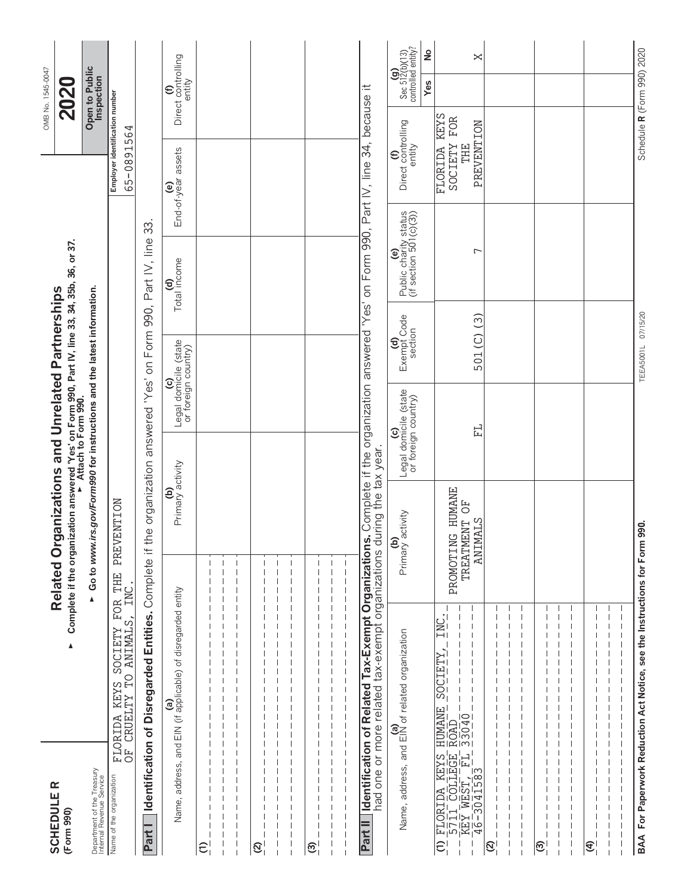**SCHEDULE R**
**(Form 990)**

Department of the Treasury
Internal Revenue Service

# Related Organizations and Unrelated Partnerships

▶ **Complete if the organization answered 'Yes' on Form 990, Part IV, line 33, 34, 35b, 36, or 37.**
▶ **Attach to Form 990.**
▶ **Go to *www.irs.gov/Form990* for instructions and the latest information.**

OMB No. 1545-0047

**2020**

**Open to Public Inspection**

Name of the organization: FLORIDA KEYS SOCIETY FOR THE PREVENTION OF CRUELTY TO ANIMALS, INC.

Employer identification number: 65-0891564

## Part I Identification of Disregarded Entities. Complete if the organization answered 'Yes' on Form 990, Part IV, line 33.

| (a) Name, address, and EIN (if applicable) of disregarded entity | (b) Primary activity | (c) Legal domicile (state or foreign country) | (d) Total income | (e) End-of-year assets | (f) Direct controlling entity |
|---|---|---|---|---|---|
| (1) | | | | | |
| (2) | | | | | |
| (3) | | | | | |

## Part II Identification of Related Tax-Exempt Organizations. Complete if the organization answered 'Yes' on Form 990, Part IV, line 34, because it had one or more related tax-exempt organizations during the tax year.

| (a) Name, address, and EIN of related organization | (b) Primary activity | (c) Legal domicile (state or foreign country) | (d) Exempt Code section | (e) Public charity status (if section 501(c)(3)) | (f) Direct controlling entity | (g) Sec 512(b)(13) controlled entity? Yes | No |
|---|---|---|---|---|---|---|---|
| (1) FLORIDA KEYS HUMANE SOCIETY, INC. 5711 COLLEGE ROAD KEY WEST, FL 33040 46-3041583 | PROMOTING HUMANE TREATMENT OF ANIMALS | FL | 501(C)(3) | 7 | FLORIDA KEYS SOCIETY FOR THE PREVENTION | | X |
| (2) | | | | | | | |
| (3) | | | | | | | |
| (4) | | | | | | | |

**BAA For Paperwork Reduction Act Notice, see the Instructions for Form 990.** TEEA5001L 07/15/20 Schedule **R** (Form 990) 2020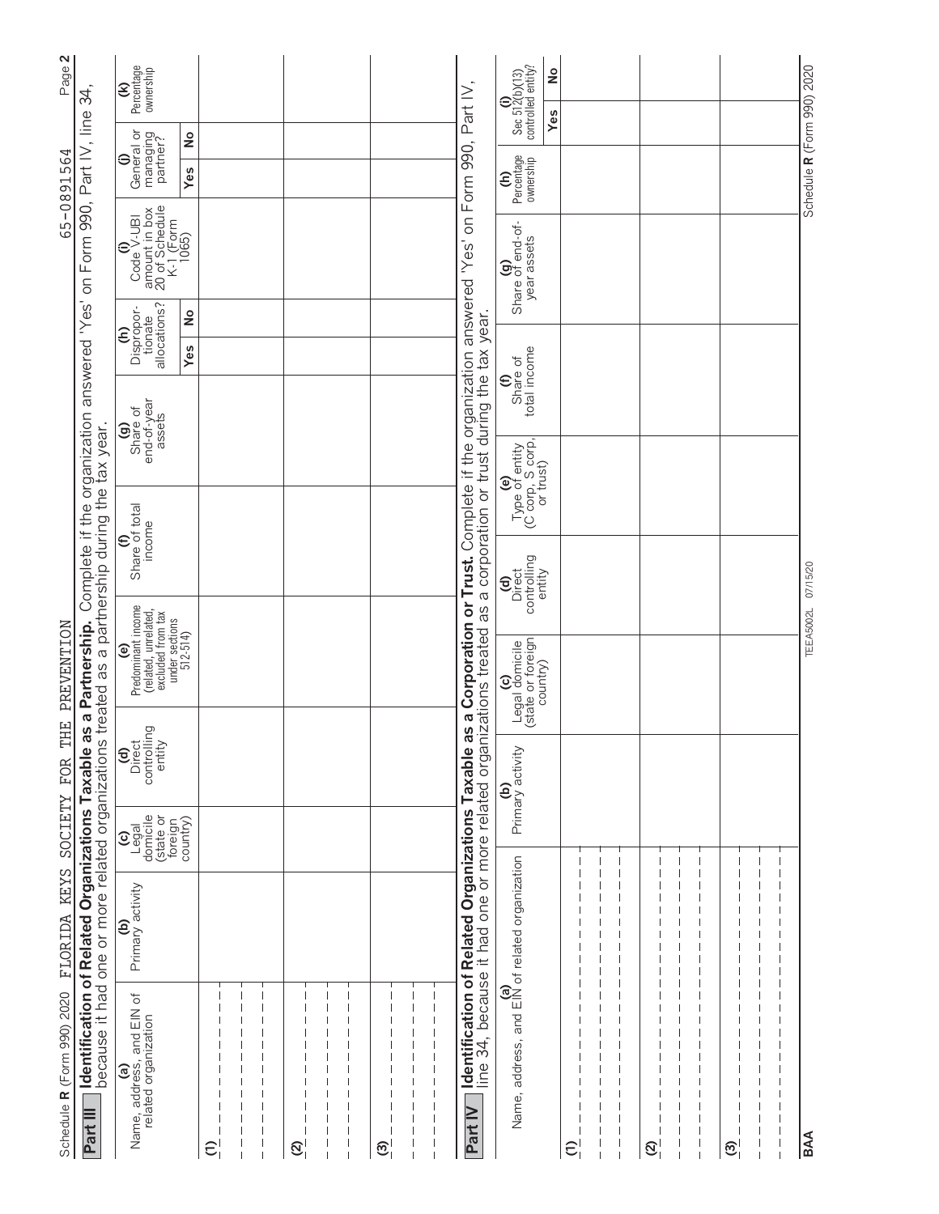Schedule R (Form 990) 2020 FLORIDA KEYS SOCIETY FOR THE PREVENTION 65-0891564

**Part III** **Identification of Related Organizations Taxable as a Partnership.** Complete if the organization answered 'Yes' on Form 990, Part IV, line 34, because it had one or more related organizations treated as a partnership during the tax year.

| (a) Name, address, and EIN of related organization | (b) Primary activity | (c) Legal domicile (state or foreign country) | (d) Direct controlling entity | (e) Predominant income (related, unrelated, excluded from tax under sections 512-514) | (f) Share of total income | (g) Share of end-of-year assets | (h) Dispropor-tionate allocations? | | (i) Code V-UBI amount in box 20 of Schedule K-1 (Form 1065) | (j) General or managing partner? | | (k) Percentage ownership |
|---|---|---|---|---|---|---|---|---|---|---|---|---|
| | | | | | | | Yes | No | | Yes | No | |
| (1) | | | | | | | | | | | | |
| (2) | | | | | | | | | | | | |
| (3) | | | | | | | | | | | | |

**Part IV** **Identification of Related Organizations Taxable as a Corporation or Trust.** Complete if the organization answered 'Yes' on Form 990, Part IV, line 34, because it had one or more related organizations treated as a corporation or trust during the tax year.

| (a) Name, address, and EIN of related organization | (b) Primary activity | (c) Legal domicile (state or foreign country) | (d) Direct controlling entity | (e) Type of entity (C corp, S corp, or trust) | (f) Share of total income | (g) Share of end-of-year assets | (h) Percentage ownership | (i) Sec 512(b)(13) controlled entity? | |
|---|---|---|---|---|---|---|---|---|---|
| | | | | | | | | Yes | No |
| (1) | | | | | | | | | |
| (2) | | | | | | | | | |
| (3) | | | | | | | | | |

BAA TEEA5002L 07/15/20 Schedule R (Form 990) 2020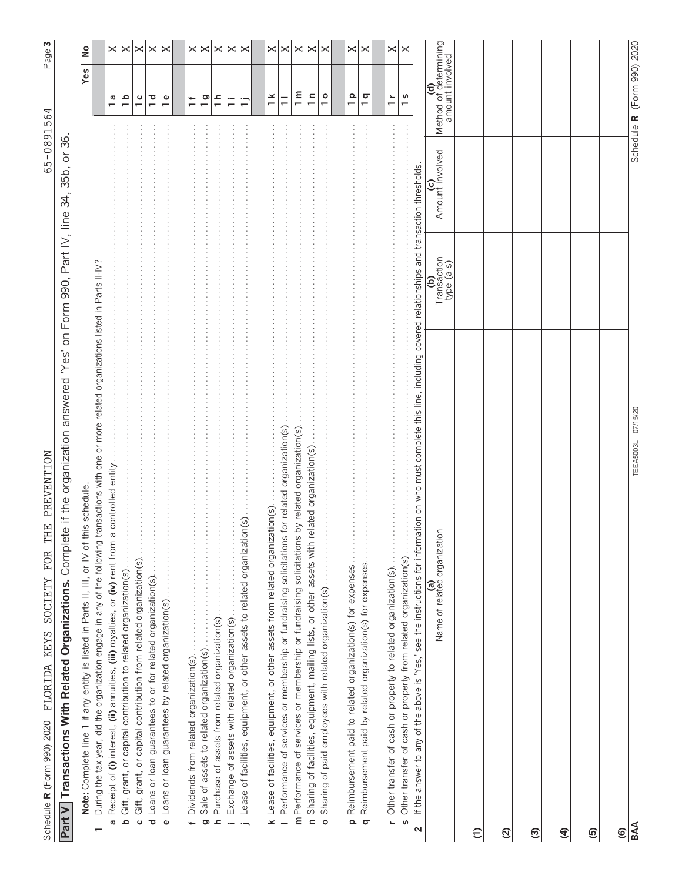Schedule R (Form 990) 2020 FLORIDA KEYS SOCIETY FOR THE PREVENTION 65-0891564

## Part V Transactions With Related Organizations. Complete if the organization answered 'Yes' on Form 990, Part IV, line 34, 35b, or 36.

**Note:** Complete line 1 if any entity is listed in Parts II, III, or IV of this schedule.

| | | | Yes | No |
|---|---|---|---|---|
| **1** | During the tax year, did the organization engage in any of the following transactions with one or more related organizations listed in Parts II-IV? | | | |
| **a** | Receipt of **(i)** interest, **(ii)** annuities, **(iii)** royalties, or **(iv)** rent from a controlled entity | 1a | | X |
| **b** | Gift, grant, or capital contribution to related organization(s) | 1b | | X |
| **c** | Gift, grant, or capital contribution from related organization(s) | 1c | | X |
| **d** | Loans or loan guarantees to or for related organization(s) | 1d | | X |
| **e** | Loans or loan guarantees by related organization(s) | 1e | | X |
| **f** | Dividends from related organization(s) | 1f | | X |
| **g** | Sale of assets to related organization(s) | 1g | | X |
| **h** | Purchase of assets from related organization(s) | 1h | | X |
| **i** | Exchange of assets with related organization(s) | 1i | | X |
| **j** | Lease of facilities, equipment, or other assets to related organization(s) | 1j | | X |
| **k** | Lease of facilities, equipment, or other assets from related organization(s) | 1k | | X |
| **l** | Performance of services or membership or fundraising solicitations for related organization(s) | 1l | | X |
| **m** | Performance of services or membership or fundraising solicitations by related organization(s) | 1m | | X |
| **n** | Sharing of facilities, equipment, mailing lists, or other assets with related organization(s) | 1n | | X |
| **o** | Sharing of paid employees with related organization(s) | 1o | | X |
| **p** | Reimbursement paid to related organization(s) for expenses | 1p | | X |
| **q** | Reimbursement paid by related organization(s) for expenses | 1q | | X |
| **r** | Other transfer of cash or property to related organization(s) | 1r | | X |
| **s** | Other transfer of cash or property from related organization(s) | 1s | | X |

**2** If the answer to any of the above is 'Yes,' see the instructions for information on who must complete this line, including covered relationships and transaction thresholds.

| | (a) Name of related organization | (b) Transaction type (a-s) | (c) Amount involved | (d) Method of determining amount involved |
|---|---|---|---|---|
| (1) | | | | |
| (2) | | | | |
| (3) | | | | |
| (4) | | | | |
| (5) | | | | |
| (6) | | | | |

BAA TEEA5003L 07/15/20 Schedule R (Form 990) 2020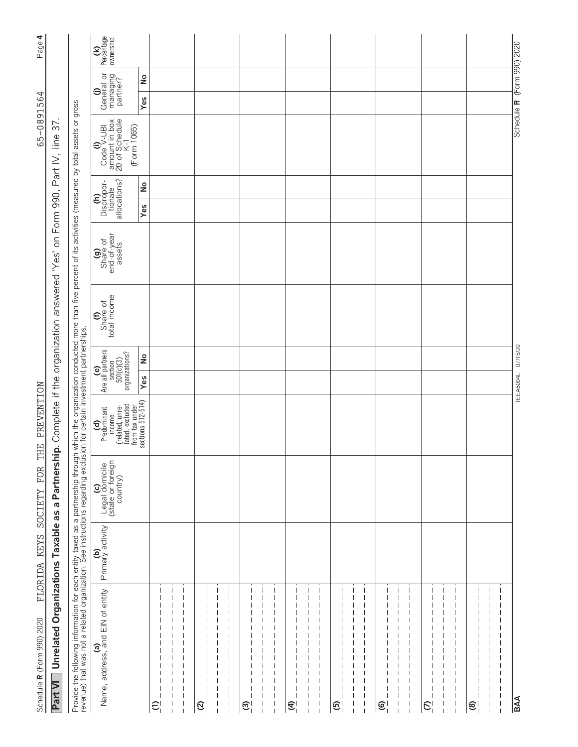## Part VI Unrelated Organizations Taxable as a Partnership. Complete if the organization answered 'Yes' on Form 990, Part IV, line 37.

Provide the following information for each entity taxed as a partnership through which the organization conducted more than five percent of its activities (measured by total assets or gross revenue) that was not a related organization. See instructions regarding exclusion for certain investment partnerships.

| (a) Name, address, and EIN of entity | (b) Primary activity | (c) Legal domicile (state or foreign country) | (d) Predominant income (related, unrelated, excluded from tax under sections 512-514) | (e) Are all partners section 501(c)(3) organizations? | | (f) Share of total income | (g) Share of end-of-year assets | (h) Disproportionate allocations? | | (i) Code V-UBI amount in box 20 of Schedule K-1 (Form 1065) | (j) General or managing partner? | | (k) Percentage ownership |
|---|---|---|---|---|---|---|---|---|---|---|---|---|---|
| | | | | Yes | No | | | Yes | No | | Yes | No | |
| (1) | | | | | | | | | | | | | |
| (2) | | | | | | | | | | | | | |
| (3) | | | | | | | | | | | | | |
| (4) | | | | | | | | | | | | | |
| (5) | | | | | | | | | | | | | |
| (6) | | | | | | | | | | | | | |
| (7) | | | | | | | | | | | | | |
| (8) | | | | | | | | | | | | | |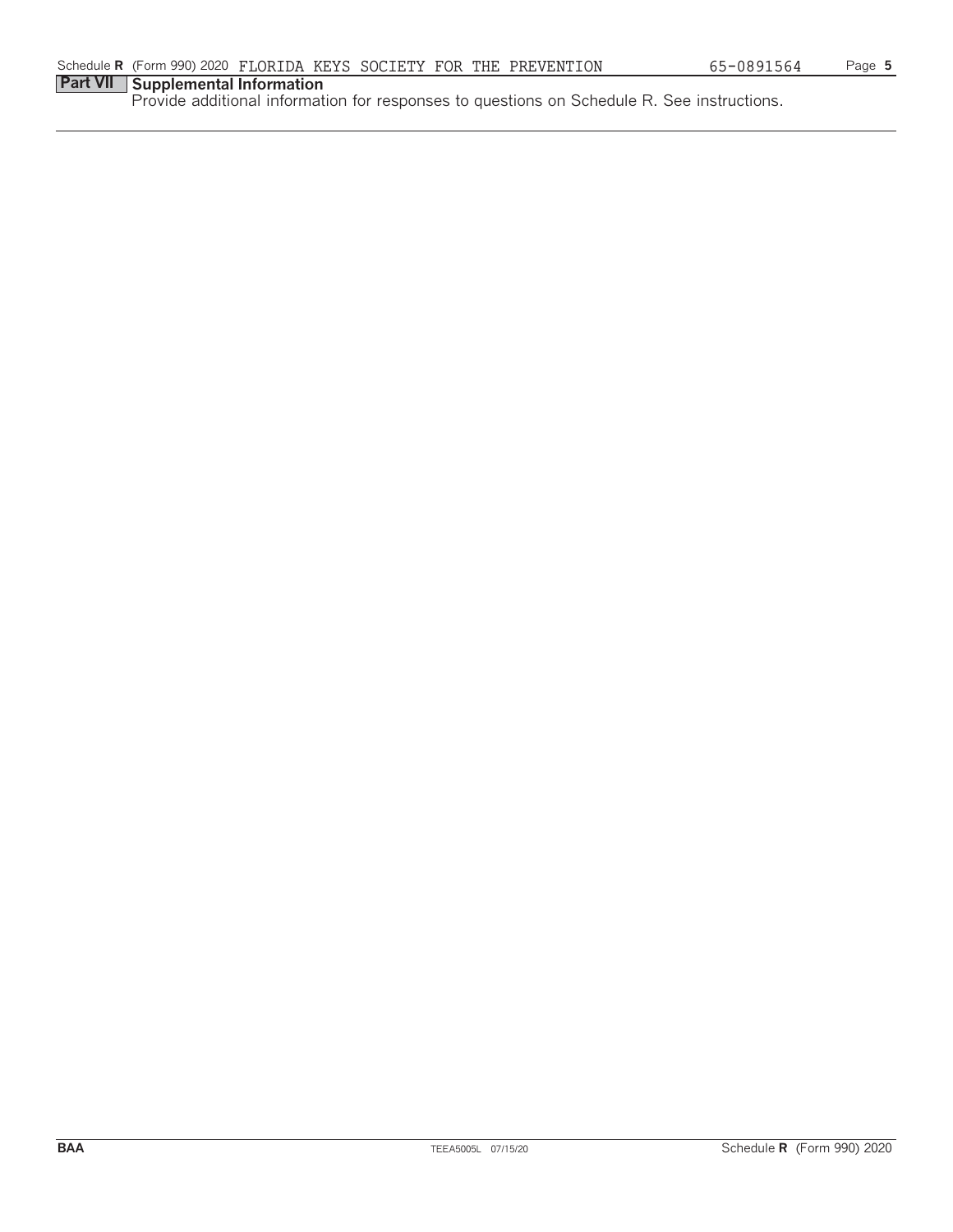## Part VII Supplemental Information

Provide additional information for responses to questions on Schedule R. See instructions.